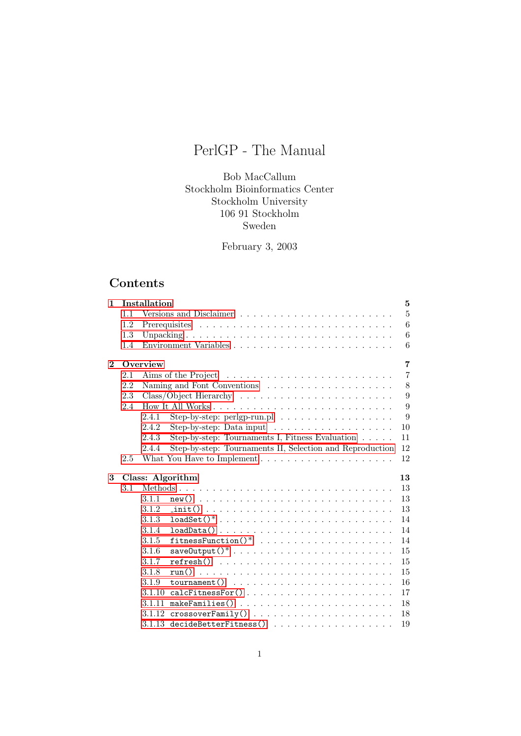# PerlGP - The Manual

Bob MacCallum
Stockholm Bioinformatics Center
Stockholm University
106 91 Stockholm
Sweden

February 3, 2003

## Contents

- 1 Installation ... 5
  - 1.1 Versions and Disclaimer ... 5
  - 1.2 Prerequisites ... 6
  - 1.3 Unpacking ... 6
  - 1.4 Environment Variables ... 6
- 2 Overview ... 7
  - 2.1 Aims of the Project ... 7
  - 2.2 Naming and Font Conventions ... 8
  - 2.3 Class/Object Hierarchy ... 9
  - 2.4 How It All Works ... 9
    - 2.4.1 Step-by-step: perlgp-run.pl ... 9
    - 2.4.2 Step-by-step: Data input ... 10
    - 2.4.3 Step-by-step: Tournaments I, Fitness Evaluation ... 11
    - 2.4.4 Step-by-step: Tournaments II, Selection and Reproduction ... 12
  - 2.5 What You Have to Implement ... 12
- 3 Class: Algorithm ... 13
  - 3.1 Methods ... 13
    - 3.1.1 `new()` ... 13
    - 3.1.2 `_init()` ... 13
    - 3.1.3 `loadSet()`* ... 14
    - 3.1.4 `loadData()` ... 14
    - 3.1.5 `fitnessFunction()`* ... 14
    - 3.1.6 `saveOutput()`* ... 15
    - 3.1.7 `refresh()` ... 15
    - 3.1.8 `run()` ... 15
    - 3.1.9 `tournament()` ... 16
    - 3.1.10 `calcFitnessFor()` ... 17
    - 3.1.11 `makeFamilies()` ... 18
    - 3.1.12 `crossoverFamily()` ... 18
    - 3.1.13 `decideBetterFitness()` ... 19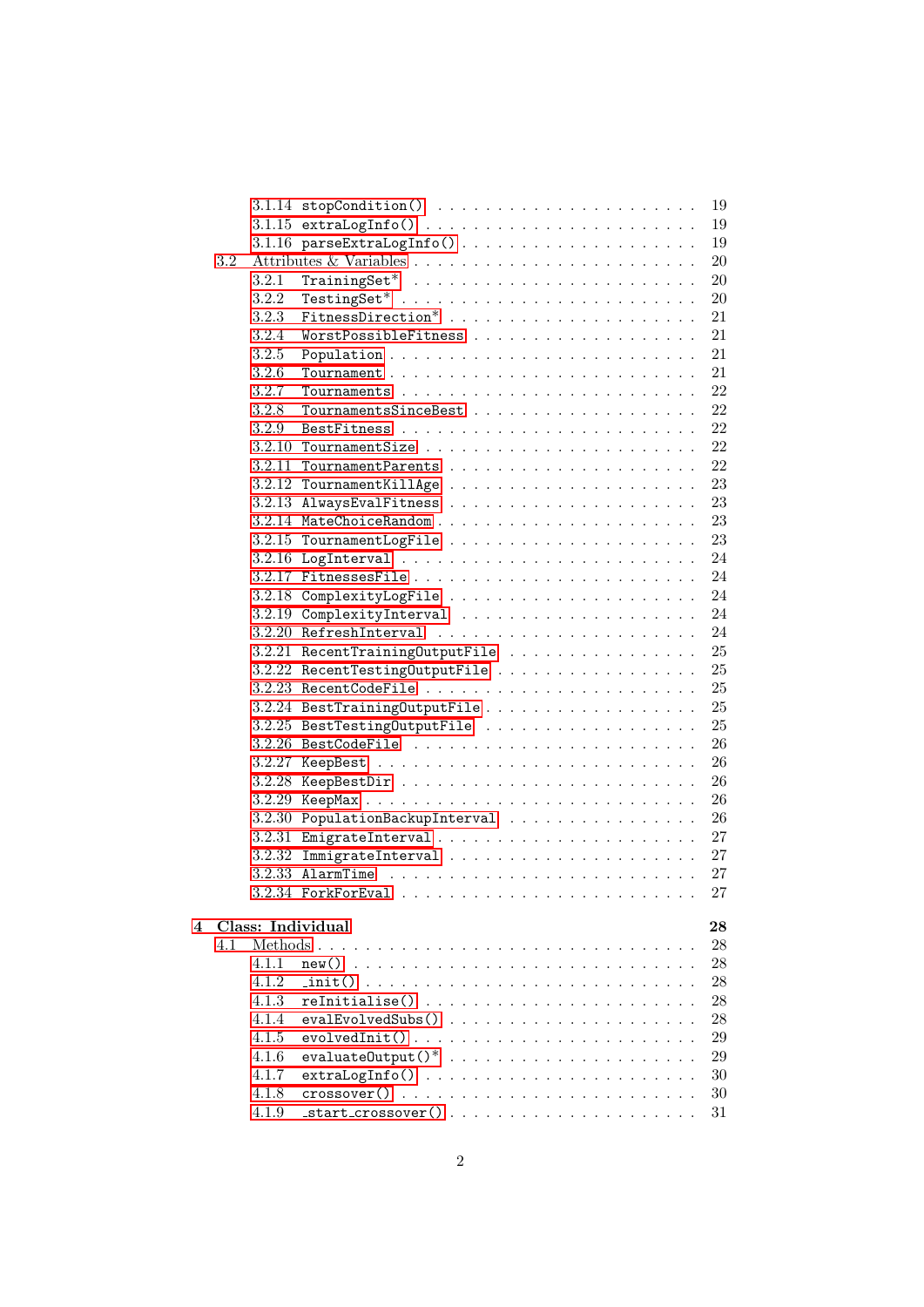- 3.1.14 stopCondition() . . . . . . . . . . . . . . . . . . . . 19
- 3.1.15 extraLogInfo() . . . . . . . . . . . . . . . . . . . . 19
- 3.1.16 parseExtraLogInfo() . . . . . . . . . . . . . . . . . . 19

3.2 Attributes & Variables . . . . . . . . . . . . . . . . . . . . 20

- 3.2.1 TrainingSet* . . . . . . . . . . . . . . . . . . . . 20
- 3.2.2 TestingSet* . . . . . . . . . . . . . . . . . . . . 20
- 3.2.3 FitnessDirection* . . . . . . . . . . . . . . . . . . 21
- 3.2.4 WorstPossibleFitness . . . . . . . . . . . . . . . . . 21
- 3.2.5 Population . . . . . . . . . . . . . . . . . . . . 21
- 3.2.6 Tournament . . . . . . . . . . . . . . . . . . . . 21
- 3.2.7 Tournaments . . . . . . . . . . . . . . . . . . . . 22
- 3.2.8 TournamentsSinceBest . . . . . . . . . . . . . . . . . 22
- 3.2.9 BestFitness . . . . . . . . . . . . . . . . . . . . 22
- 3.2.10 TournamentSize . . . . . . . . . . . . . . . . . . . 22
- 3.2.11 TournamentParents . . . . . . . . . . . . . . . . . . 22
- 3.2.12 TournamentKillAge . . . . . . . . . . . . . . . . . . 23
- 3.2.13 AlwaysEvalFitness . . . . . . . . . . . . . . . . . . 23
- 3.2.14 MateChoiceRandom . . . . . . . . . . . . . . . . . . 23
- 3.2.15 TournamentLogFile . . . . . . . . . . . . . . . . . . 23
- 3.2.16 LogInterval . . . . . . . . . . . . . . . . . . . . 24
- 3.2.17 FitnessesFile . . . . . . . . . . . . . . . . . . . . 24
- 3.2.18 ComplexityLogFile . . . . . . . . . . . . . . . . . . 24
- 3.2.19 ComplexityInterval . . . . . . . . . . . . . . . . . . 24
- 3.2.20 RefreshInterval . . . . . . . . . . . . . . . . . . . 24
- 3.2.21 RecentTrainingOutputFile . . . . . . . . . . . . . . . 25
- 3.2.22 RecentTestingOutputFile . . . . . . . . . . . . . . . . 25
- 3.2.23 RecentCodeFile . . . . . . . . . . . . . . . . . . . 25
- 3.2.24 BestTrainingOutputFile . . . . . . . . . . . . . . . . 25
- 3.2.25 BestTestingOutputFile . . . . . . . . . . . . . . . . 25
- 3.2.26 BestCodeFile . . . . . . . . . . . . . . . . . . . . 26
- 3.2.27 KeepBest . . . . . . . . . . . . . . . . . . . . . 26
- 3.2.28 KeepBestDir . . . . . . . . . . . . . . . . . . . . 26
- 3.2.29 KeepMax . . . . . . . . . . . . . . . . . . . . . 26
- 3.2.30 PopulationBackupInterval . . . . . . . . . . . . . . . 26
- 3.2.31 EmigrateInterval . . . . . . . . . . . . . . . . . . 27
- 3.2.32 ImmigrateInterval . . . . . . . . . . . . . . . . . . 27
- 3.2.33 AlarmTime . . . . . . . . . . . . . . . . . . . . 27
- 3.2.34 ForkForEval . . . . . . . . . . . . . . . . . . . . 27

**4 Class: Individual** **28**

4.1 Methods . . . . . . . . . . . . . . . . . . . . . . . . . 28

- 4.1.1 new() . . . . . . . . . . . . . . . . . . . . . . 28
- 4.1.2 _init() . . . . . . . . . . . . . . . . . . . . . . 28
- 4.1.3 reInitialise() . . . . . . . . . . . . . . . . . . . . 28
- 4.1.4 evalEvolvedSubs() . . . . . . . . . . . . . . . . . . 28
- 4.1.5 evolvedInit() . . . . . . . . . . . . . . . . . . . . 29
- 4.1.6 evaluateOutput()* . . . . . . . . . . . . . . . . . . 29
- 4.1.7 extraLogInfo() . . . . . . . . . . . . . . . . . . . 30
- 4.1.8 crossover() . . . . . . . . . . . . . . . . . . . . 30
- 4.1.9 _start_crossover() . . . . . . . . . . . . . . . . . . 31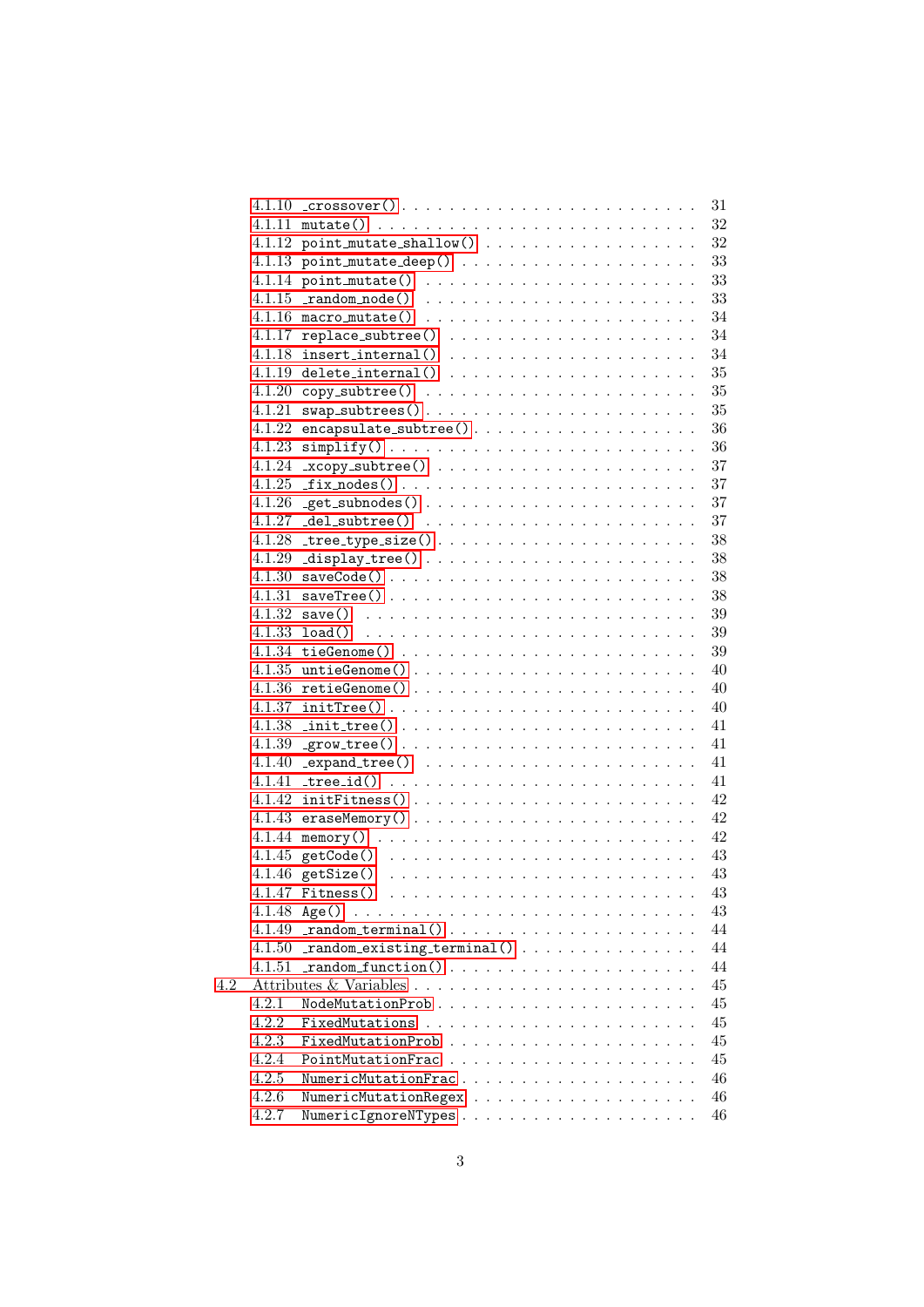4.1.10 _crossover() . . . . . . . . . . . . . . . . . . . . . . . . 31
4.1.11 mutate() . . . . . . . . . . . . . . . . . . . . . . . . . . 32
4.1.12 point_mutate_shallow() . . . . . . . . . . . . . . . . . . 32
4.1.13 point_mutate_deep() . . . . . . . . . . . . . . . . . . . . 33
4.1.14 point_mutate() . . . . . . . . . . . . . . . . . . . . . . 33
4.1.15 _random_node() . . . . . . . . . . . . . . . . . . . . . . 33
4.1.16 macro_mutate() . . . . . . . . . . . . . . . . . . . . . . 34
4.1.17 replace_subtree() . . . . . . . . . . . . . . . . . . . . . 34
4.1.18 insert_internal() . . . . . . . . . . . . . . . . . . . . . 34
4.1.19 delete_internal() . . . . . . . . . . . . . . . . . . . . . 35
4.1.20 copy_subtree() . . . . . . . . . . . . . . . . . . . . . . 35
4.1.21 swap_subtrees() . . . . . . . . . . . . . . . . . . . . . . 35
4.1.22 encapsulate_subtree() . . . . . . . . . . . . . . . . . . . 36
4.1.23 simplify() . . . . . . . . . . . . . . . . . . . . . . . . . 36
4.1.24 _xcopy_subtree() . . . . . . . . . . . . . . . . . . . . . 37
4.1.25 _fix_nodes() . . . . . . . . . . . . . . . . . . . . . . . 37
4.1.26 _get_subnodes() . . . . . . . . . . . . . . . . . . . . . . 37
4.1.27 _del_subtree() . . . . . . . . . . . . . . . . . . . . . . 37
4.1.28 _tree_type_size() . . . . . . . . . . . . . . . . . . . . . 38
4.1.29 _display_tree() . . . . . . . . . . . . . . . . . . . . . . 38
4.1.30 saveCode() . . . . . . . . . . . . . . . . . . . . . . . . 38
4.1.31 saveTree() . . . . . . . . . . . . . . . . . . . . . . . . 38
4.1.32 save() . . . . . . . . . . . . . . . . . . . . . . . . . . . 39
4.1.33 load() . . . . . . . . . . . . . . . . . . . . . . . . . . . 39
4.1.34 tieGenome() . . . . . . . . . . . . . . . . . . . . . . . . 39
4.1.35 untieGenome() . . . . . . . . . . . . . . . . . . . . . . . 40
4.1.36 retieGenome() . . . . . . . . . . . . . . . . . . . . . . . 40
4.1.37 initTree() . . . . . . . . . . . . . . . . . . . . . . . . . 40
4.1.38 _init_tree() . . . . . . . . . . . . . . . . . . . . . . . . 41
4.1.39 _grow_tree() . . . . . . . . . . . . . . . . . . . . . . . . 41
4.1.40 _expand_tree() . . . . . . . . . . . . . . . . . . . . . . 41
4.1.41 _tree_id() . . . . . . . . . . . . . . . . . . . . . . . . . 41
4.1.42 initFitness() . . . . . . . . . . . . . . . . . . . . . . . 42
4.1.43 eraseMemory() . . . . . . . . . . . . . . . . . . . . . . . 42
4.1.44 memory() . . . . . . . . . . . . . . . . . . . . . . . . . 42
4.1.45 getCode() . . . . . . . . . . . . . . . . . . . . . . . . . 43
4.1.46 getSize() . . . . . . . . . . . . . . . . . . . . . . . . . 43
4.1.47 Fitness() . . . . . . . . . . . . . . . . . . . . . . . . . 43
4.1.48 Age() . . . . . . . . . . . . . . . . . . . . . . . . . . . 43
4.1.49 _random_terminal() . . . . . . . . . . . . . . . . . . . . 44
4.1.50 _random_existing_terminal() . . . . . . . . . . . . . . . 44
4.1.51 _random_function() . . . . . . . . . . . . . . . . . . . . 44

4.2 Attributes & Variables . . . . . . . . . . . . . . . . . . . . . . 45
4.2.1 NodeMutationProb . . . . . . . . . . . . . . . . . . . . . 45
4.2.2 FixedMutations . . . . . . . . . . . . . . . . . . . . . . 45
4.2.3 FixedMutationProb . . . . . . . . . . . . . . . . . . . . 45
4.2.4 PointMutationFrac . . . . . . . . . . . . . . . . . . . . 45
4.2.5 NumericMutationFrac . . . . . . . . . . . . . . . . . . . 46
4.2.6 NumericMutationRegex . . . . . . . . . . . . . . . . . . 46
4.2.7 NumericIgnoreNTypes . . . . . . . . . . . . . . . . . . . 46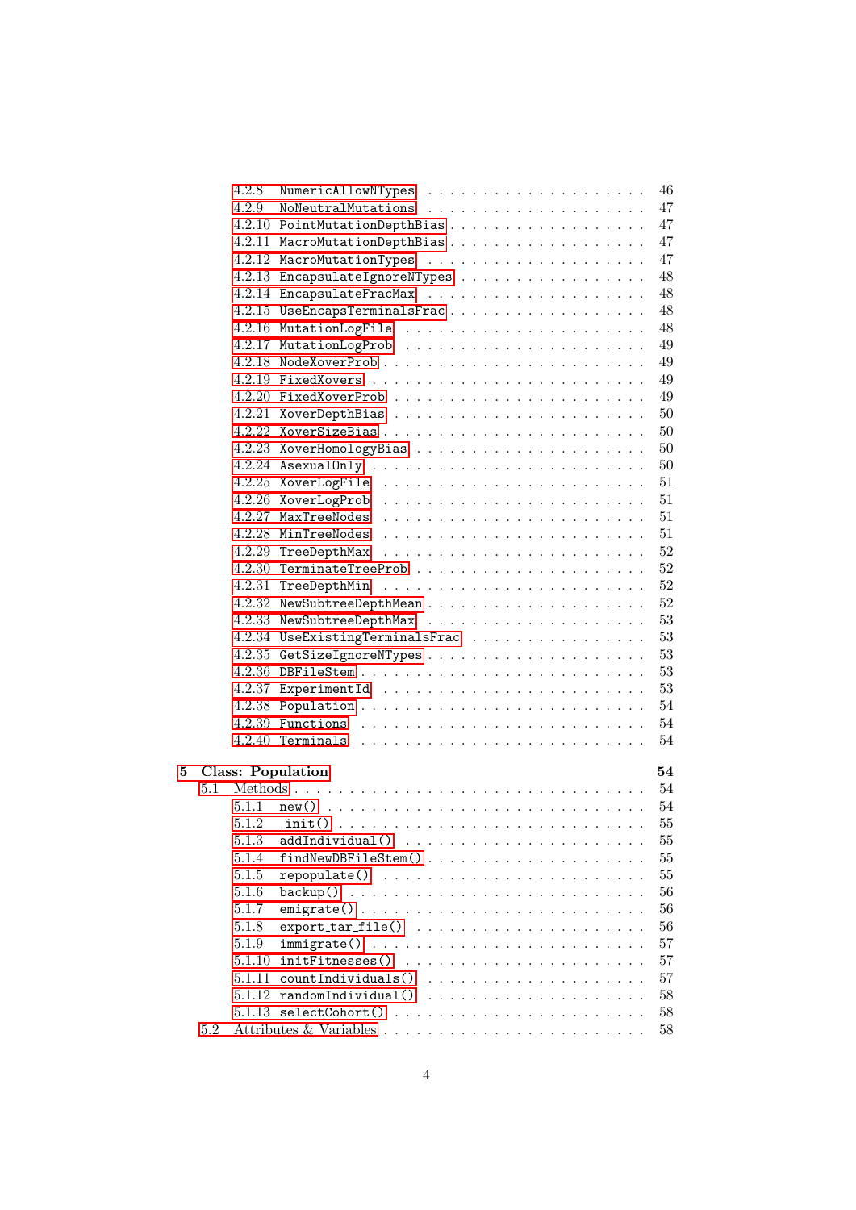4.2.8 NumericAllowNTypes . . . . . . . . . . . . . . . . . . . . 46
4.2.9 NoNeutralMutations . . . . . . . . . . . . . . . . . . . . 47
4.2.10 PointMutationDepthBias . . . . . . . . . . . . . . . . . 47
4.2.11 MacroMutationDepthBias . . . . . . . . . . . . . . . . . 47
4.2.12 MacroMutationTypes . . . . . . . . . . . . . . . . . . . 47
4.2.13 EncapsulateIgnoreNTypes . . . . . . . . . . . . . . . . 48
4.2.14 EncapsulateFracMax . . . . . . . . . . . . . . . . . . . 48
4.2.15 UseEncapsTerminalsFrac . . . . . . . . . . . . . . . . . 48
4.2.16 MutationLogFile . . . . . . . . . . . . . . . . . . . . . 48
4.2.17 MutationLogProb . . . . . . . . . . . . . . . . . . . . . 49
4.2.18 NodeXoverProb . . . . . . . . . . . . . . . . . . . . . . 49
4.2.19 FixedXovers . . . . . . . . . . . . . . . . . . . . . . . 49
4.2.20 FixedXoverProb . . . . . . . . . . . . . . . . . . . . . 49
4.2.21 XoverDepthBias . . . . . . . . . . . . . . . . . . . . . 50
4.2.22 XoverSizeBias . . . . . . . . . . . . . . . . . . . . . . 50
4.2.23 XoverHomologyBias . . . . . . . . . . . . . . . . . . . . 50
4.2.24 AsexualOnly . . . . . . . . . . . . . . . . . . . . . . . 50
4.2.25 XoverLogFile . . . . . . . . . . . . . . . . . . . . . . 51
4.2.26 XoverLogProb . . . . . . . . . . . . . . . . . . . . . . 51
4.2.27 MaxTreeNodes . . . . . . . . . . . . . . . . . . . . . . 51
4.2.28 MinTreeNodes . . . . . . . . . . . . . . . . . . . . . . 51
4.2.29 TreeDepthMax . . . . . . . . . . . . . . . . . . . . . . 52
4.2.30 TerminateTreeProb . . . . . . . . . . . . . . . . . . . . 52
4.2.31 TreeDepthMin . . . . . . . . . . . . . . . . . . . . . . 52
4.2.32 NewSubtreeDepthMean . . . . . . . . . . . . . . . . . . . 52
4.2.33 NewSubtreeDepthMax . . . . . . . . . . . . . . . . . . . 53
4.2.34 UseExistingTerminalsFrac . . . . . . . . . . . . . . . . 53
4.2.35 GetSizeIgnoreNTypes . . . . . . . . . . . . . . . . . . . 53
4.2.36 DBFileStem . . . . . . . . . . . . . . . . . . . . . . . 53
4.2.37 ExperimentId . . . . . . . . . . . . . . . . . . . . . . 53
4.2.38 Population . . . . . . . . . . . . . . . . . . . . . . . 54
4.2.39 Functions . . . . . . . . . . . . . . . . . . . . . . . 54
4.2.40 Terminals . . . . . . . . . . . . . . . . . . . . . . . 54

**5 Class: Population** **54**

5.1 Methods . . . . . . . . . . . . . . . . . . . . . . . . . . . 54
5.1.1 new() . . . . . . . . . . . . . . . . . . . . . . . . . . 54
5.1.2 _init() . . . . . . . . . . . . . . . . . . . . . . . . . 55
5.1.3 addIndividual() . . . . . . . . . . . . . . . . . . . . . 55
5.1.4 findNewDBFileStem() . . . . . . . . . . . . . . . . . . . 55
5.1.5 repopulate() . . . . . . . . . . . . . . . . . . . . . . 55
5.1.6 backup() . . . . . . . . . . . . . . . . . . . . . . . . 56
5.1.7 emigrate() . . . . . . . . . . . . . . . . . . . . . . . 56
5.1.8 export_tar_file() . . . . . . . . . . . . . . . . . . . . 56
5.1.9 immigrate() . . . . . . . . . . . . . . . . . . . . . . . 57
5.1.10 initFitnesses() . . . . . . . . . . . . . . . . . . . . 57
5.1.11 countIndividuals() . . . . . . . . . . . . . . . . . . . 57
5.1.12 randomIndividual() . . . . . . . . . . . . . . . . . . . 58
5.1.13 selectCohort() . . . . . . . . . . . . . . . . . . . . . 58
5.2 Attributes & Variables . . . . . . . . . . . . . . . . . . . . 58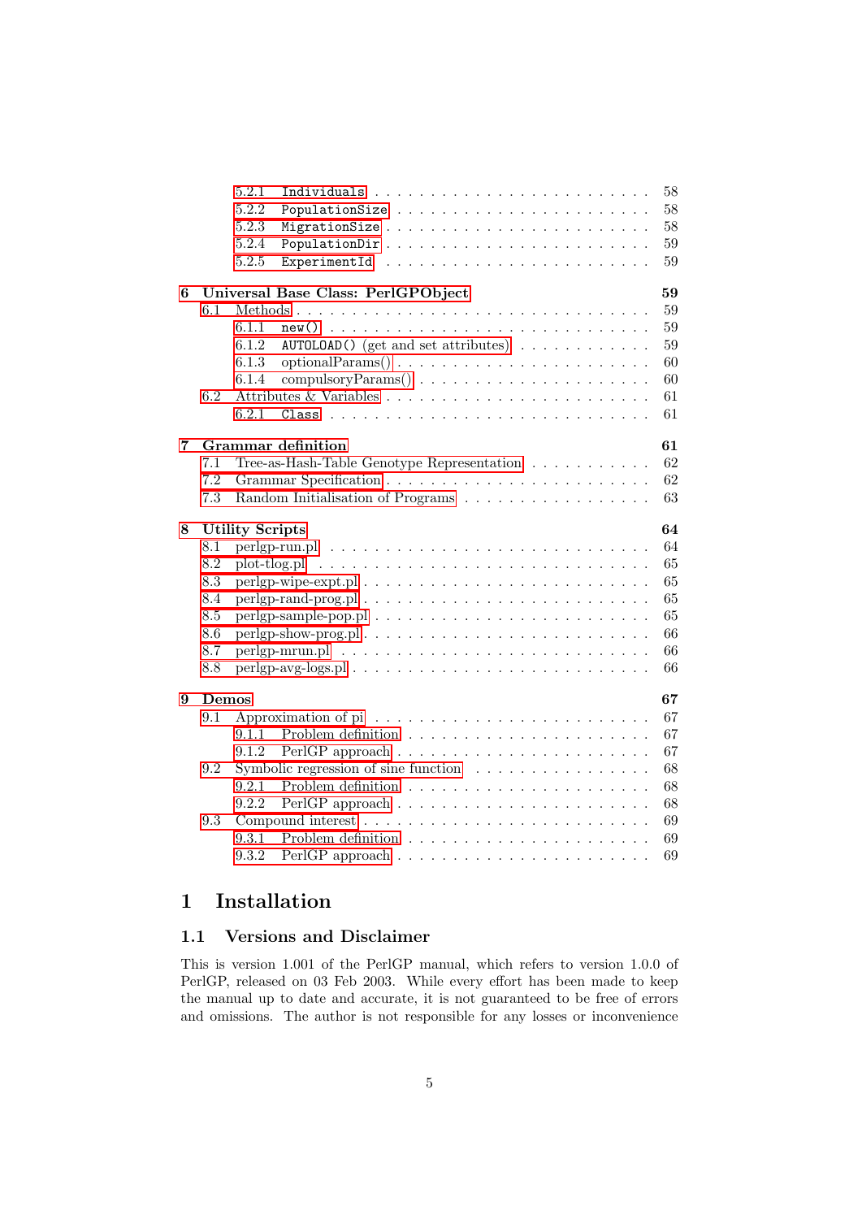- 5.2.1 `Individuals` . . . 58
- 5.2.2 `PopulationSize` . . . 58
- 5.2.3 `MigrationSize` . . . 58
- 5.2.4 `PopulationDir` . . . 59
- 5.2.5 `ExperimentId` . . . 59

**6 Universal Base Class: PerlGPObject** **59**
- 6.1 Methods . . . 59
  - 6.1.1 `new()` . . . 59
  - 6.1.2 `AUTOLOAD()` (get and set attributes) . . . 59
  - 6.1.3 optionalParams() . . . 60
  - 6.1.4 compulsoryParams() . . . 60
- 6.2 Attributes & Variables . . . 61
  - 6.2.1 `Class` . . . 61

**7 Grammar definition** **61**
- 7.1 Tree-as-Hash-Table Genotype Representation . . . 62
- 7.2 Grammar Specification . . . 62
- 7.3 Random Initialisation of Programs . . . 63

**8 Utility Scripts** **64**
- 8.1 perlgp-run.pl . . . 64
- 8.2 plot-tlog.pl . . . 65
- 8.3 perlgp-wipe-expt.pl . . . 65
- 8.4 perlgp-rand-prog.pl . . . 65
- 8.5 perlgp-sample-pop.pl . . . 65
- 8.6 perlgp-show-prog.pl . . . 66
- 8.7 perlgp-mrun.pl . . . 66
- 8.8 perlgp-avg-logs.pl . . . 66

**9 Demos** **67**
- 9.1 Approximation of pi . . . 67
  - 9.1.1 Problem definition . . . 67
  - 9.1.2 PerlGP approach . . . 67
- 9.2 Symbolic regression of sine function . . . 68
  - 9.2.1 Problem definition . . . 68
  - 9.2.2 PerlGP approach . . . 68
- 9.3 Compound interest . . . 69
  - 9.3.1 Problem definition . . . 69
  - 9.3.2 PerlGP approach . . . 69

# 1 Installation

## 1.1 Versions and Disclaimer

This is version 1.001 of the PerlGP manual, which refers to version 1.0.0 of PerlGP, released on 03 Feb 2003. While every effort has been made to keep the manual up to date and accurate, it is not guaranteed to be free of errors and omissions. The author is not responsible for any losses or inconvenience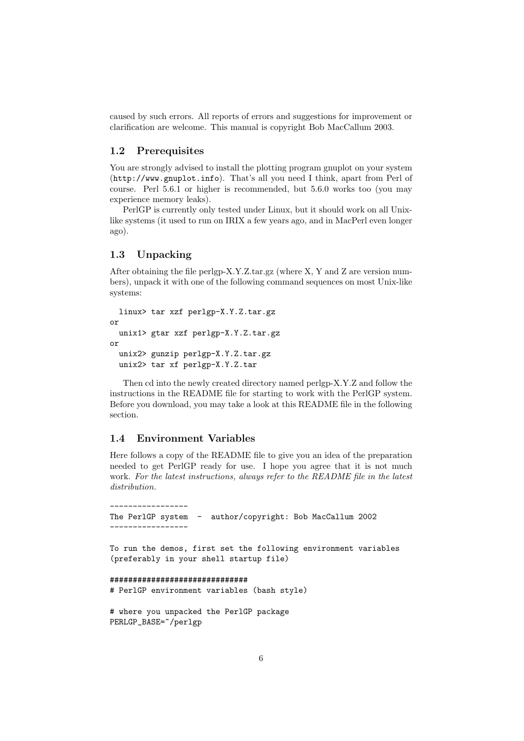caused by such errors. All reports of errors and suggestions for improvement or clarification are welcome. This manual is copyright Bob MacCallum 2003.

## 1.2 Prerequisites

You are strongly advised to install the plotting program gnuplot on your system (`http://www.gnuplot.info`). That's all you need I think, apart from Perl of course. Perl 5.6.1 or higher is recommended, but 5.6.0 works too (you may experience memory leaks).

PerlGP is currently only tested under Linux, but it should work on all Unix-like systems (it used to run on IRIX a few years ago, and in MacPerl even longer ago).

## 1.3 Unpacking

After obtaining the file perlgp-X.Y.Z.tar.gz (where X, Y and Z are version numbers), unpack it with one of the following command sequences on most Unix-like systems:

```
  linux> tar xzf perlgp-X.Y.Z.tar.gz
or
  unix1> gtar xzf perlgp-X.Y.Z.tar.gz
or
  unix2> gunzip perlgp-X.Y.Z.tar.gz
  unix2> tar xf perlgp-X.Y.Z.tar
```

Then cd into the newly created directory named perlgp-X.Y.Z and follow the instructions in the README file for starting to work with the PerlGP system. Before you download, you may take a look at this README file in the following section.

## 1.4 Environment Variables

Here follows a copy of the README file to give you an idea of the preparation needed to get PerlGP ready for use. I hope you agree that it is not much work. *For the latest instructions, always refer to the README file in the latest distribution.*

```
-----------------
The PerlGP system  -  author/copyright: Bob MacCallum 2002
-----------------

To run the demos, first set the following environment variables
(preferably in your shell startup file)

##############################
# PerlGP environment variables (bash style)

# where you unpacked the PerlGP package
PERLGP_BASE=~/perlgp
```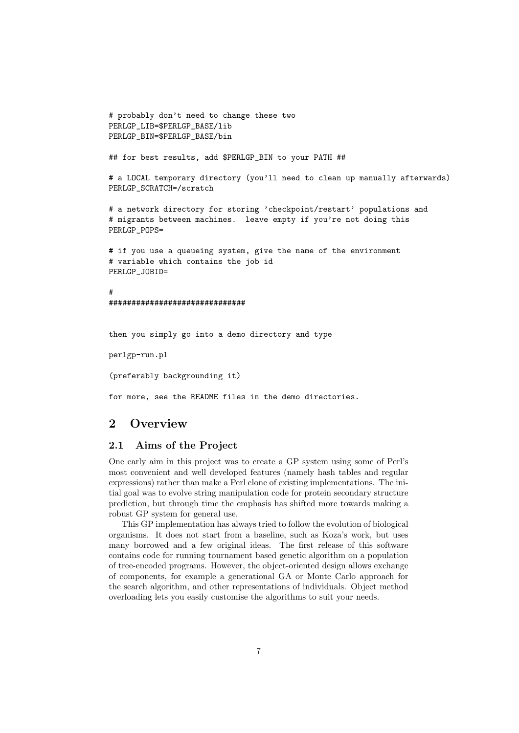```
# probably don't need to change these two
PERLGP_LIB=$PERLGP_BASE/lib
PERLGP_BIN=$PERLGP_BASE/bin

## for best results, add $PERLGP_BIN to your PATH ##

# a LOCAL temporary directory (you'll need to clean up manually afterwards)
PERLGP_SCRATCH=/scratch

# a network directory for storing 'checkpoint/restart' populations and
# migrants between machines.  leave empty if you're not doing this
PERLGP_POPS=

# if you use a queueing system, give the name of the environment
# variable which contains the job id
PERLGP_JOBID=

#
##############################


then you simply go into a demo directory and type

perlgp-run.pl

(preferably backgrounding it)

for more, see the README files in the demo directories.
```

## 2 Overview

### 2.1 Aims of the Project

One early aim in this project was to create a GP system using some of Perl's most convenient and well developed features (namely hash tables and regular expressions) rather than make a Perl clone of existing implementations. The initial goal was to evolve string manipulation code for protein secondary structure prediction, but through time the emphasis has shifted more towards making a robust GP system for general use.

This GP implementation has always tried to follow the evolution of biological organisms. It does not start from a baseline, such as Koza's work, but uses many borrowed and a few original ideas. The first release of this software contains code for running tournament based genetic algorithm on a population of tree-encoded programs. However, the object-oriented design allows exchange of components, for example a generational GA or Monte Carlo approach for the search algorithm, and other representations of individuals. Object method overloading lets you easily customise the algorithms to suit your needs.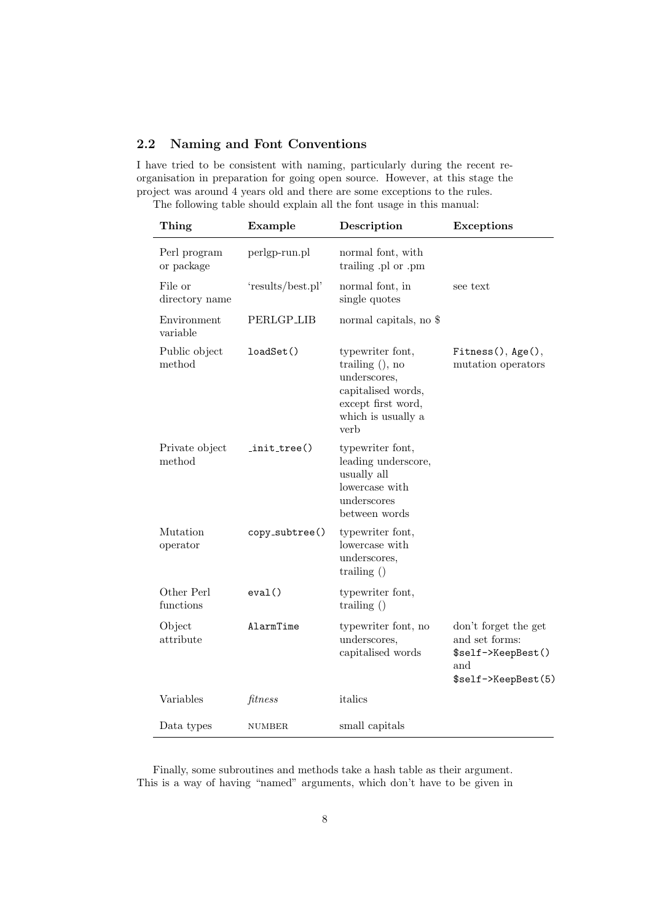## 2.2 Naming and Font Conventions

I have tried to be consistent with naming, particularly during the recent re-organisation in preparation for going open source. However, at this stage the project was around 4 years old and there are some exceptions to the rules.

The following table should explain all the font usage in this manual:

| Thing | Example | Description | Exceptions |
|---|---|---|---|
| Perl program or package | perlgp-run.pl | normal font, with trailing .pl or .pm | |
| File or directory name | 'results/best.pl' | normal font, in single quotes | see text |
| Environment variable | PERLGP_LIB | normal capitals, no $ | |
| Public object method | `loadSet()` | typewriter font, trailing (), no underscores, capitalised words, except first word, which is usually a verb | `Fitness()`, `Age()`, mutation operators |
| Private object method | `_init_tree()` | typewriter font, leading underscore, usually all lowercase with underscores between words | |
| Mutation operator | `copy_subtree()` | typewriter font, lowercase with underscores, trailing () | |
| Other Perl functions | `eval()` | typewriter font, trailing () | |
| Object attribute | `AlarmTime` | typewriter font, no underscores, capitalised words | don't forget the get and set forms: `$self->KeepBest()` and `$self->KeepBest(5)` |
| Variables | *fitness* | italics | |
| Data types | NUMBER | small capitals | |

Finally, some subroutines and methods take a hash table as their argument. This is a way of having "named" arguments, which don't have to be given in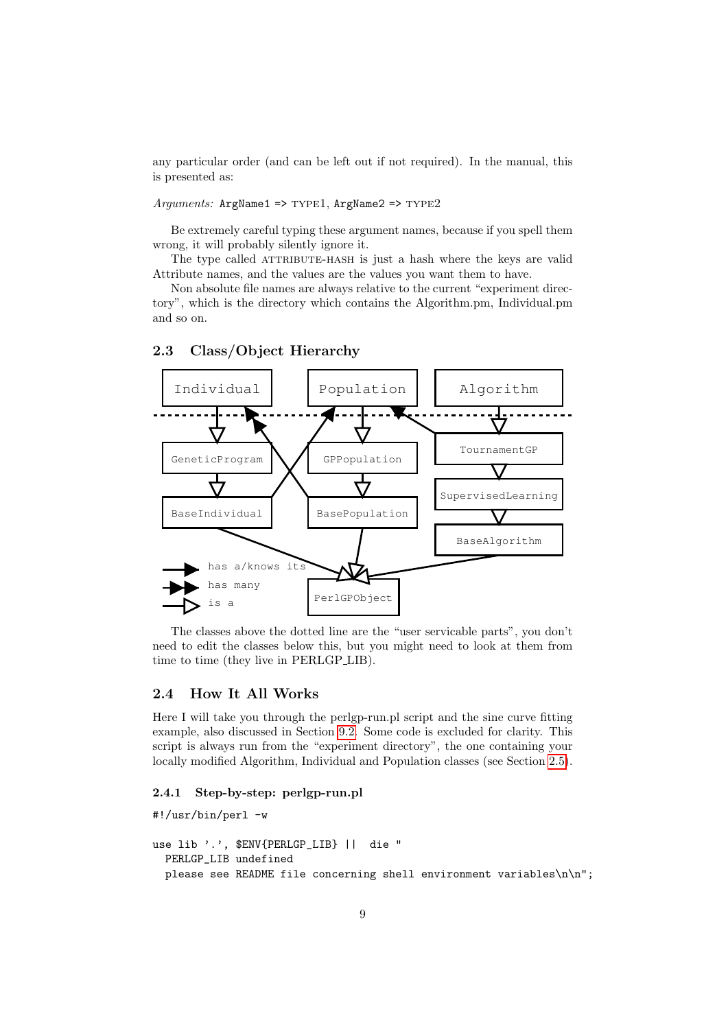any particular order (and can be left out if not required). In the manual, this is presented as:

*Arguments:* `ArgName1 =>` TYPE1, `ArgName2 =>` TYPE2

Be extremely careful typing these argument names, because if you spell them wrong, it will probably silently ignore it.

The type called ATTRIBUTE-HASH is just a hash where the keys are valid Attribute names, and the values are the values you want them to have.

Non absolute file names are always relative to the current "experiment directory", which is the directory which contains the Algorithm.pm, Individual.pm and so on.

### 2.3 Class/Object Hierarchy

The classes above the dotted line are the "user servicable parts", you don't need to edit the classes below this, but you might need to look at them from time to time (they live in PERLGP_LIB).

### 2.4 How It All Works

Here I will take you through the perlgp-run.pl script and the sine curve fitting example, also discussed in Section 9.2. Some code is excluded for clarity. This script is always run from the "experiment directory", the one containing your locally modified Algorithm, Individual and Population classes (see Section 2.5).

#### 2.4.1 Step-by-step: perlgp-run.pl

```
#!/usr/bin/perl -w

use lib '.', $ENV{PERLGP_LIB} ||  die "
  PERLGP_LIB undefined
  please see README file concerning shell environment variables\n\n";
```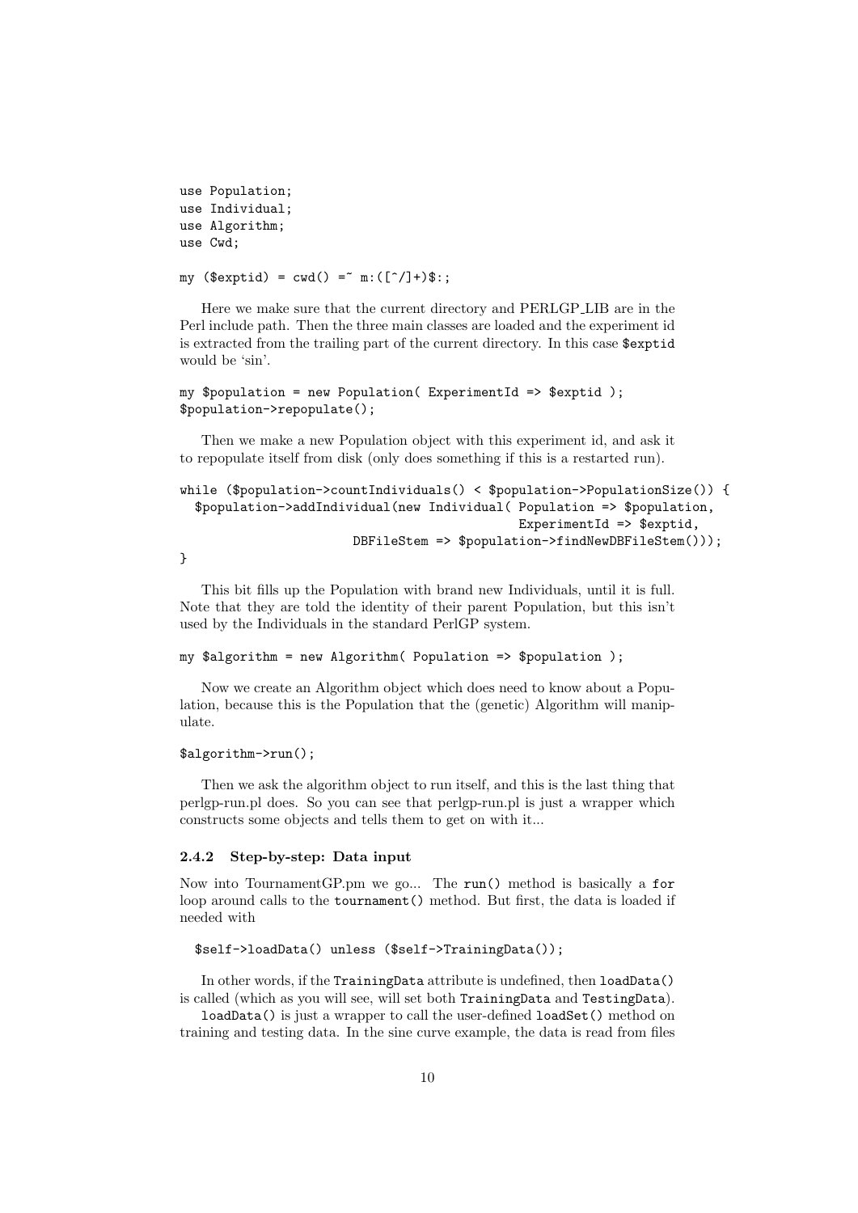```
use Population;
use Individual;
use Algorithm;
use Cwd;

my ($exptid) = cwd() =~ m:([^/]+)$:;
```

Here we make sure that the current directory and PERLGP_LIB are in the Perl include path. Then the three main classes are loaded and the experiment id is extracted from the trailing part of the current directory. In this case `$exptid` would be 'sin'.

```
my $population = new Population( ExperimentId => $exptid );
$population->repopulate();
```

Then we make a new Population object with this experiment id, and ask it to repopulate itself from disk (only does something if this is a restarted run).

```
while ($population->countIndividuals() < $population->PopulationSize()) {
  $population->addIndividual(new Individual( Population => $population,
                                             ExperimentId => $exptid,
                      DBFileStem => $population->findNewDBFileStem()));
}
```

This bit fills up the Population with brand new Individuals, until it is full. Note that they are told the identity of their parent Population, but this isn't used by the Individuals in the standard PerlGP system.

```
my $algorithm = new Algorithm( Population => $population );
```

Now we create an Algorithm object which does need to know about a Population, because this is the Population that the (genetic) Algorithm will manipulate.

```
$algorithm->run();
```

Then we ask the algorithm object to run itself, and this is the last thing that perlgp-run.pl does. So you can see that perlgp-run.pl is just a wrapper which constructs some objects and tells them to get on with it...

### 2.4.2 Step-by-step: Data input

Now into TournamentGP.pm we go... The `run()` method is basically a `for` loop around calls to the `tournament()` method. But first, the data is loaded if needed with

```
  $self->loadData() unless ($self->TrainingData());
```

In other words, if the `TrainingData` attribute is undefined, then `loadData()` is called (which as you will see, will set both `TrainingData` and `TestingData`).

`loadData()` is just a wrapper to call the user-defined `loadSet()` method on training and testing data. In the sine curve example, the data is read from files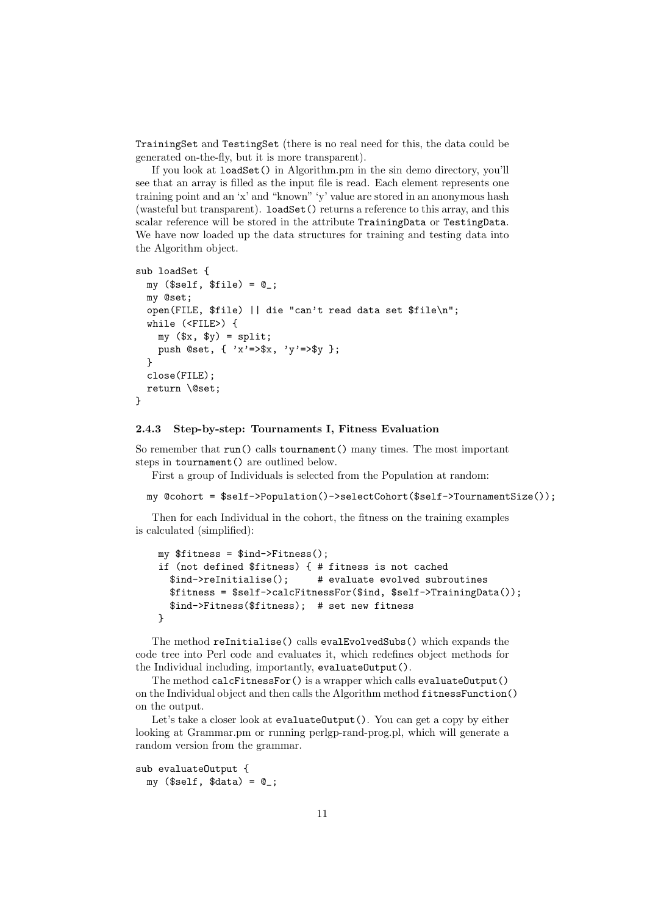TrainingSet and TestingSet (there is no real need for this, the data could be generated on-the-fly, but it is more transparent).

If you look at loadSet() in Algorithm.pm in the sin demo directory, you'll see that an array is filled as the input file is read. Each element represents one training point and an 'x' and "known" 'y' value are stored in an anonymous hash (wasteful but transparent). loadSet() returns a reference to this array, and this scalar reference will be stored in the attribute TrainingData or TestingData. We have now loaded up the data structures for training and testing data into the Algorithm object.

```
sub loadSet {
  my ($self, $file) = @_;
  my @set;
  open(FILE, $file) || die "can't read data set $file\n";
  while (<FILE>) {
    my ($x, $y) = split;
    push @set, { 'x'=>$x, 'y'=>$y };
  }
  close(FILE);
  return \@set;
}
```

### 2.4.3 Step-by-step: Tournaments I, Fitness Evaluation

So remember that run() calls tournament() many times. The most important steps in tournament() are outlined below.

First a group of Individuals is selected from the Population at random:

```
  my @cohort = $self->Population()->selectCohort($self->TournamentSize());
```

Then for each Individual in the cohort, the fitness on the training examples is calculated (simplified):

```
    my $fitness = $ind->Fitness();
    if (not defined $fitness) { # fitness is not cached
      $ind->reInitialise();     # evaluate evolved subroutines
      $fitness = $self->calcFitnessFor($ind, $self->TrainingData());
      $ind->Fitness($fitness);  # set new fitness
    }
```

The method reInitialise() calls evalEvolvedSubs() which expands the code tree into Perl code and evaluates it, which redefines object methods for the Individual including, importantly, evaluateOutput().

The method calcFitnessFor() is a wrapper which calls evaluateOutput() on the Individual object and then calls the Algorithm method fitnessFunction() on the output.

Let's take a closer look at evaluateOutput(). You can get a copy by either looking at Grammar.pm or running perlgp-rand-prog.pl, which will generate a random version from the grammar.

```
sub evaluateOutput {
  my ($self, $data) = @_;
```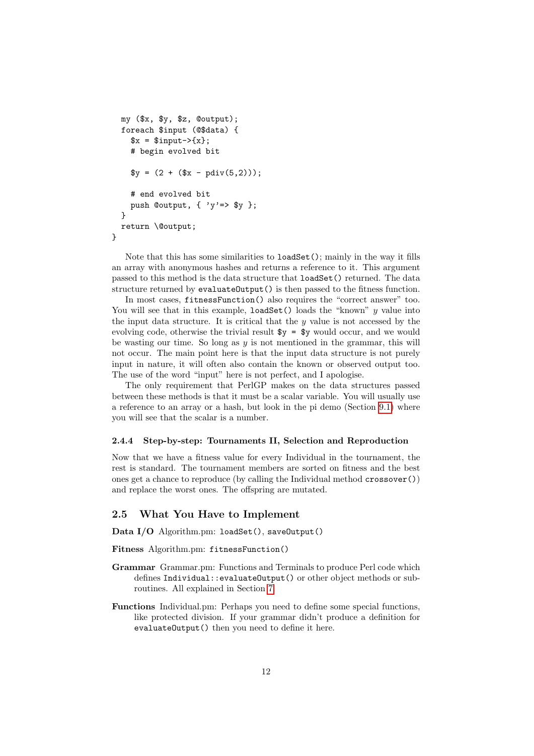```
  my ($x, $y, $z, @output);
  foreach $input (@$data) {
    $x = $input->{x};
    # begin evolved bit

    $y = (2 + ($x - pdiv(5,2)));

    # end evolved bit
    push @output, { 'y'=> $y };
  }
  return \@output;
}
```

Note that this has some similarities to `loadSet()`; mainly in the way it fills an array with anonymous hashes and returns a reference to it. This argument passed to this method is the data structure that `loadSet()` returned. The data structure returned by `evaluateOutput()` is then passed to the fitness function.

In most cases, `fitnessFunction()` also requires the "correct answer" too. You will see that in this example, `loadSet()` loads the "known" $y$ value into the input data structure. It is critical that the $y$ value is not accessed by the evolving code, otherwise the trivial result `$y = $y` would occur, and we would be wasting our time. So long as $y$ is not mentioned in the grammar, this will not occur. The main point here is that the input data structure is not purely input in nature, it will often also contain the known or observed output too. The use of the word "input" here is not perfect, and I apologise.

The only requirement that PerlGP makes on the data structures passed between these methods is that it must be a scalar variable. You will usually use a reference to an array or a hash, but look in the pi demo (Section 9.1) where you will see that the scalar is a number.

#### 2.4.4 Step-by-step: Tournaments II, Selection and Reproduction

Now that we have a fitness value for every Individual in the tournament, the rest is standard. The tournament members are sorted on fitness and the best ones get a chance to reproduce (by calling the Individual method `crossover()`) and replace the worst ones. The offspring are mutated.

### 2.5 What You Have to Implement

**Data I/O** Algorithm.pm: `loadSet()`, `saveOutput()`

**Fitness** Algorithm.pm: `fitnessFunction()`

**Grammar** Grammar.pm: Functions and Terminals to produce Perl code which defines `Individual::evaluateOutput()` or other object methods or subroutines. All explained in Section 7.

**Functions** Individual.pm: Perhaps you need to define some special functions, like protected division. If your grammar didn't produce a definition for `evaluateOutput()` then you need to define it here.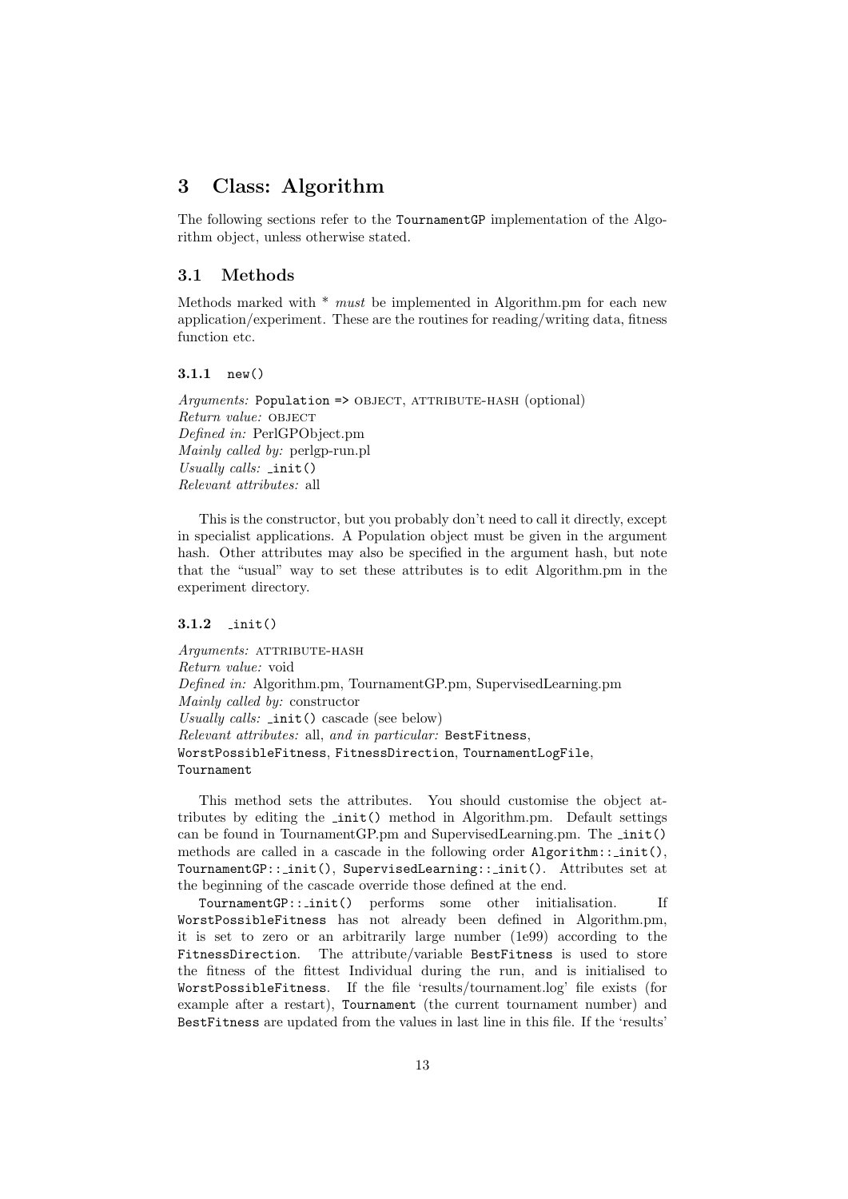# 3 Class: Algorithm

The following sections refer to the `TournamentGP` implementation of the Algorithm object, unless otherwise stated.

## 3.1 Methods

Methods marked with * *must* be implemented in Algorithm.pm for each new application/experiment. These are the routines for reading/writing data, fitness function etc.

### 3.1.1 `new()`

*Arguments:* `Population =>` OBJECT, ATTRIBUTE-HASH (optional)
*Return value:* OBJECT
*Defined in:* PerlGPObject.pm
*Mainly called by:* perlgp-run.pl
*Usually calls:* `_init()`
*Relevant attributes:* all

This is the constructor, but you probably don't need to call it directly, except in specialist applications. A Population object must be given in the argument hash. Other attributes may also be specified in the argument hash, but note that the "usual" way to set these attributes is to edit Algorithm.pm in the experiment directory.

### 3.1.2 `_init()`

*Arguments:* ATTRIBUTE-HASH
*Return value:* void
*Defined in:* Algorithm.pm, TournamentGP.pm, SupervisedLearning.pm
*Mainly called by:* constructor
*Usually calls:* `_init()` cascade (see below)
*Relevant attributes:* all, *and in particular:* `BestFitness`, `WorstPossibleFitness`, `FitnessDirection`, `TournamentLogFile`, `Tournament`

This method sets the attributes. You should customise the object attributes by editing the `_init()` method in Algorithm.pm. Default settings can be found in TournamentGP.pm and SupervisedLearning.pm. The `_init()` methods are called in a cascade in the following order `Algorithm::_init()`, `TournamentGP::_init()`, `SupervisedLearning::_init()`. Attributes set at the beginning of the cascade override those defined at the end.

`TournamentGP::_init()` performs some other initialisation. If `WorstPossibleFitness` has not already been defined in Algorithm.pm, it is set to zero or an arbitrarily large number (1e99) according to the `FitnessDirection`. The attribute/variable `BestFitness` is used to store the fitness of the fittest Individual during the run, and is initialised to `WorstPossibleFitness`. If the file 'results/tournament.log' file exists (for example after a restart), `Tournament` (the current tournament number) and `BestFitness` are updated from the values in last line in this file. If the 'results'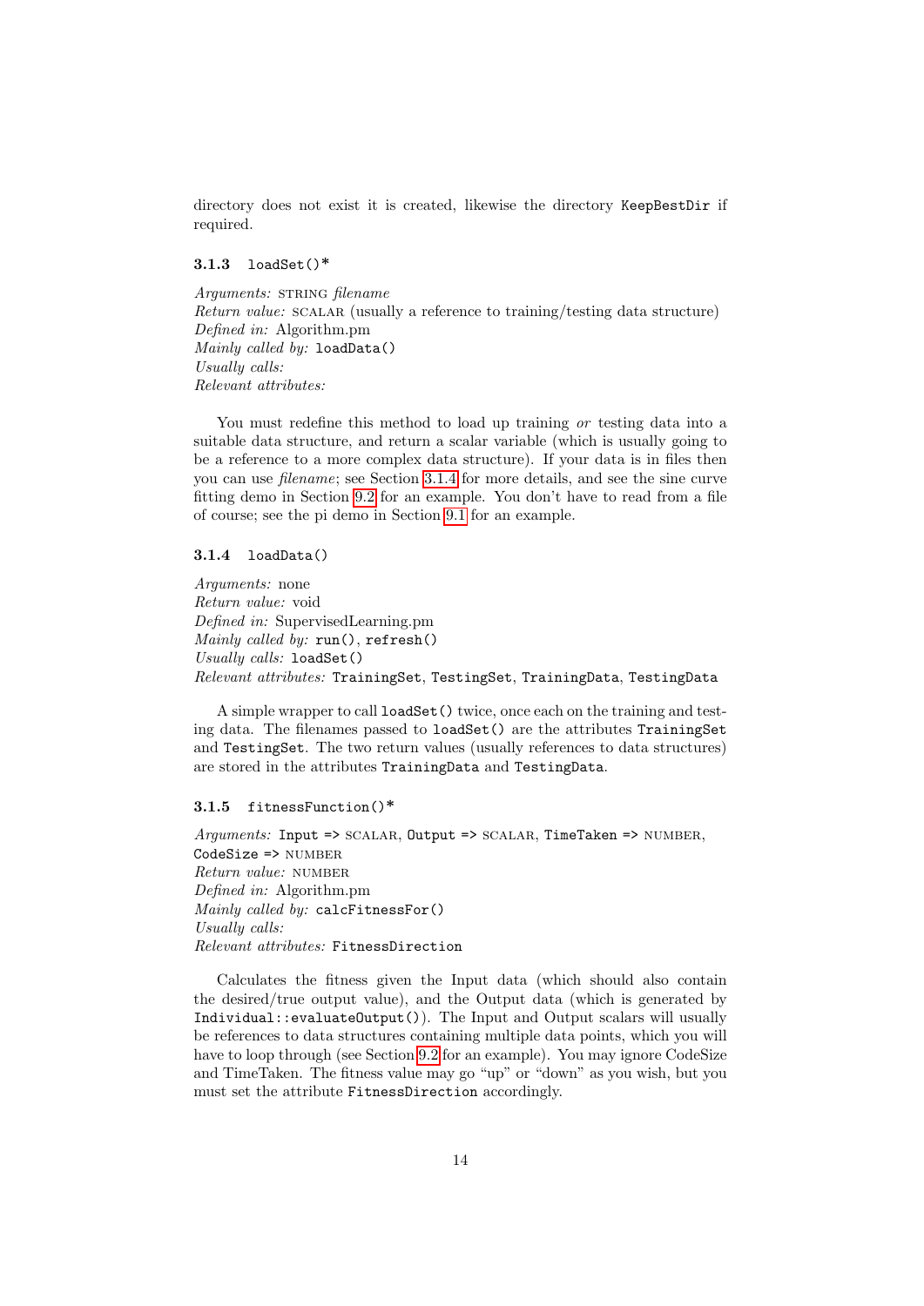directory does not exist it is created, likewise the directory `KeepBestDir` if required.

### 3.1.3 `loadSet()*`

*Arguments:* STRING *filename*
*Return value:* SCALAR (usually a reference to training/testing data structure)
*Defined in:* Algorithm.pm
*Mainly called by:* `loadData()`
*Usually calls:*
*Relevant attributes:*

You must redefine this method to load up training *or* testing data into a suitable data structure, and return a scalar variable (which is usually going to be a reference to a more complex data structure). If your data is in files then you can use *filename*; see Section 3.1.4 for more details, and see the sine curve fitting demo in Section 9.2 for an example. You don't have to read from a file of course; see the pi demo in Section 9.1 for an example.

### 3.1.4 `loadData()`

*Arguments:* none
*Return value:* void
*Defined in:* SupervisedLearning.pm
*Mainly called by:* `run()`, `refresh()`
*Usually calls:* `loadSet()`
*Relevant attributes:* `TrainingSet`, `TestingSet`, `TrainingData`, `TestingData`

A simple wrapper to call `loadSet()` twice, once each on the training and testing data. The filenames passed to `loadSet()` are the attributes `TrainingSet` and `TestingSet`. The two return values (usually references to data structures) are stored in the attributes `TrainingData` and `TestingData`.

### 3.1.5 `fitnessFunction()*`

*Arguments:* `Input =>` SCALAR, `Output =>` SCALAR, `TimeTaken =>` NUMBER, `CodeSize =>` NUMBER
*Return value:* NUMBER
*Defined in:* Algorithm.pm
*Mainly called by:* `calcFitnessFor()`
*Usually calls:*
*Relevant attributes:* `FitnessDirection`

Calculates the fitness given the Input data (which should also contain the desired/true output value), and the Output data (which is generated by `Individual::evaluateOutput()`). The Input and Output scalars will usually be references to data structures containing multiple data points, which you will have to loop through (see Section 9.2 for an example). You may ignore CodeSize and TimeTaken. The fitness value may go "up" or "down" as you wish, but you must set the attribute `FitnessDirection` accordingly.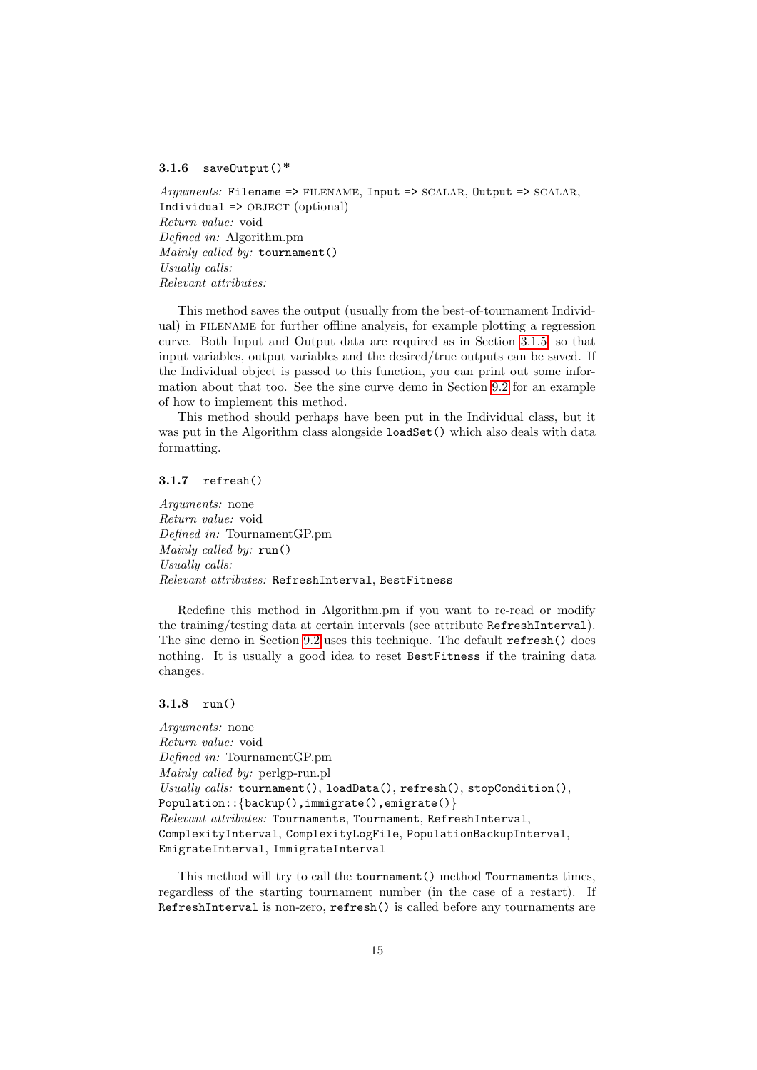### 3.1.6 `saveOutput()*`

*Arguments:* `Filename =>` FILENAME, `Input =>` SCALAR, `Output =>` SCALAR, `Individual =>` OBJECT (optional)
*Return value:* void
*Defined in:* Algorithm.pm
*Mainly called by:* `tournament()`
*Usually calls:*
*Relevant attributes:*

This method saves the output (usually from the best-of-tournament Individual) in FILENAME for further offline analysis, for example plotting a regression curve. Both Input and Output data are required as in Section 3.1.5, so that input variables, output variables and the desired/true outputs can be saved. If the Individual object is passed to this function, you can print out some information about that too. See the sine curve demo in Section 9.2 for an example of how to implement this method.

This method should perhaps have been put in the Individual class, but it was put in the Algorithm class alongside `loadSet()` which also deals with data formatting.

### 3.1.7 `refresh()`

*Arguments:* none
*Return value:* void
*Defined in:* TournamentGP.pm
*Mainly called by:* `run()`
*Usually calls:*
*Relevant attributes:* `RefreshInterval`, `BestFitness`

Redefine this method in Algorithm.pm if you want to re-read or modify the training/testing data at certain intervals (see attribute `RefreshInterval`). The sine demo in Section 9.2 uses this technique. The default `refresh()` does nothing. It is usually a good idea to reset `BestFitness` if the training data changes.

### 3.1.8 `run()`

*Arguments:* none
*Return value:* void
*Defined in:* TournamentGP.pm
*Mainly called by:* perlgp-run.pl
*Usually calls:* `tournament()`, `loadData()`, `refresh()`, `stopCondition()`, `Population::{backup(),immigrate(),emigrate()}`
*Relevant attributes:* `Tournaments`, `Tournament`, `RefreshInterval`, `ComplexityInterval`, `ComplexityLogFile`, `PopulationBackupInterval`, `EmigrateInterval`, `ImmigrateInterval`

This method will try to call the `tournament()` method `Tournaments` times, regardless of the starting tournament number (in the case of a restart). If `RefreshInterval` is non-zero, `refresh()` is called before any tournaments are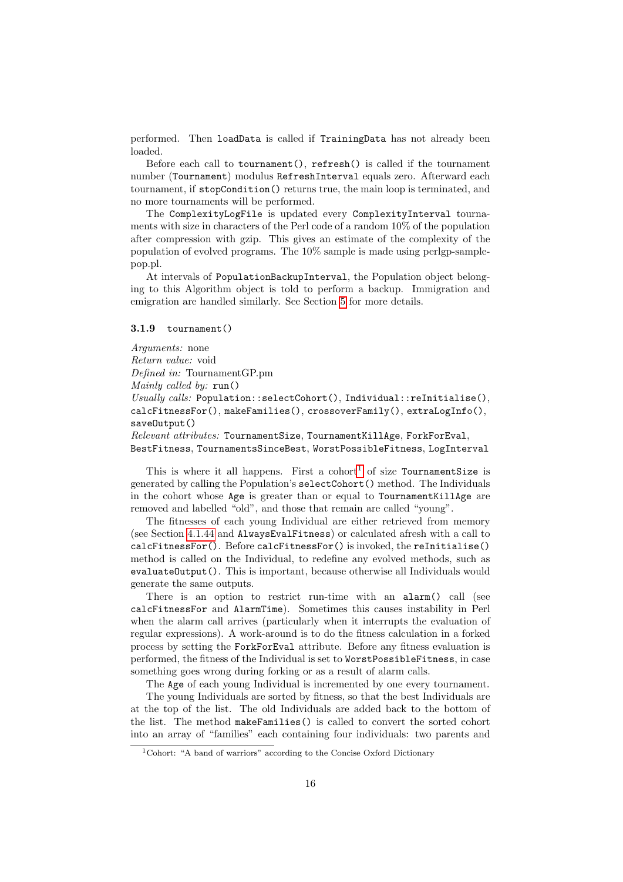performed. Then `loadData` is called if `TrainingData` has not already been loaded.

Before each call to `tournament()`, `refresh()` is called if the tournament number (`Tournament`) modulus `RefreshInterval` equals zero. Afterward each tournament, if `stopCondition()` returns true, the main loop is terminated, and no more tournaments will be performed.

The `ComplexityLogFile` is updated every `ComplexityInterval` tournaments with size in characters of the Perl code of a random 10% of the population after compression with gzip. This gives an estimate of the complexity of the population of evolved programs. The 10% sample is made using perlgp-sample-pop.pl.

At intervals of `PopulationBackupInterval`, the Population object belonging to this Algorithm object is told to perform a backup. Immigration and emigration are handled similarly. See Section 5 for more details.

### 3.1.9 `tournament()`

*Arguments:* none
*Return value:* void
*Defined in:* TournamentGP.pm
*Mainly called by:* `run()`
*Usually calls:* `Population::selectCohort()`, `Individual::reInitialise()`, `calcFitnessFor()`, `makeFamilies()`, `crossoverFamily()`, `extraLogInfo()`, `saveOutput()`
*Relevant attributes:* `TournamentSize`, `TournamentKillAge`, `ForkForEval`, `BestFitness`, `TournamentsSinceBest`, `WorstPossibleFitness`, `LogInterval`

This is where it all happens. First a cohort[1] of size `TournamentSize` is generated by calling the Population's `selectCohort()` method. The Individuals in the cohort whose `Age` is greater than or equal to `TournamentKillAge` are removed and labelled "old", and those that remain are called "young".

The fitnesses of each young Individual are either retrieved from memory (see Section 4.1.44 and `AlwaysEvalFitness`) or calculated afresh with a call to `calcFitnessFor()`. Before `calcFitnessFor()` is invoked, the `reInitialise()` method is called on the Individual, to redefine any evolved methods, such as `evaluateOutput()`. This is important, because otherwise all Individuals would generate the same outputs.

There is an option to restrict run-time with an `alarm()` call (see `calcFitnessFor` and `AlarmTime`). Sometimes this causes instability in Perl when the alarm call arrives (particularly when it interrupts the evaluation of regular expressions). A work-around is to do the fitness calculation in a forked process by setting the `ForkForEval` attribute. Before any fitness evaluation is performed, the fitness of the Individual is set to `WorstPossibleFitness`, in case something goes wrong during forking or as a result of alarm calls.

The `Age` of each young Individual is incremented by one every tournament.

The young Individuals are sorted by fitness, so that the best Individuals are at the top of the list. The old Individuals are added back to the bottom of the list. The method `makeFamilies()` is called to convert the sorted cohort into an array of "families" each containing four individuals: two parents and

[1] Cohort: "A band of warriors" according to the Concise Oxford Dictionary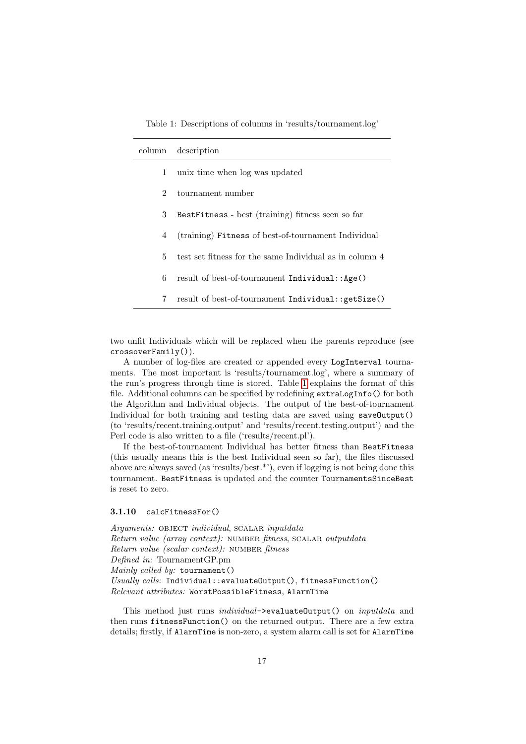Table 1: Descriptions of columns in 'results/tournament.log'

| column | description |
|---|---|
| 1 | unix time when log was updated |
| 2 | tournament number |
| 3 | `BestFitness` - best (training) fitness seen so far |
| 4 | (training) `Fitness` of best-of-tournament Individual |
| 5 | test set fitness for the same Individual as in column 4 |
| 6 | result of best-of-tournament `Individual::Age()` |
| 7 | result of best-of-tournament `Individual::getSize()` |

two unfit Individuals which will be replaced when the parents reproduce (see `crossoverFamily()`).

A number of log-files are created or appended every `LogInterval` tournaments. The most important is 'results/tournament.log', where a summary of the run's progress through time is stored. Table 1 explains the format of this file. Additional columns can be specified by redefining `extraLogInfo()` for both the Algorithm and Individual objects. The output of the best-of-tournament Individual for both training and testing data are saved using `saveOutput()` (to 'results/recent.training.output' and 'results/recent.testing.output') and the Perl code is also written to a file ('results/recent.pl').

If the best-of-tournament Individual has better fitness than `BestFitness` (this usually means this is the best Individual seen so far), the files discussed above are always saved (as 'results/best.*'), even if logging is not being done this tournament. `BestFitness` is updated and the counter `TournamentsSinceBest` is reset to zero.

### 3.1.10 `calcFitnessFor()`

*Arguments:* OBJECT *individual*, SCALAR *inputdata*
*Return value (array context):* NUMBER *fitness*, SCALAR *outputdata*
*Return value (scalar context):* NUMBER *fitness*
*Defined in:* TournamentGP.pm
*Mainly called by:* `tournament()`
*Usually calls:* `Individual::evaluateOutput()`, `fitnessFunction()`
*Relevant attributes:* `WorstPossibleFitness`, `AlarmTime`

This method just runs *individual*`->evaluateOutput()` on *inputdata* and then runs `fitnessFunction()` on the returned output. There are a few extra details; firstly, if `AlarmTime` is non-zero, a system alarm call is set for `AlarmTime`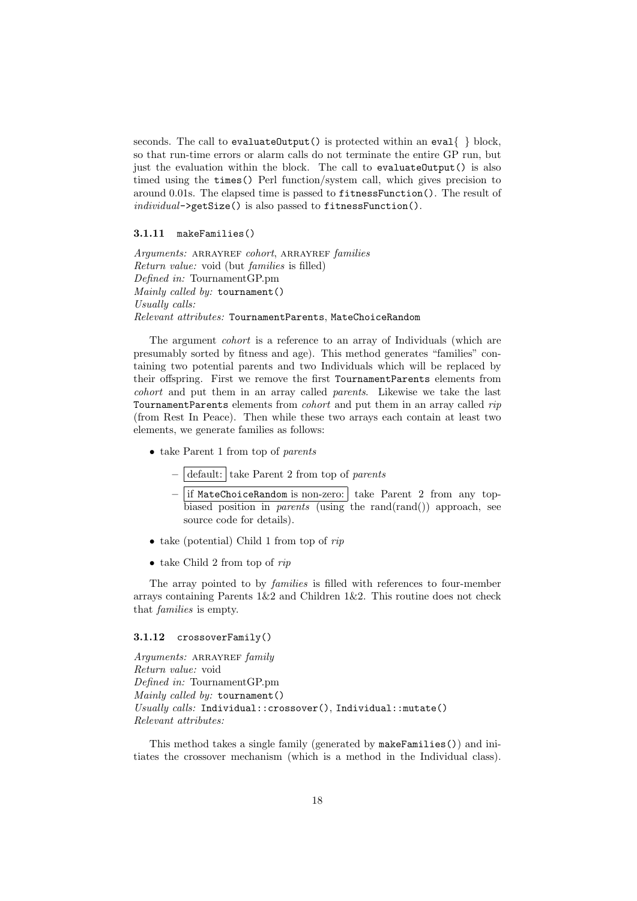seconds. The call to `evaluateOutput()` is protected within an `eval{ }` block, so that run-time errors or alarm calls do not terminate the entire GP run, but just the evaluation within the block. The call to `evaluateOutput()` is also timed using the `times()` Perl function/system call, which gives precision to around 0.01s. The elapsed time is passed to `fitnessFunction()`. The result of *individual*`->getSize()` is also passed to `fitnessFunction()`.

#### 3.1.11 `makeFamilies()`

*Arguments:* ARRAYREF *cohort*, ARRAYREF *families*
*Return value:* void (but *families* is filled)
*Defined in:* TournamentGP.pm
*Mainly called by:* `tournament()`
*Usually calls:*
*Relevant attributes:* `TournamentParents`, `MateChoiceRandom`

The argument *cohort* is a reference to an array of Individuals (which are presumably sorted by fitness and age). This method generates "families" containing two potential parents and two Individuals which will be replaced by their offspring. First we remove the first `TournamentParents` elements from *cohort* and put them in an array called *parents*. Likewise we take the last `TournamentParents` elements from *cohort* and put them in an array called *rip* (from Rest In Peace). Then while these two arrays each contain at least two elements, we generate families as follows:

- take Parent 1 from top of *parents*
  - default: take Parent 2 from top of *parents*
  - if `MateChoiceRandom` is non-zero: take Parent 2 from any top-biased position in *parents* (using the rand(rand()) approach, see source code for details).
- take (potential) Child 1 from top of *rip*
- take Child 2 from top of *rip*

The array pointed to by *families* is filled with references to four-member arrays containing Parents 1&2 and Children 1&2. This routine does not check that *families* is empty.

#### 3.1.12 `crossoverFamily()`

*Arguments:* ARRAYREF *family*
*Return value:* void
*Defined in:* TournamentGP.pm
*Mainly called by:* `tournament()`
*Usually calls:* `Individual::crossover()`, `Individual::mutate()`
*Relevant attributes:*

This method takes a single family (generated by `makeFamilies()`) and initiates the crossover mechanism (which is a method in the Individual class).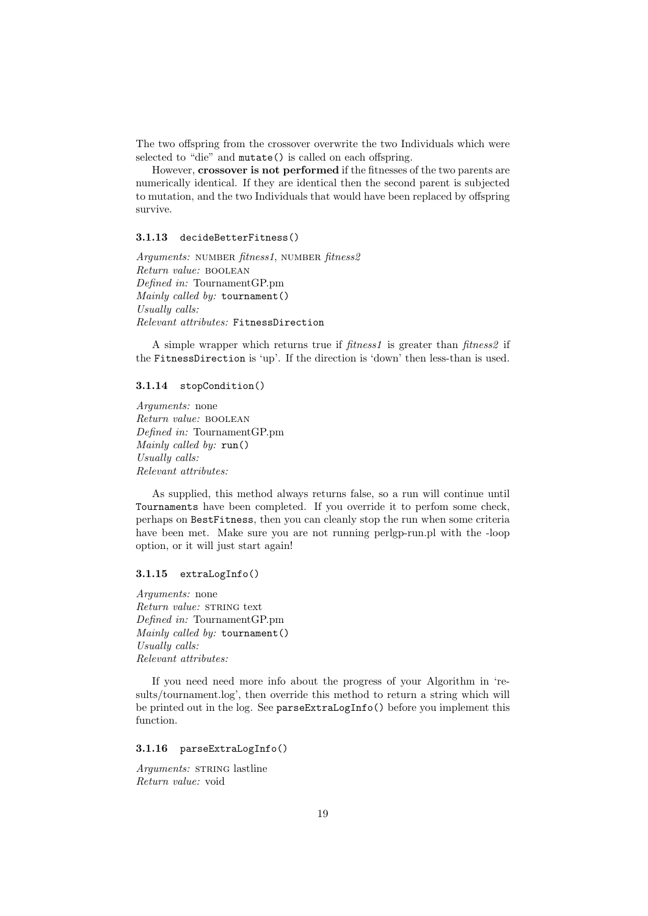The two offspring from the crossover overwrite the two Individuals which were selected to "die" and `mutate()` is called on each offspring.

However, **crossover is not performed** if the fitnesses of the two parents are numerically identical. If they are identical then the second parent is subjected to mutation, and the two Individuals that would have been replaced by offspring survive.

### 3.1.13 `decideBetterFitness()`

*Arguments:* NUMBER *fitness1*, NUMBER *fitness2*
*Return value:* BOOLEAN
*Defined in:* TournamentGP.pm
*Mainly called by:* `tournament()`
*Usually calls:*
*Relevant attributes:* `FitnessDirection`

A simple wrapper which returns true if *fitness1* is greater than *fitness2* if the `FitnessDirection` is 'up'. If the direction is 'down' then less-than is used.

### 3.1.14 `stopCondition()`

*Arguments:* none
*Return value:* BOOLEAN
*Defined in:* TournamentGP.pm
*Mainly called by:* `run()`
*Usually calls:*
*Relevant attributes:*

As supplied, this method always returns false, so a run will continue until `Tournaments` have been completed. If you override it to perfom some check, perhaps on `BestFitness`, then you can cleanly stop the run when some criteria have been met. Make sure you are not running perlgp-run.pl with the -loop option, or it will just start again!

### 3.1.15 `extraLogInfo()`

*Arguments:* none
*Return value:* STRING text
*Defined in:* TournamentGP.pm
*Mainly called by:* `tournament()`
*Usually calls:*
*Relevant attributes:*

If you need need more info about the progress of your Algorithm in 'results/tournament.log', then override this method to return a string which will be printed out in the log. See `parseExtraLogInfo()` before you implement this function.

### 3.1.16 `parseExtraLogInfo()`

*Arguments:* STRING lastline
*Return value:* void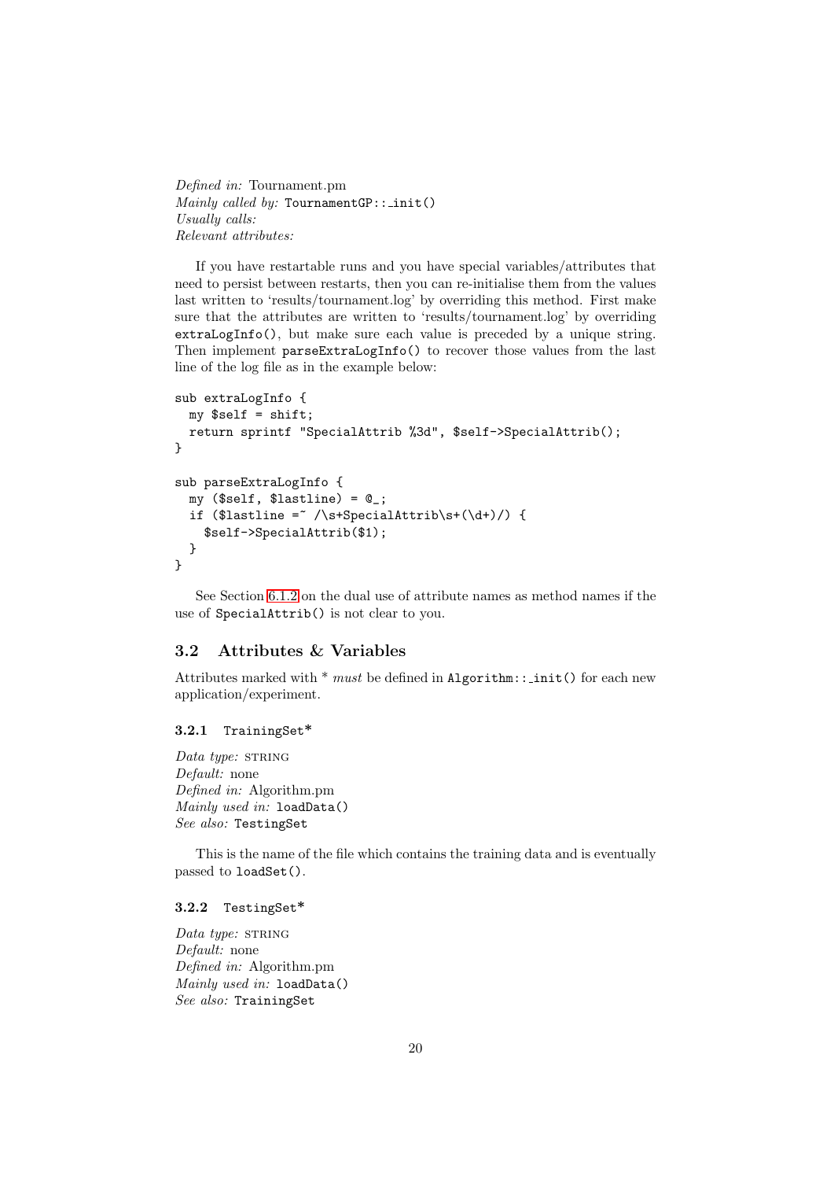*Defined in:* Tournament.pm
*Mainly called by:* `TournamentGP::_init()`
*Usually calls:*
*Relevant attributes:*

If you have restartable runs and you have special variables/attributes that need to persist between restarts, then you can re-initialise them from the values last written to 'results/tournament.log' by overriding this method. First make sure that the attributes are written to 'results/tournament.log' by overriding `extraLogInfo()`, but make sure each value is preceded by a unique string. Then implement `parseExtraLogInfo()` to recover those values from the last line of the log file as in the example below:

```
sub extraLogInfo {
  my $self = shift;
  return sprintf "SpecialAttrib %3d", $self->SpecialAttrib();
}

sub parseExtraLogInfo {
  my ($self, $lastline) = @_;
  if ($lastline =~ /\s+SpecialAttrib\s+(\d+)/) {
    $self->SpecialAttrib($1);
  }
}
```

See Section 6.1.2 on the dual use of attribute names as method names if the use of `SpecialAttrib()` is not clear to you.

## 3.2 Attributes & Variables

Attributes marked with * *must* be defined in `Algorithm::_init()` for each new application/experiment.

### 3.2.1 `TrainingSet*`

*Data type:* STRING
*Default:* none
*Defined in:* Algorithm.pm
*Mainly used in:* `loadData()`
*See also:* `TestingSet`

This is the name of the file which contains the training data and is eventually passed to `loadSet()`.

### 3.2.2 `TestingSet*`

*Data type:* STRING
*Default:* none
*Defined in:* Algorithm.pm
*Mainly used in:* `loadData()`
*See also:* `TrainingSet`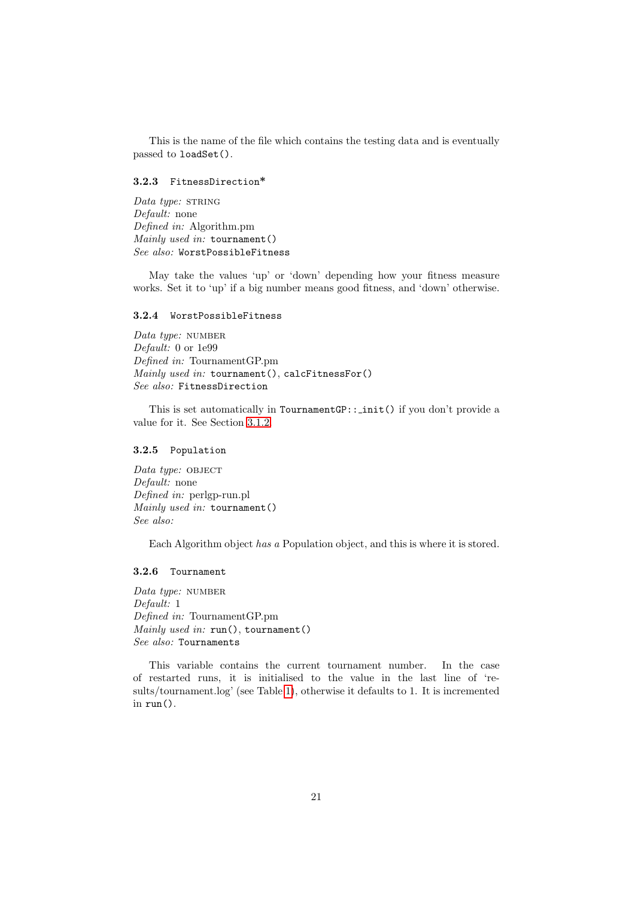This is the name of the file which contains the testing data and is eventually passed to `loadSet()`.

### 3.2.3 `FitnessDirection*`

*Data type:* STRING
*Default:* none
*Defined in:* Algorithm.pm
*Mainly used in:* `tournament()`
*See also:* `WorstPossibleFitness`

May take the values 'up' or 'down' depending how your fitness measure works. Set it to 'up' if a big number means good fitness, and 'down' otherwise.

### 3.2.4 `WorstPossibleFitness`

*Data type:* NUMBER
*Default:* 0 or 1e99
*Defined in:* TournamentGP.pm
*Mainly used in:* `tournament()`, `calcFitnessFor()`
*See also:* `FitnessDirection`

This is set automatically in `TournamentGP::_init()` if you don't provide a value for it. See Section 3.1.2.

### 3.2.5 `Population`

*Data type:* OBJECT
*Default:* none
*Defined in:* perlgp-run.pl
*Mainly used in:* `tournament()`
*See also:*

Each Algorithm object *has a* Population object, and this is where it is stored.

### 3.2.6 `Tournament`

*Data type:* NUMBER
*Default:* 1
*Defined in:* TournamentGP.pm
*Mainly used in:* `run()`, `tournament()`
*See also:* `Tournaments`

This variable contains the current tournament number. In the case of restarted runs, it is initialised to the value in the last line of 'results/tournament.log' (see Table 1), otherwise it defaults to 1. It is incremented in `run()`.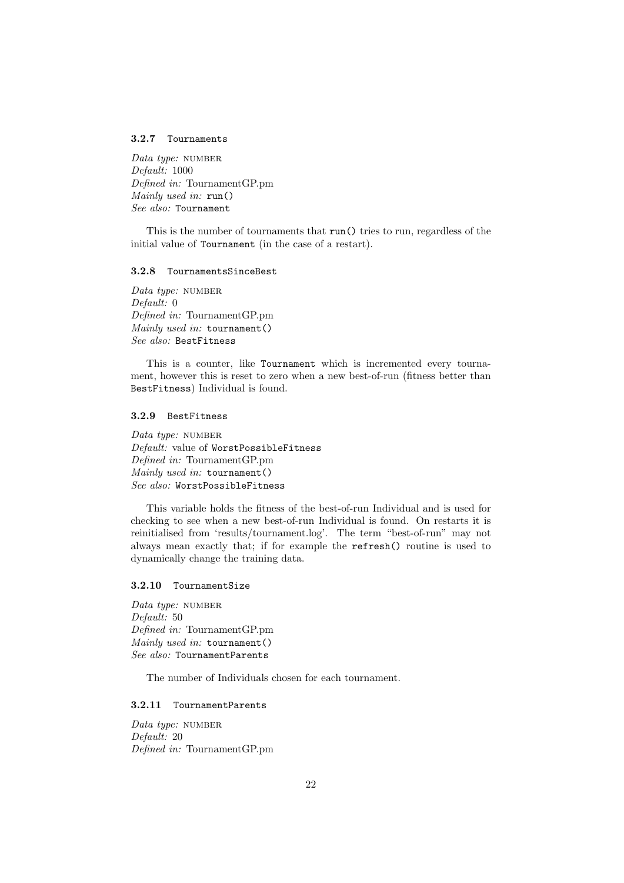### 3.2.7 `Tournaments`

*Data type:* NUMBER
*Default:* 1000
*Defined in:* TournamentGP.pm
*Mainly used in:* `run()`
*See also:* `Tournament`

This is the number of tournaments that `run()` tries to run, regardless of the initial value of `Tournament` (in the case of a restart).

### 3.2.8 `TournamentsSinceBest`

*Data type:* NUMBER
*Default:* 0
*Defined in:* TournamentGP.pm
*Mainly used in:* `tournament()`
*See also:* `BestFitness`

This is a counter, like `Tournament` which is incremented every tournament, however this is reset to zero when a new best-of-run (fitness better than `BestFitness`) Individual is found.

### 3.2.9 `BestFitness`

*Data type:* NUMBER
*Default:* value of `WorstPossibleFitness`
*Defined in:* TournamentGP.pm
*Mainly used in:* `tournament()`
*See also:* `WorstPossibleFitness`

This variable holds the fitness of the best-of-run Individual and is used for checking to see when a new best-of-run Individual is found. On restarts it is reinitialised from 'results/tournament.log'. The term "best-of-run" may not always mean exactly that; if for example the `refresh()` routine is used to dynamically change the training data.

### 3.2.10 `TournamentSize`

*Data type:* NUMBER
*Default:* 50
*Defined in:* TournamentGP.pm
*Mainly used in:* `tournament()`
*See also:* `TournamentParents`

The number of Individuals chosen for each tournament.

### 3.2.11 `TournamentParents`

*Data type:* NUMBER
*Default:* 20
*Defined in:* TournamentGP.pm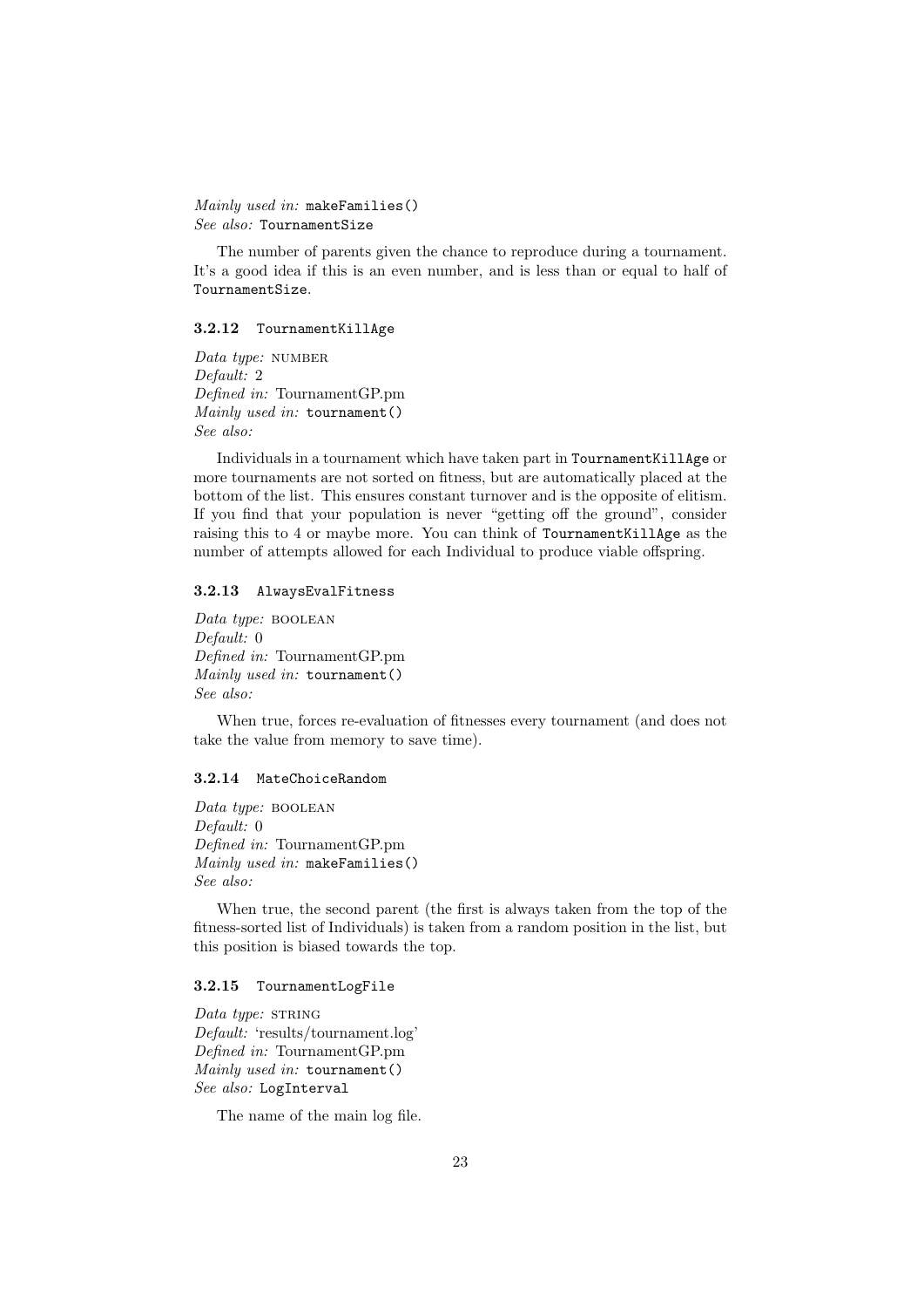*Mainly used in:* `makeFamilies()`
*See also:* `TournamentSize`

The number of parents given the chance to reproduce during a tournament. It's a good idea if this is an even number, and is less than or equal to half of `TournamentSize`.

### 3.2.12 `TournamentKillAge`

*Data type:* NUMBER
*Default:* 2
*Defined in:* TournamentGP.pm
*Mainly used in:* `tournament()`
*See also:*

Individuals in a tournament which have taken part in `TournamentKillAge` or more tournaments are not sorted on fitness, but are automatically placed at the bottom of the list. This ensures constant turnover and is the opposite of elitism. If you find that your population is never "getting off the ground", consider raising this to 4 or maybe more. You can think of `TournamentKillAge` as the number of attempts allowed for each Individual to produce viable offspring.

### 3.2.13 `AlwaysEvalFitness`

*Data type:* BOOLEAN
*Default:* 0
*Defined in:* TournamentGP.pm
*Mainly used in:* `tournament()`
*See also:*

When true, forces re-evaluation of fitnesses every tournament (and does not take the value from memory to save time).

### 3.2.14 `MateChoiceRandom`

*Data type:* BOOLEAN
*Default:* 0
*Defined in:* TournamentGP.pm
*Mainly used in:* `makeFamilies()`
*See also:*

When true, the second parent (the first is always taken from the top of the fitness-sorted list of Individuals) is taken from a random position in the list, but this position is biased towards the top.

### 3.2.15 `TournamentLogFile`

*Data type:* STRING
*Default:* 'results/tournament.log'
*Defined in:* TournamentGP.pm
*Mainly used in:* `tournament()`
*See also:* `LogInterval`

The name of the main log file.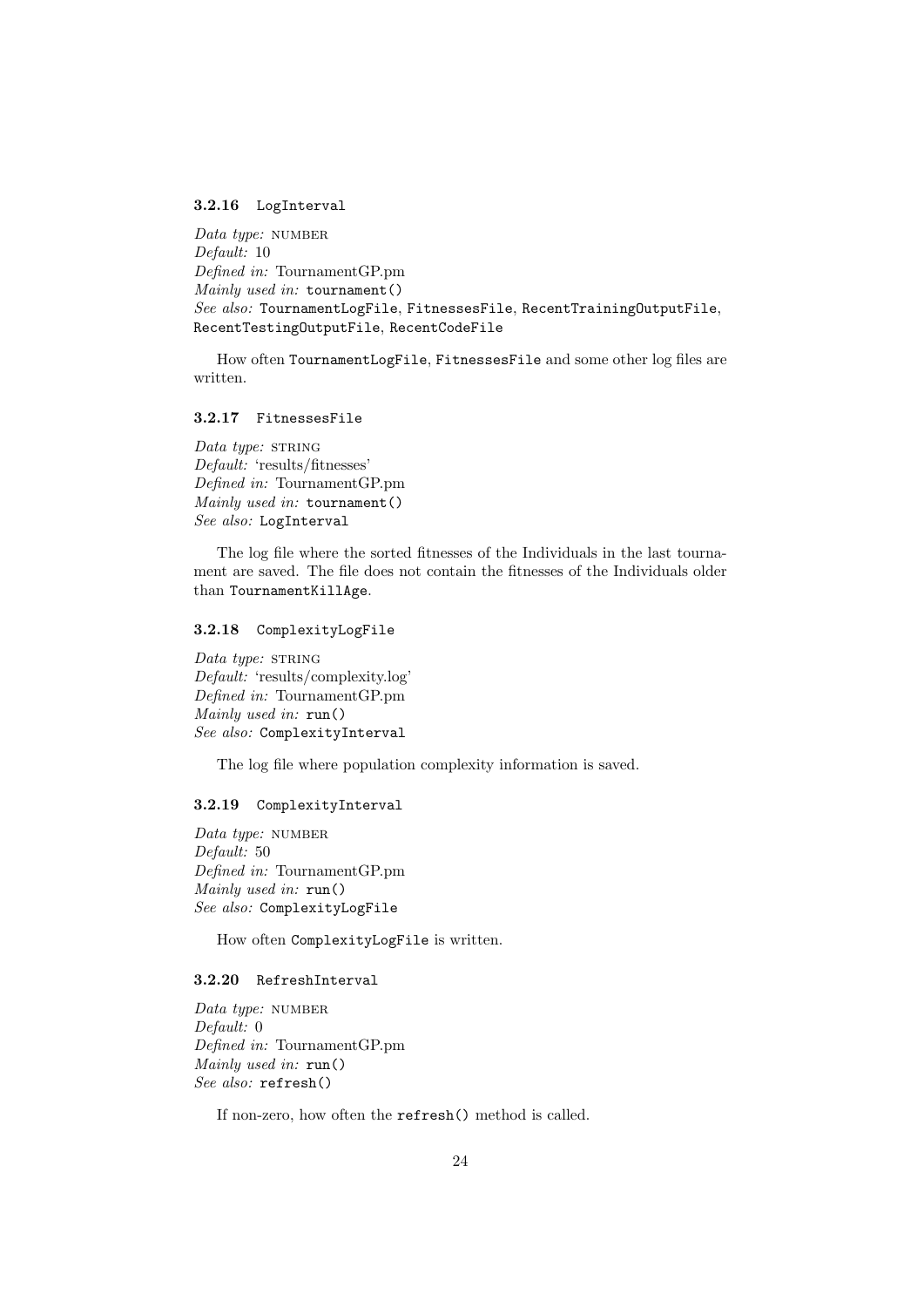#### 3.2.16 `LogInterval`

*Data type:* NUMBER  
*Default:* 10  
*Defined in:* TournamentGP.pm  
*Mainly used in:* `tournament()`  
*See also:* `TournamentLogFile`, `FitnessesFile`, `RecentTrainingOutputFile`, `RecentTestingOutputFile`, `RecentCodeFile`

How often `TournamentLogFile`, `FitnessesFile` and some other log files are written.

#### 3.2.17 `FitnessesFile`

*Data type:* STRING  
*Default:* 'results/fitnesses'  
*Defined in:* TournamentGP.pm  
*Mainly used in:* `tournament()`  
*See also:* `LogInterval`

The log file where the sorted fitnesses of the Individuals in the last tournament are saved. The file does not contain the fitnesses of the Individuals older than `TournamentKillAge`.

#### 3.2.18 `ComplexityLogFile`

*Data type:* STRING  
*Default:* 'results/complexity.log'  
*Defined in:* TournamentGP.pm  
*Mainly used in:* `run()`  
*See also:* `ComplexityInterval`

The log file where population complexity information is saved.

#### 3.2.19 `ComplexityInterval`

*Data type:* NUMBER  
*Default:* 50  
*Defined in:* TournamentGP.pm  
*Mainly used in:* `run()`  
*See also:* `ComplexityLogFile`

How often `ComplexityLogFile` is written.

#### 3.2.20 `RefreshInterval`

*Data type:* NUMBER  
*Default:* 0  
*Defined in:* TournamentGP.pm  
*Mainly used in:* `run()`  
*See also:* `refresh()`

If non-zero, how often the `refresh()` method is called.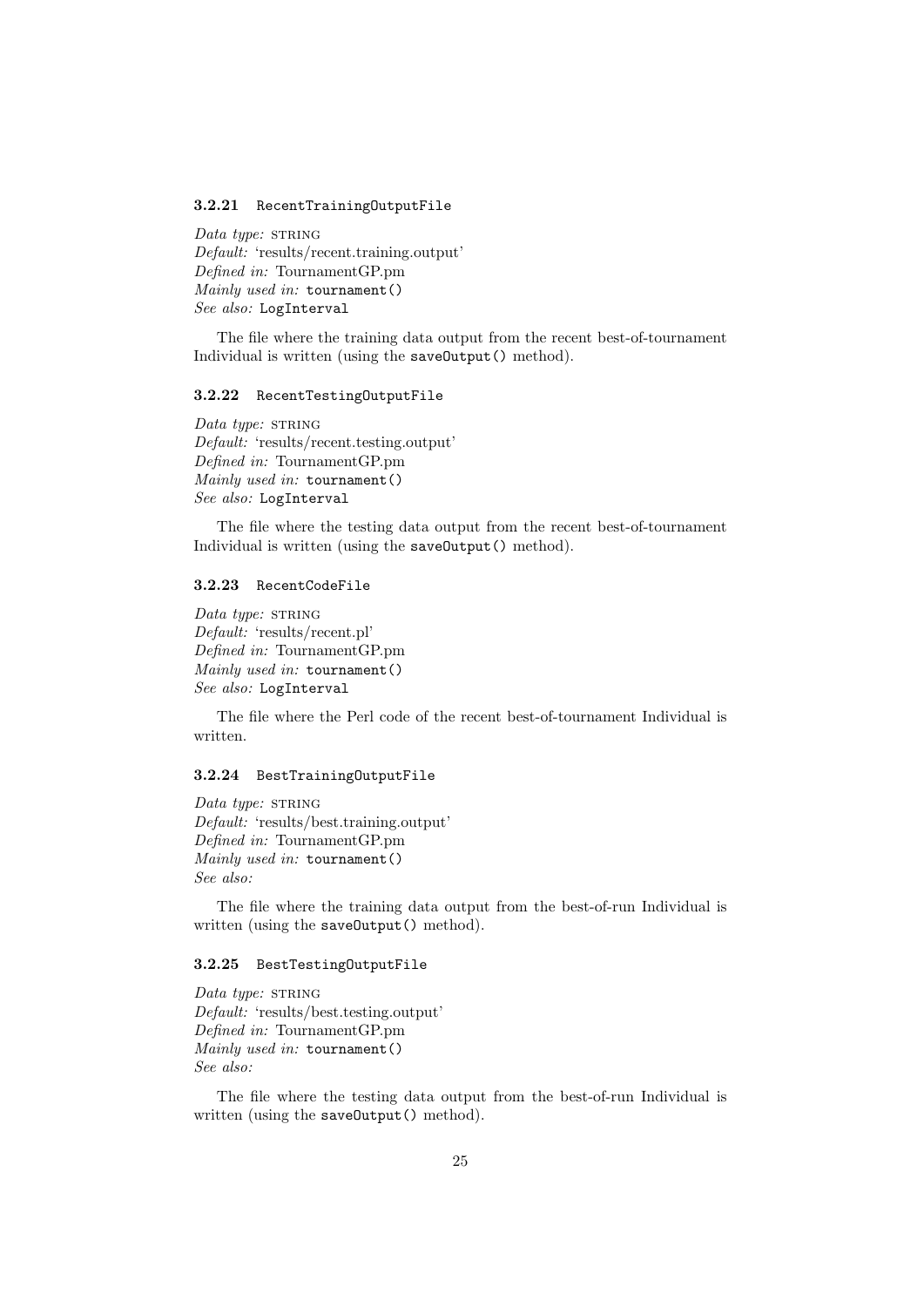#### 3.2.21 `RecentTrainingOutputFile`

*Data type:* STRING
*Default:* 'results/recent.training.output'
*Defined in:* TournamentGP.pm
*Mainly used in:* `tournament()`
*See also:* `LogInterval`

The file where the training data output from the recent best-of-tournament Individual is written (using the `saveOutput()` method).

#### 3.2.22 `RecentTestingOutputFile`

*Data type:* STRING
*Default:* 'results/recent.testing.output'
*Defined in:* TournamentGP.pm
*Mainly used in:* `tournament()`
*See also:* `LogInterval`

The file where the testing data output from the recent best-of-tournament Individual is written (using the `saveOutput()` method).

#### 3.2.23 `RecentCodeFile`

*Data type:* STRING
*Default:* 'results/recent.pl'
*Defined in:* TournamentGP.pm
*Mainly used in:* `tournament()`
*See also:* `LogInterval`

The file where the Perl code of the recent best-of-tournament Individual is written.

#### 3.2.24 `BestTrainingOutputFile`

*Data type:* STRING
*Default:* 'results/best.training.output'
*Defined in:* TournamentGP.pm
*Mainly used in:* `tournament()`
*See also:*

The file where the training data output from the best-of-run Individual is written (using the `saveOutput()` method).

#### 3.2.25 `BestTestingOutputFile`

*Data type:* STRING
*Default:* 'results/best.testing.output'
*Defined in:* TournamentGP.pm
*Mainly used in:* `tournament()`
*See also:*

The file where the testing data output from the best-of-run Individual is written (using the `saveOutput()` method).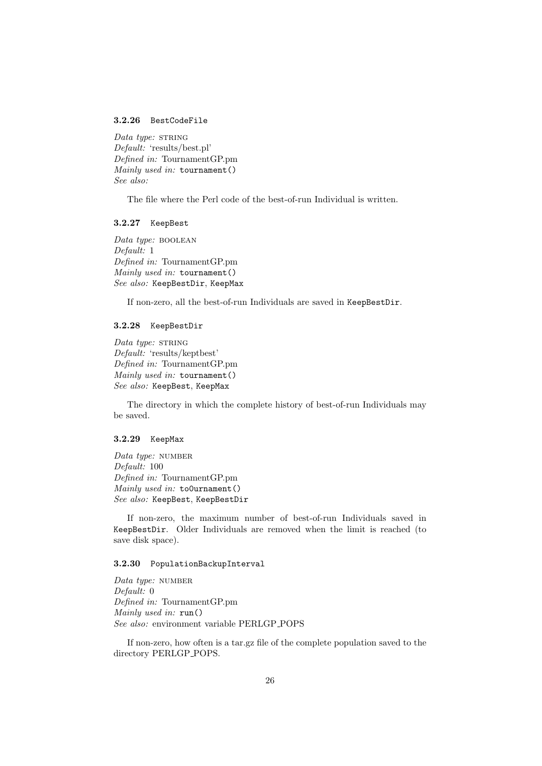### 3.2.26 `BestCodeFile`

*Data type:* STRING
*Default:* 'results/best.pl'
*Defined in:* TournamentGP.pm
*Mainly used in:* `tournament()`
*See also:*

The file where the Perl code of the best-of-run Individual is written.

### 3.2.27 `KeepBest`

*Data type:* BOOLEAN
*Default:* 1
*Defined in:* TournamentGP.pm
*Mainly used in:* `tournament()`
*See also:* `KeepBestDir`, `KeepMax`

If non-zero, all the best-of-run Individuals are saved in `KeepBestDir`.

### 3.2.28 `KeepBestDir`

*Data type:* STRING
*Default:* 'results/keptbest'
*Defined in:* TournamentGP.pm
*Mainly used in:* `tournament()`
*See also:* `KeepBest`, `KeepMax`

The directory in which the complete history of best-of-run Individuals may be saved.

### 3.2.29 `KeepMax`

*Data type:* NUMBER
*Default:* 100
*Defined in:* TournamentGP.pm
*Mainly used in:* `toOurnament()`
*See also:* `KeepBest`, `KeepBestDir`

If non-zero, the maximum number of best-of-run Individuals saved in `KeepBestDir`. Older Individuals are removed when the limit is reached (to save disk space).

### 3.2.30 `PopulationBackupInterval`

*Data type:* NUMBER
*Default:* 0
*Defined in:* TournamentGP.pm
*Mainly used in:* `run()`
*See also:* environment variable PERLGP_POPS

If non-zero, how often is a tar.gz file of the complete population saved to the directory PERLGP_POPS.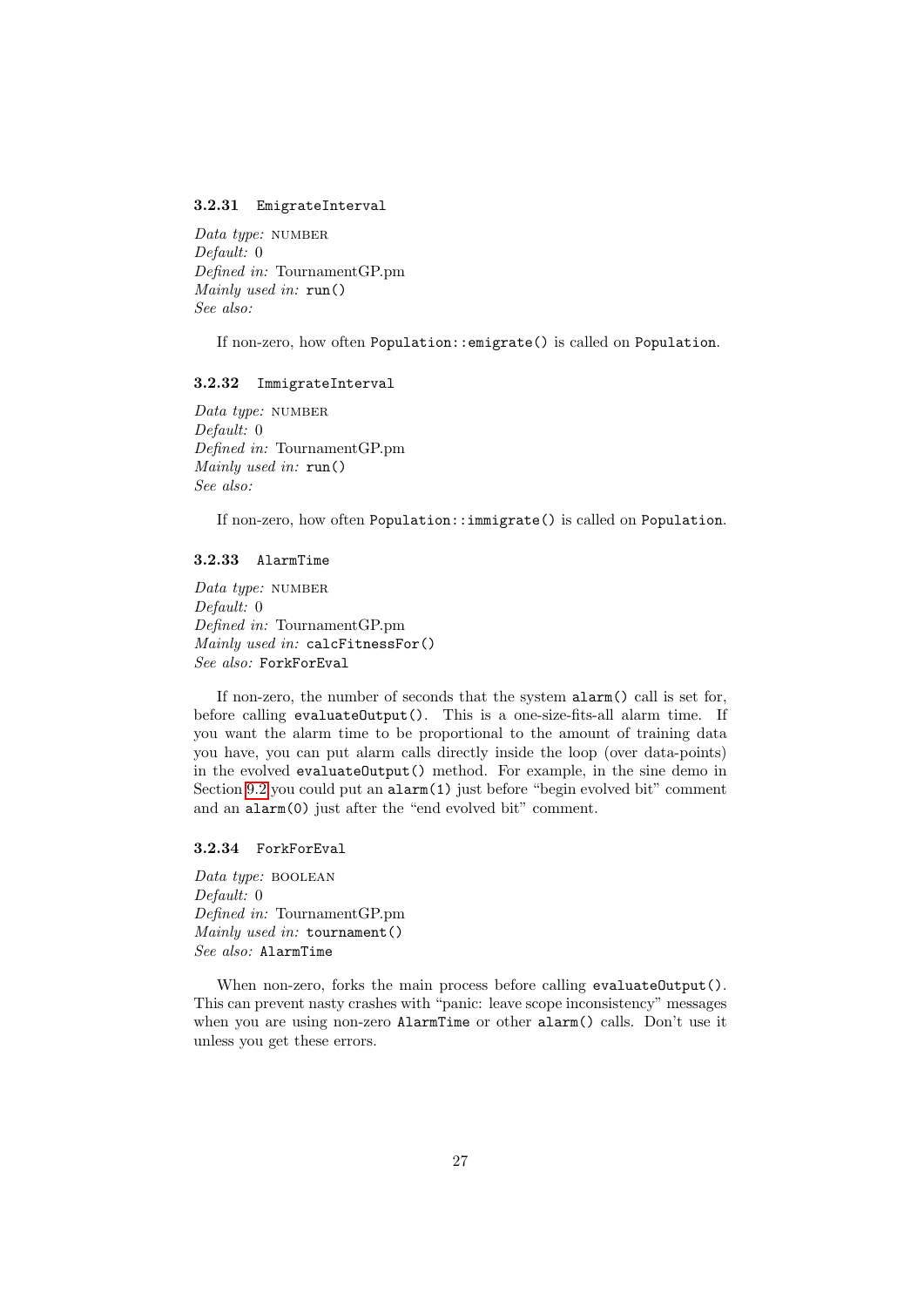### 3.2.31 `EmigrateInterval`

*Data type:* NUMBER  
*Default:* 0  
*Defined in:* TournamentGP.pm  
*Mainly used in:* `run()`  
*See also:*

If non-zero, how often `Population::emigrate()` is called on `Population`.

### 3.2.32 `ImmigrateInterval`

*Data type:* NUMBER  
*Default:* 0  
*Defined in:* TournamentGP.pm  
*Mainly used in:* `run()`  
*See also:*

If non-zero, how often `Population::immigrate()` is called on `Population`.

### 3.2.33 `AlarmTime`

*Data type:* NUMBER  
*Default:* 0  
*Defined in:* TournamentGP.pm  
*Mainly used in:* `calcFitnessFor()`  
*See also:* `ForkForEval`

If non-zero, the number of seconds that the system `alarm()` call is set for, before calling `evaluateOutput()`. This is a one-size-fits-all alarm time. If you want the alarm time to be proportional to the amount of training data you have, you can put alarm calls directly inside the loop (over data-points) in the evolved `evaluateOutput()` method. For example, in the sine demo in Section 9.2 you could put an `alarm(1)` just before "begin evolved bit" comment and an `alarm(0)` just after the "end evolved bit" comment.

### 3.2.34 `ForkForEval`

*Data type:* BOOLEAN  
*Default:* 0  
*Defined in:* TournamentGP.pm  
*Mainly used in:* `tournament()`  
*See also:* `AlarmTime`

When non-zero, forks the main process before calling `evaluateOutput()`. This can prevent nasty crashes with "panic: leave scope inconsistency" messages when you are using non-zero `AlarmTime` or other `alarm()` calls. Don't use it unless you get these errors.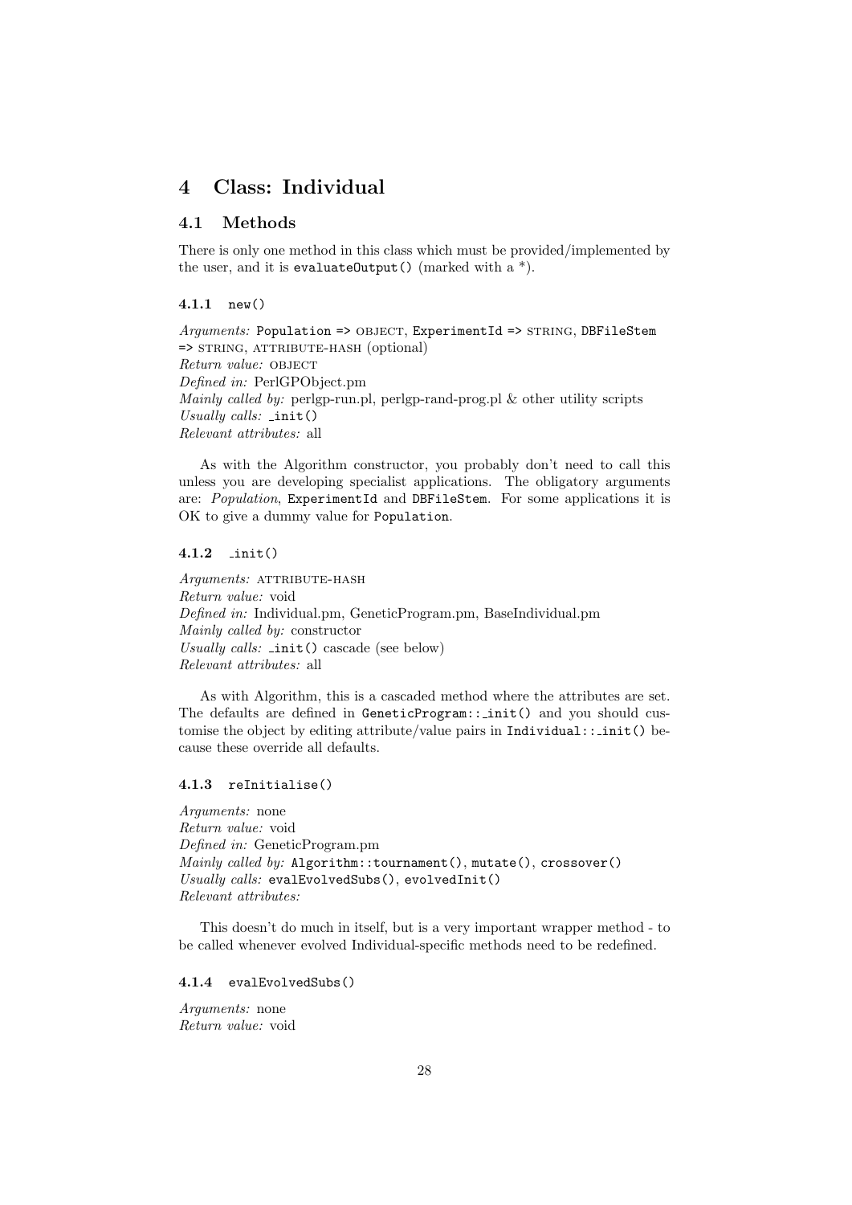# 4 Class: Individual

## 4.1 Methods

There is only one method in this class which must be provided/implemented by the user, and it is `evaluateOutput()` (marked with a *).

### 4.1.1 `new()`

*Arguments:* `Population =>` OBJECT, `ExperimentId =>` STRING, `DBFileStem =>` STRING, ATTRIBUTE-HASH (optional)  
*Return value:* OBJECT  
*Defined in:* PerlGPObject.pm  
*Mainly called by:* perlgp-run.pl, perlgp-rand-prog.pl & other utility scripts  
*Usually calls:* `_init()`  
*Relevant attributes:* all

As with the Algorithm constructor, you probably don't need to call this unless you are developing specialist applications. The obligatory arguments are: *Population*, `ExperimentId` and `DBFileStem`. For some applications it is OK to give a dummy value for `Population`.

### 4.1.2 `_init()`

*Arguments:* ATTRIBUTE-HASH  
*Return value:* void  
*Defined in:* Individual.pm, GeneticProgram.pm, BaseIndividual.pm  
*Mainly called by:* constructor  
*Usually calls:* `_init()` cascade (see below)  
*Relevant attributes:* all

As with Algorithm, this is a cascaded method where the attributes are set. The defaults are defined in `GeneticProgram::_init()` and you should customise the object by editing attribute/value pairs in `Individual::_init()` because these override all defaults.

### 4.1.3 `reInitialise()`

*Arguments:* none  
*Return value:* void  
*Defined in:* GeneticProgram.pm  
*Mainly called by:* `Algorithm::tournament()`, `mutate()`, `crossover()`  
*Usually calls:* `evalEvolvedSubs()`, `evolvedInit()`  
*Relevant attributes:*

This doesn't do much in itself, but is a very important wrapper method - to be called whenever evolved Individual-specific methods need to be redefined.

### 4.1.4 `evalEvolvedSubs()`

*Arguments:* none  
*Return value:* void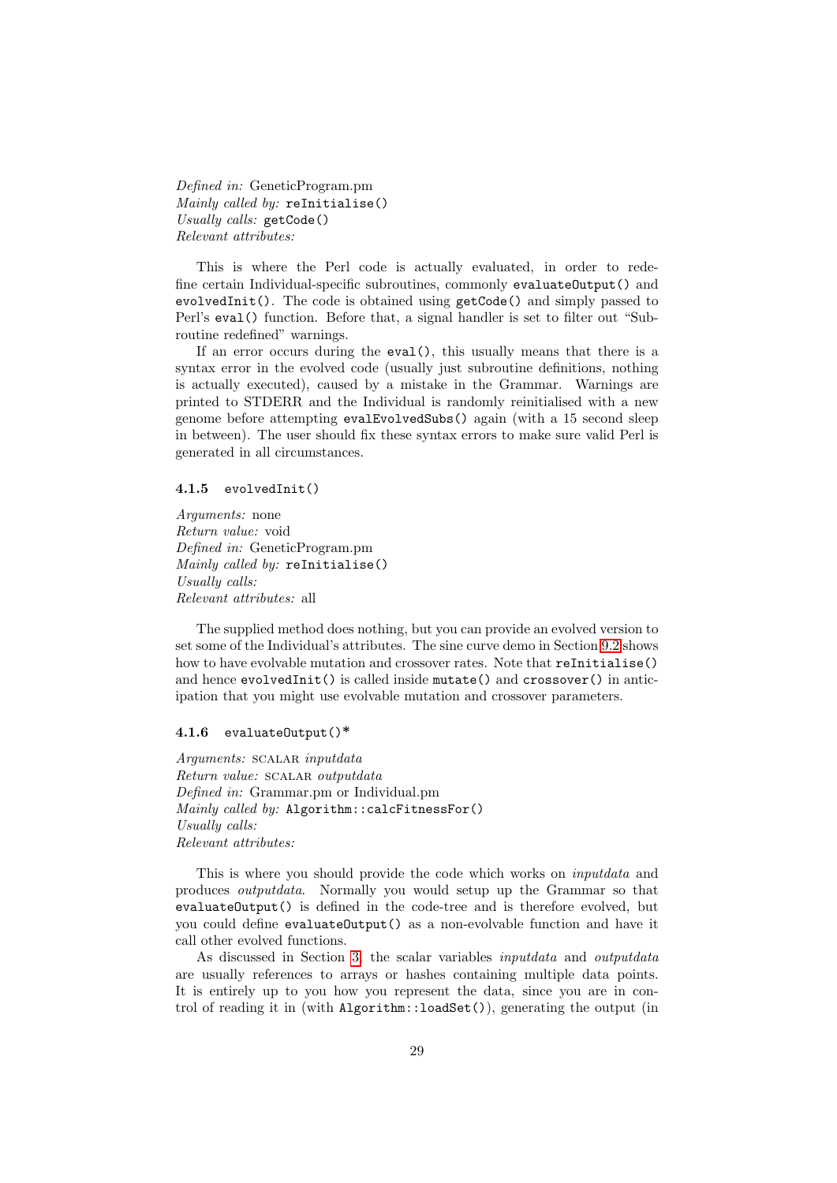*Defined in:* GeneticProgram.pm
*Mainly called by:* `reInitialise()`
*Usually calls:* `getCode()`
*Relevant attributes:*

This is where the Perl code is actually evaluated, in order to redefine certain Individual-specific subroutines, commonly `evaluateOutput()` and `evolvedInit()`. The code is obtained using `getCode()` and simply passed to Perl's `eval()` function. Before that, a signal handler is set to filter out "Subroutine redefined" warnings.

If an error occurs during the `eval()`, this usually means that there is a syntax error in the evolved code (usually just subroutine definitions, nothing is actually executed), caused by a mistake in the Grammar. Warnings are printed to STDERR and the Individual is randomly reinitialised with a new genome before attempting `evalEvolvedSubs()` again (with a 15 second sleep in between). The user should fix these syntax errors to make sure valid Perl is generated in all circumstances.

#### 4.1.5 `evolvedInit()`

*Arguments:* none
*Return value:* void
*Defined in:* GeneticProgram.pm
*Mainly called by:* `reInitialise()`
*Usually calls:*
*Relevant attributes:* all

The supplied method does nothing, but you can provide an evolved version to set some of the Individual's attributes. The sine curve demo in Section 9.2 shows how to have evolvable mutation and crossover rates. Note that `reInitialise()` and hence `evolvedInit()` is called inside `mutate()` and `crossover()` in anticipation that you might use evolvable mutation and crossover parameters.

#### 4.1.6 `evaluateOutput()*`

*Arguments:* SCALAR *inputdata*
*Return value:* SCALAR *outputdata*
*Defined in:* Grammar.pm or Individual.pm
*Mainly called by:* `Algorithm::calcFitnessFor()`
*Usually calls:*
*Relevant attributes:*

This is where you should provide the code which works on *inputdata* and produces *outputdata*. Normally you would setup up the Grammar so that `evaluateOutput()` is defined in the code-tree and is therefore evolved, but you could define `evaluateOutput()` as a non-evolvable function and have it call other evolved functions.

As discussed in Section 3, the scalar variables *inputdata* and *outputdata* are usually references to arrays or hashes containing multiple data points. It is entirely up to you how you represent the data, since you are in control of reading it in (with `Algorithm::loadSet()`), generating the output (in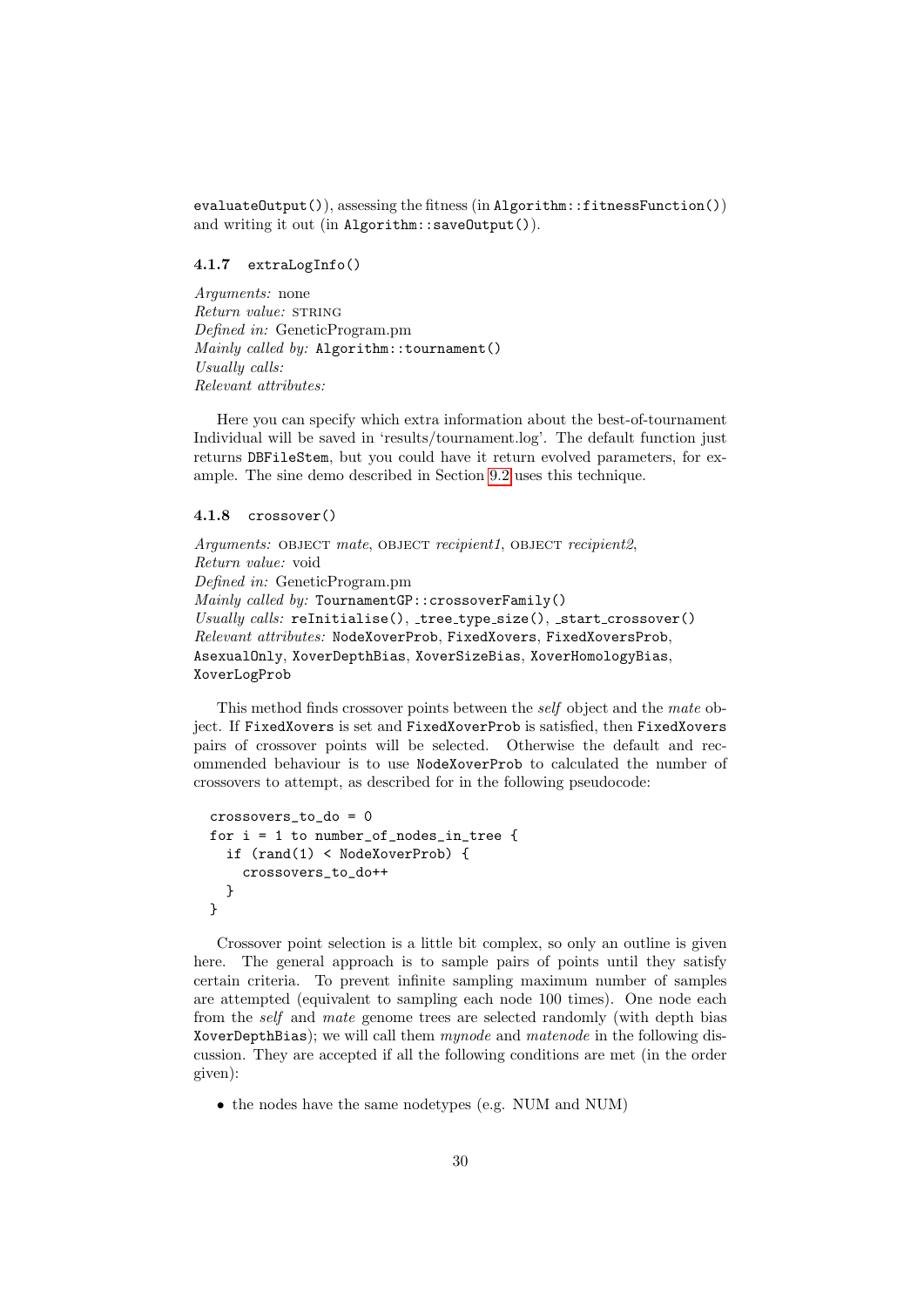evaluateOutput()), assessing the fitness (in Algorithm::fitnessFunction()) and writing it out (in Algorithm::saveOutput()).

#### 4.1.7 extraLogInfo()

*Arguments:* none
*Return value:* STRING
*Defined in:* GeneticProgram.pm
*Mainly called by:* Algorithm::tournament()
*Usually calls:*
*Relevant attributes:*

Here you can specify which extra information about the best-of-tournament Individual will be saved in 'results/tournament.log'. The default function just returns DBFileStem, but you could have it return evolved parameters, for example. The sine demo described in Section 9.2 uses this technique.

#### 4.1.8 crossover()

*Arguments:* OBJECT *mate*, OBJECT *recipient1*, OBJECT *recipient2*,
*Return value:* void
*Defined in:* GeneticProgram.pm
*Mainly called by:* TournamentGP::crossoverFamily()
*Usually calls:* reInitialise(), _tree_type_size(), _start_crossover()
*Relevant attributes:* NodeXoverProb, FixedXovers, FixedXoversProb, AsexualOnly, XoverDepthBias, XoverSizeBias, XoverHomologyBias, XoverLogProb

This method finds crossover points between the *self* object and the *mate* object. If FixedXovers is set and FixedXoverProb is satisfied, then FixedXovers pairs of crossover points will be selected. Otherwise the default and recommended behaviour is to use NodeXoverProb to calculated the number of crossovers to attempt, as described for in the following pseudocode:

```
crossovers_to_do = 0
for i = 1 to number_of_nodes_in_tree {
  if (rand(1) < NodeXoverProb) {
    crossovers_to_do++
  }
}
```

Crossover point selection is a little bit complex, so only an outline is given here. The general approach is to sample pairs of points until they satisfy certain criteria. To prevent infinite sampling maximum number of samples are attempted (equivalent to sampling each node 100 times). One node each from the *self* and *mate* genome trees are selected randomly (with depth bias XoverDepthBias); we will call them *mynode* and *matenode* in the following discussion. They are accepted if all the following conditions are met (in the order given):

- the nodes have the same nodetypes (e.g. NUM and NUM)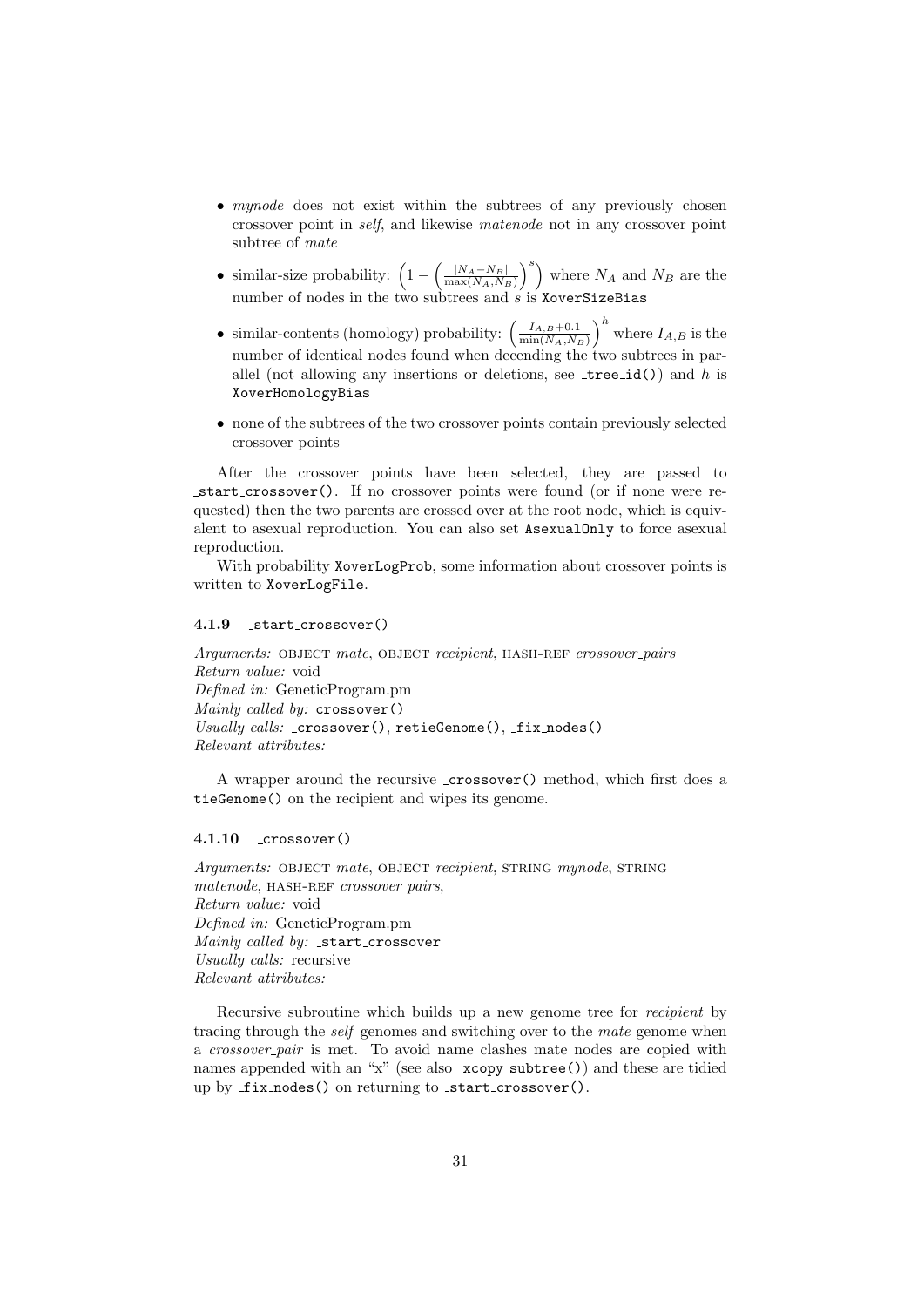- *mynode* does not exist within the subtrees of any previously chosen crossover point in *self*, and likewise *matenode* not in any crossover point subtree of *mate*
- similar-size probability: $\left(1 - \left(\frac{|N_A - N_B|}{\max(N_A, N_B)}\right)^s\right)$ where $N_A$ and $N_B$ are the number of nodes in the two subtrees and $s$ is `XoverSizeBias`
- similar-contents (homology) probability: $\left(\frac{I_{A,B}+0.1}{\min(N_A, N_B)}\right)^h$ where $I_{A,B}$ is the number of identical nodes found when decending the two subtrees in parallel (not allowing any insertions or deletions, see `_tree_id()`) and $h$ is `XoverHomologyBias`
- none of the subtrees of the two crossover points contain previously selected crossover points

After the crossover points have been selected, they are passed to `_start_crossover()`. If no crossover points were found (or if none were requested) then the two parents are crossed over at the root node, which is equivalent to asexual reproduction. You can also set `AsexualOnly` to force asexual reproduction.

With probability `XoverLogProb`, some information about crossover points is written to `XoverLogFile`.

### 4.1.9 `_start_crossover()`

*Arguments:* OBJECT *mate*, OBJECT *recipient*, HASH-REF *crossover_pairs*
*Return value:* void
*Defined in:* GeneticProgram.pm
*Mainly called by:* `crossover()`
*Usually calls:* `_crossover()`, `retieGenome()`, `_fix_nodes()`
*Relevant attributes:*

A wrapper around the recursive `_crossover()` method, which first does a `tieGenome()` on the recipient and wipes its genome.

### 4.1.10 `_crossover()`

*Arguments:* OBJECT *mate*, OBJECT *recipient*, STRING *mynode*, STRING *matenode*, HASH-REF *crossover_pairs*,
*Return value:* void
*Defined in:* GeneticProgram.pm
*Mainly called by:* `_start_crossover`
*Usually calls:* recursive
*Relevant attributes:*

Recursive subroutine which builds up a new genome tree for *recipient* by tracing through the *self* genomes and switching over to the *mate* genome when a *crossover_pair* is met. To avoid name clashes mate nodes are copied with names appended with an "x" (see also `_xcopy_subtree()`) and these are tidied up by `_fix_nodes()` on returning to `_start_crossover()`.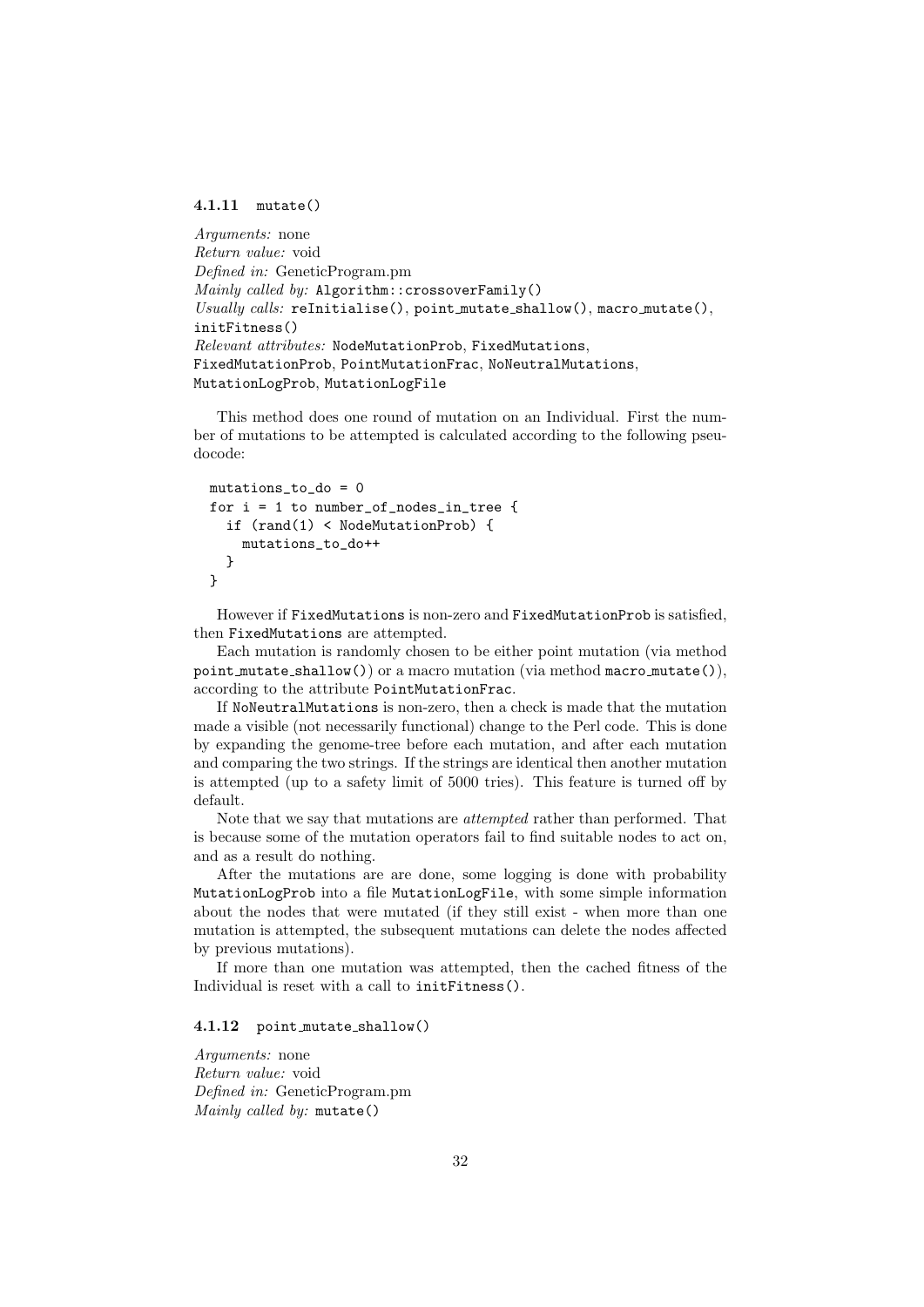#### 4.1.11 `mutate()`

*Arguments:* none
*Return value:* void
*Defined in:* GeneticProgram.pm
*Mainly called by:* `Algorithm::crossoverFamily()`
*Usually calls:* `reInitialise()`, `point_mutate_shallow()`, `macro_mutate()`, `initFitness()`
*Relevant attributes:* `NodeMutationProb`, `FixedMutations`, `FixedMutationProb`, `PointMutationFrac`, `NoNeutralMutations`, `MutationLogProb`, `MutationLogFile`

This method does one round of mutation on an Individual. First the number of mutations to be attempted is calculated according to the following pseudocode:

```
mutations_to_do = 0
for i = 1 to number_of_nodes_in_tree {
  if (rand(1) < NodeMutationProb) {
    mutations_to_do++
  }
}
```

However if `FixedMutations` is non-zero and `FixedMutationProb` is satisfied, then `FixedMutations` are attempted.

Each mutation is randomly chosen to be either point mutation (via method `point_mutate_shallow()`) or a macro mutation (via method `macro_mutate()`), according to the attribute `PointMutationFrac`.

If `NoNeutralMutations` is non-zero, then a check is made that the mutation made a visible (not necessarily functional) change to the Perl code. This is done by expanding the genome-tree before each mutation, and after each mutation and comparing the two strings. If the strings are identical then another mutation is attempted (up to a safety limit of 5000 tries). This feature is turned off by default.

Note that we say that mutations are *attempted* rather than performed. That is because some of the mutation operators fail to find suitable nodes to act on, and as a result do nothing.

After the mutations are are done, some logging is done with probability `MutationLogProb` into a file `MutationLogFile`, with some simple information about the nodes that were mutated (if they still exist - when more than one mutation is attempted, the subsequent mutations can delete the nodes affected by previous mutations).

If more than one mutation was attempted, then the cached fitness of the Individual is reset with a call to `initFitness()`.

#### 4.1.12 `point_mutate_shallow()`

*Arguments:* none
*Return value:* void
*Defined in:* GeneticProgram.pm
*Mainly called by:* `mutate()`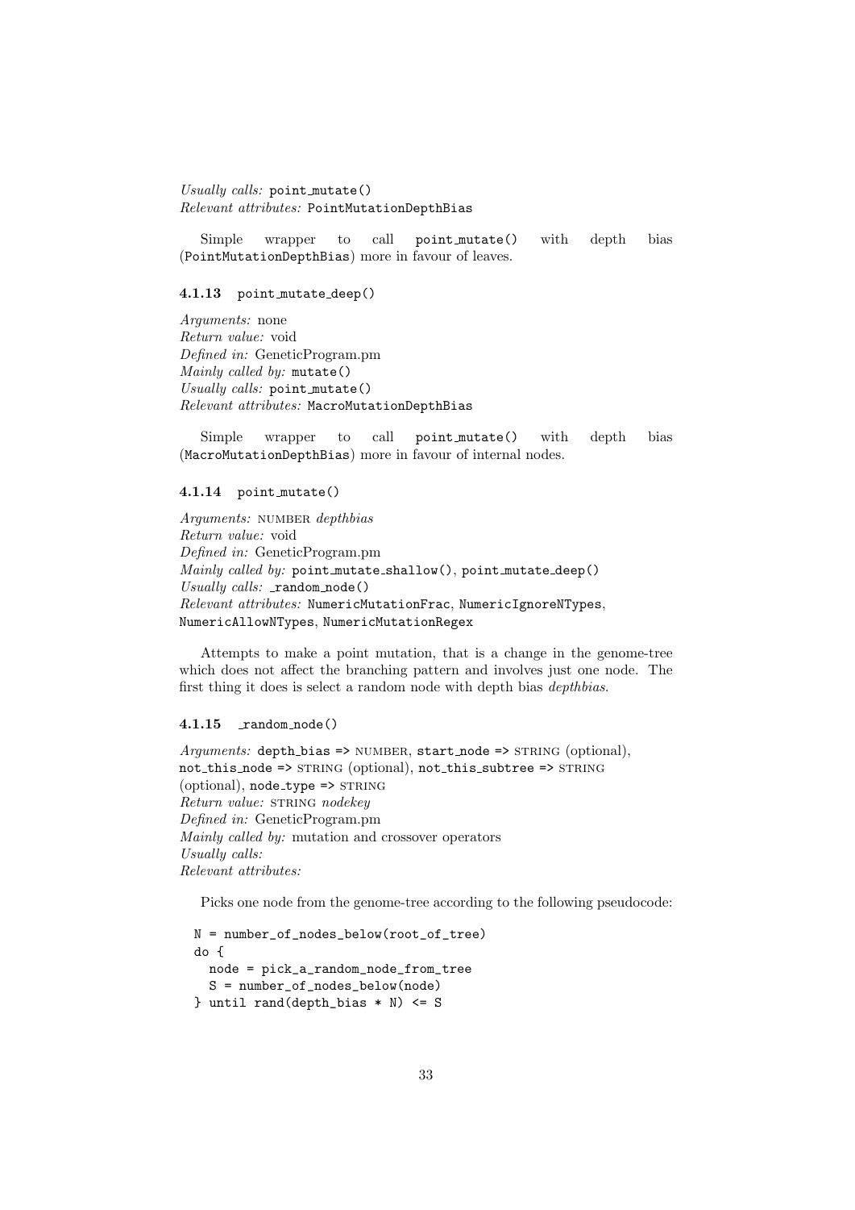*Usually calls:* `point_mutate()`
*Relevant attributes:* `PointMutationDepthBias`

Simple wrapper to call `point_mutate()` with depth bias (`PointMutationDepthBias`) more in favour of leaves.

#### 4.1.13 `point_mutate_deep()`

*Arguments:* none
*Return value:* void
*Defined in:* GeneticProgram.pm
*Mainly called by:* `mutate()`
*Usually calls:* `point_mutate()`
*Relevant attributes:* `MacroMutationDepthBias`

Simple wrapper to call `point_mutate()` with depth bias (`MacroMutationDepthBias`) more in favour of internal nodes.

#### 4.1.14 `point_mutate()`

*Arguments:* NUMBER *depthbias*
*Return value:* void
*Defined in:* GeneticProgram.pm
*Mainly called by:* `point_mutate_shallow()`, `point_mutate_deep()`
*Usually calls:* `_random_node()`
*Relevant attributes:* `NumericMutationFrac`, `NumericIgnoreNTypes`, `NumericAllowNTypes`, `NumericMutationRegex`

Attempts to make a point mutation, that is a change in the genome-tree which does not affect the branching pattern and involves just one node. The first thing it does is select a random node with depth bias *depthbias*.

#### 4.1.15 `_random_node()`

*Arguments:* `depth_bias =>` NUMBER, `start_node =>` STRING (optional), `not_this_node =>` STRING (optional), `not_this_subtree =>` STRING (optional), `node_type =>` STRING
*Return value:* STRING *nodekey*
*Defined in:* GeneticProgram.pm
*Mainly called by:* mutation and crossover operators
*Usually calls:*
*Relevant attributes:*

Picks one node from the genome-tree according to the following pseudocode:

```
N = number_of_nodes_below(root_of_tree)
do {
  node = pick_a_random_node_from_tree
  S = number_of_nodes_below(node)
} until rand(depth_bias * N) <= S
```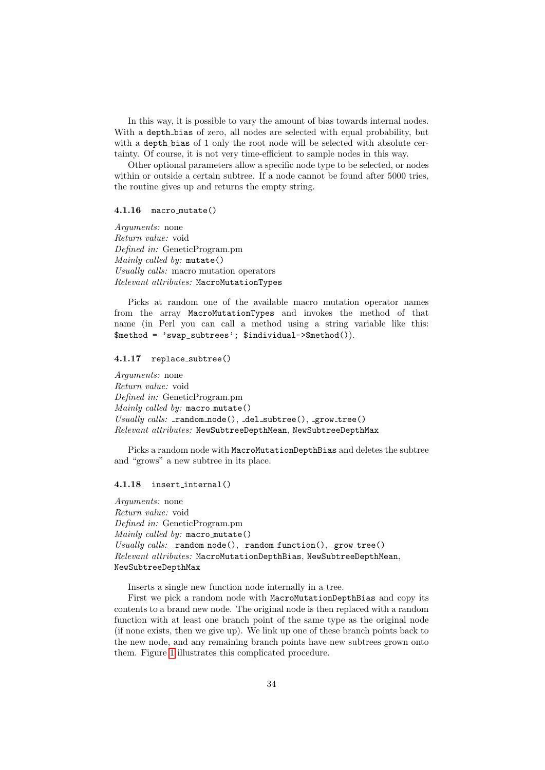In this way, it is possible to vary the amount of bias towards internal nodes. With a `depth_bias` of zero, all nodes are selected with equal probability, but with a `depth_bias` of 1 only the root node will be selected with absolute certainty. Of course, it is not very time-efficient to sample nodes in this way.

Other optional parameters allow a specific node type to be selected, or nodes within or outside a certain subtree. If a node cannot be found after 5000 tries, the routine gives up and returns the empty string.

#### 4.1.16 `macro_mutate()`

*Arguments:* none
*Return value:* void
*Defined in:* GeneticProgram.pm
*Mainly called by:* `mutate()`
*Usually calls:* macro mutation operators
*Relevant attributes:* `MacroMutationTypes`

Picks at random one of the available macro mutation operator names from the array `MacroMutationTypes` and invokes the method of that name (in Perl you can call a method using a string variable like this: `$method = 'swap_subtrees'; $individual->$method()`).

#### 4.1.17 `replace_subtree()`

*Arguments:* none
*Return value:* void
*Defined in:* GeneticProgram.pm
*Mainly called by:* `macro_mutate()`
*Usually calls:* `_random_node()`, `_del_subtree()`, `_grow_tree()`
*Relevant attributes:* `NewSubtreeDepthMean`, `NewSubtreeDepthMax`

Picks a random node with `MacroMutationDepthBias` and deletes the subtree and "grows" a new subtree in its place.

#### 4.1.18 `insert_internal()`

*Arguments:* none
*Return value:* void
*Defined in:* GeneticProgram.pm
*Mainly called by:* `macro_mutate()`
*Usually calls:* `_random_node()`, `_random_function()`, `_grow_tree()`
*Relevant attributes:* `MacroMutationDepthBias`, `NewSubtreeDepthMean`, `NewSubtreeDepthMax`

Inserts a single new function node internally in a tree.

First we pick a random node with `MacroMutationDepthBias` and copy its contents to a brand new node. The original node is then replaced with a random function with at least one branch point of the same type as the original node (if none exists, then we give up). We link up one of these branch points back to the new node, and any remaining branch points have new subtrees grown onto them. Figure 1 illustrates this complicated procedure.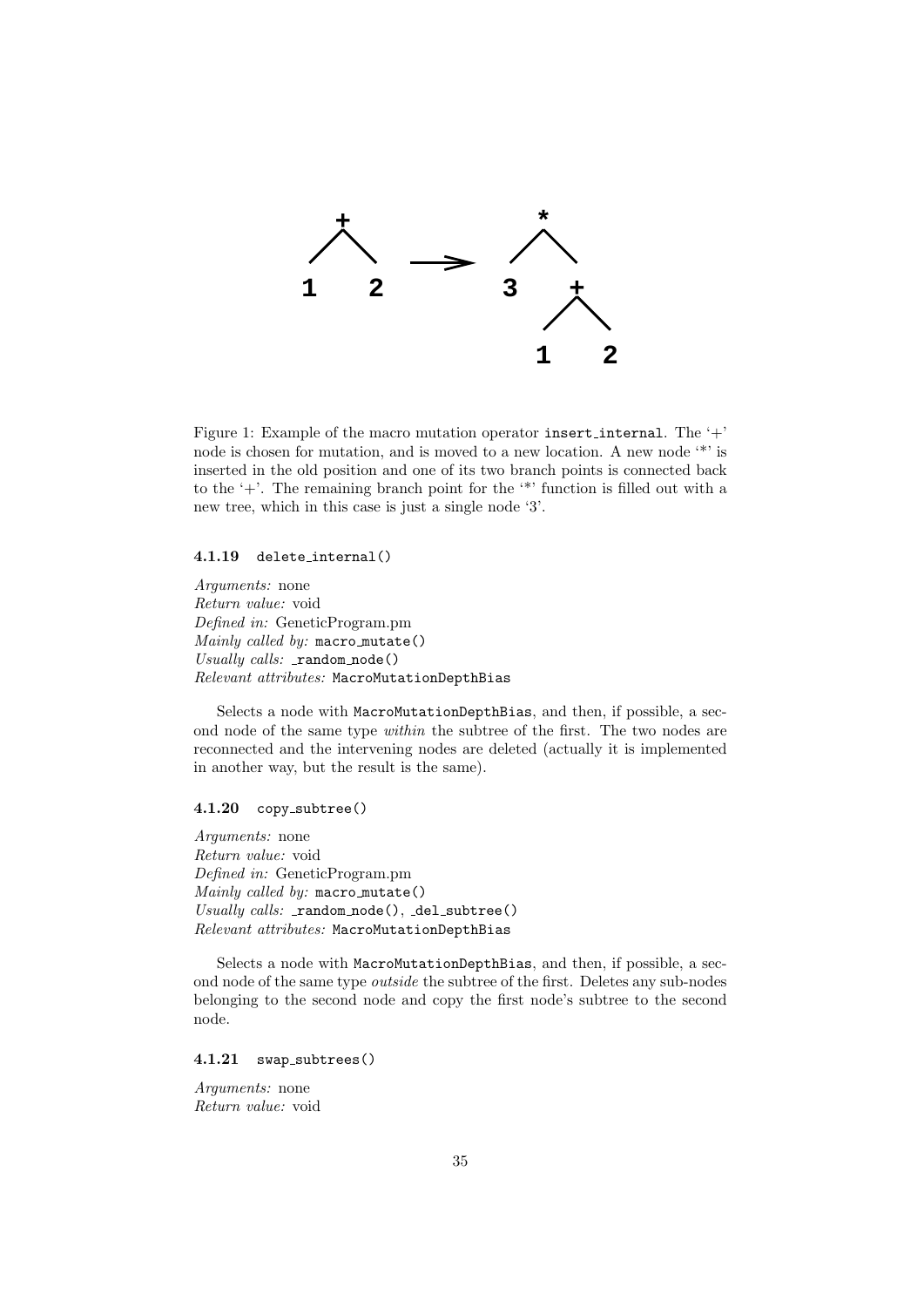Figure 1: Example of the macro mutation operator `insert_internal`. The '+' node is chosen for mutation, and is moved to a new location. A new node '*' is inserted in the old position and one of its two branch points is connected back to the '+'. The remaining branch point for the '*' function is filled out with a new tree, which in this case is just a single node '3'.

#### 4.1.19 `delete_internal()`

*Arguments:* none
*Return value:* void
*Defined in:* GeneticProgram.pm
*Mainly called by:* `macro_mutate()`
*Usually calls:* `_random_node()`
*Relevant attributes:* `MacroMutationDepthBias`

Selects a node with `MacroMutationDepthBias`, and then, if possible, a second node of the same type *within* the subtree of the first. The two nodes are reconnected and the intervening nodes are deleted (actually it is implemented in another way, but the result is the same).

#### 4.1.20 `copy_subtree()`

*Arguments:* none
*Return value:* void
*Defined in:* GeneticProgram.pm
*Mainly called by:* `macro_mutate()`
*Usually calls:* `_random_node()`, `_del_subtree()`
*Relevant attributes:* `MacroMutationDepthBias`

Selects a node with `MacroMutationDepthBias`, and then, if possible, a second node of the same type *outside* the subtree of the first. Deletes any sub-nodes belonging to the second node and copy the first node's subtree to the second node.

#### 4.1.21 `swap_subtrees()`

*Arguments:* none
*Return value:* void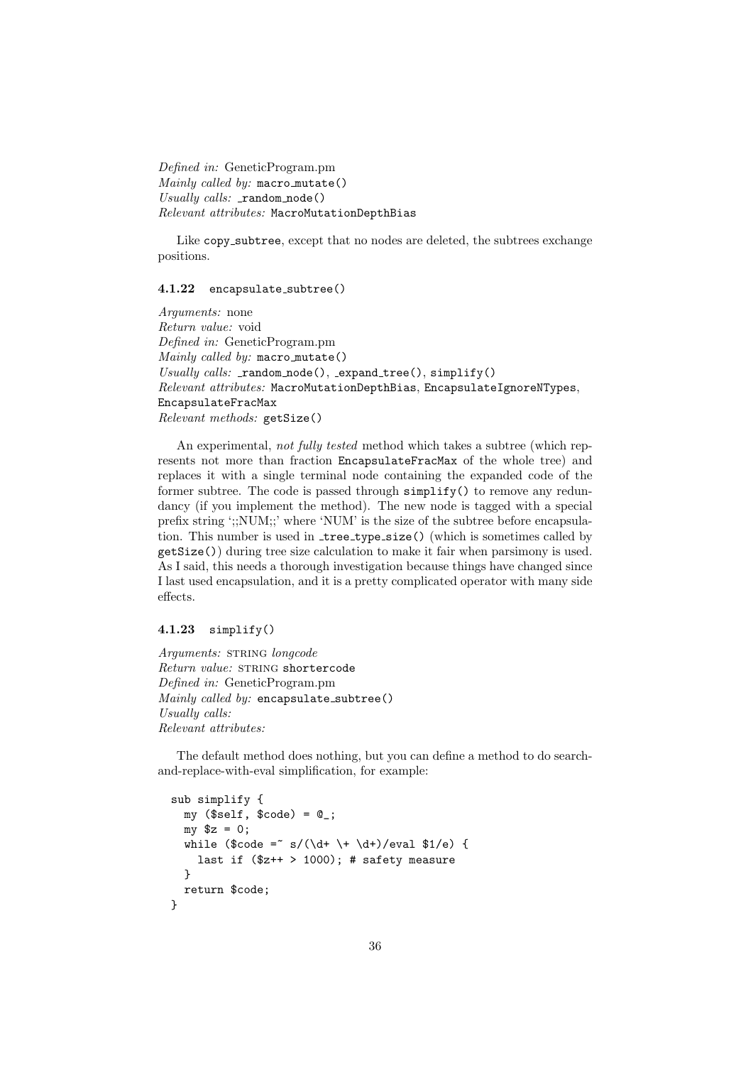*Defined in:* GeneticProgram.pm
*Mainly called by:* `macro_mutate()`
*Usually calls:* `_random_node()`
*Relevant attributes:* `MacroMutationDepthBias`

Like `copy_subtree`, except that no nodes are deleted, the subtrees exchange positions.

#### 4.1.22 `encapsulate_subtree()`

*Arguments:* none
*Return value:* void
*Defined in:* GeneticProgram.pm
*Mainly called by:* `macro_mutate()`
*Usually calls:* `_random_node()`, `_expand_tree()`, `simplify()`
*Relevant attributes:* `MacroMutationDepthBias`, `EncapsulateIgnoreNTypes`, `EncapsulateFracMax`
*Relevant methods:* `getSize()`

An experimental, *not fully tested* method which takes a subtree (which represents not more than fraction `EncapsulateFracMax` of the whole tree) and replaces it with a single terminal node containing the expanded code of the former subtree. The code is passed through `simplify()` to remove any redundancy (if you implement the method). The new node is tagged with a special prefix string ';;NUM;;' where 'NUM' is the size of the subtree before encapsulation. This number is used in `_tree_type_size()` (which is sometimes called by `getSize()`) during tree size calculation to make it fair when parsimony is used. As I said, this needs a thorough investigation because things have changed since I last used encapsulation, and it is a pretty complicated operator with many side effects.

#### 4.1.23 `simplify()`

*Arguments:* STRING *longcode*
*Return value:* STRING `shortercode`
*Defined in:* GeneticProgram.pm
*Mainly called by:* `encapsulate_subtree()`
*Usually calls:*
*Relevant attributes:*

The default method does nothing, but you can define a method to do search-and-replace-with-eval simplification, for example:

```
sub simplify {
  my ($self, $code) = @_;
  my $z = 0;
  while ($code =~ s/(\d+ \+ \d+)/eval $1/e) {
    last if ($z++ > 1000); # safety measure
  }
  return $code;
}
```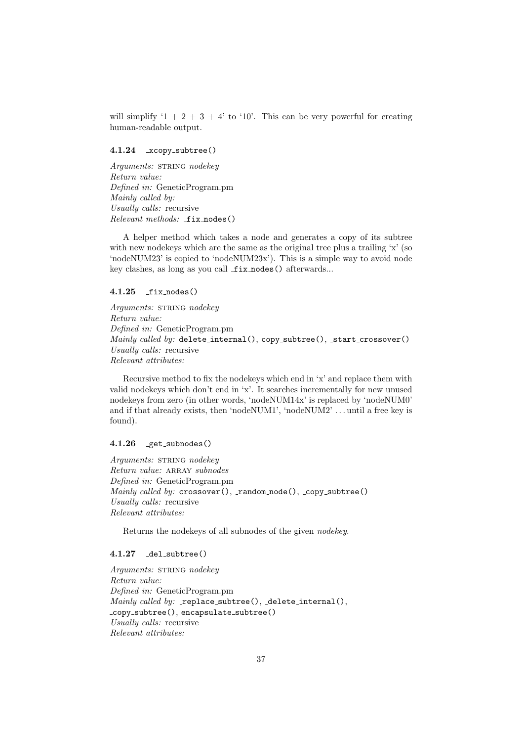will simplify '1 + 2 + 3 + 4' to '10'. This can be very powerful for creating human-readable output.

#### 4.1.24 `_xcopy_subtree()`

*Arguments:* STRING *nodekey*
*Return value:*
*Defined in:* GeneticProgram.pm
*Mainly called by:*
*Usually calls:* recursive
*Relevant methods:* `_fix_nodes()`

A helper method which takes a node and generates a copy of its subtree with new nodekeys which are the same as the original tree plus a trailing 'x' (so 'nodeNUM23' is copied to 'nodeNUM23x'). This is a simple way to avoid node key clashes, as long as you call `_fix_nodes()` afterwards...

#### 4.1.25 `_fix_nodes()`

*Arguments:* STRING *nodekey*
*Return value:*
*Defined in:* GeneticProgram.pm
*Mainly called by:* `delete_internal()`, `copy_subtree()`, `_start_crossover()`
*Usually calls:* recursive
*Relevant attributes:*

Recursive method to fix the nodekeys which end in 'x' and replace them with valid nodekeys which don't end in 'x'. It searches incrementally for new unused nodekeys from zero (in other words, 'nodeNUM14x' is replaced by 'nodeNUM0' and if that already exists, then 'nodeNUM1', 'nodeNUM2' ... until a free key is found).

#### 4.1.26 `_get_subnodes()`

*Arguments:* STRING *nodekey*
*Return value:* ARRAY *subnodes*
*Defined in:* GeneticProgram.pm
*Mainly called by:* `crossover()`, `_random_node()`, `_copy_subtree()`
*Usually calls:* recursive
*Relevant attributes:*

Returns the nodekeys of all subnodes of the given *nodekey*.

#### 4.1.27 `_del_subtree()`

*Arguments:* STRING *nodekey*
*Return value:*
*Defined in:* GeneticProgram.pm
*Mainly called by:* `_replace_subtree()`, `_delete_internal()`, `_copy_subtree()`, `encapsulate_subtree()`
*Usually calls:* recursive
*Relevant attributes:*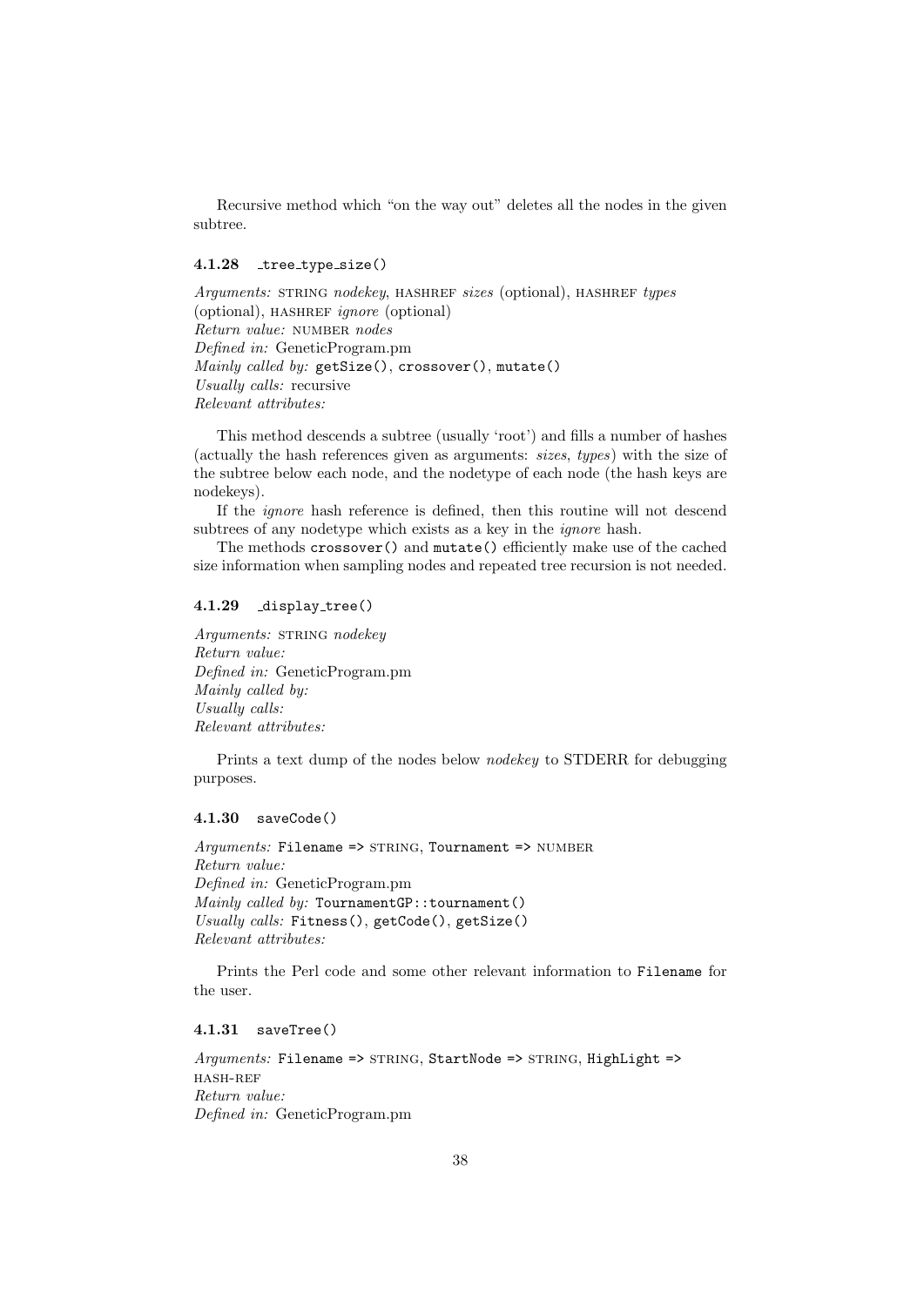Recursive method which “on the way out” deletes all the nodes in the given subtree.

### 4.1.28 `_tree_type_size()`

*Arguments:* STRING *nodekey*, HASHREF *sizes* (optional), HASHREF *types* (optional), HASHREF *ignore* (optional)
*Return value:* NUMBER *nodes*
*Defined in:* GeneticProgram.pm
*Mainly called by:* `getSize()`, `crossover()`, `mutate()`
*Usually calls:* recursive
*Relevant attributes:*

This method descends a subtree (usually ‘root’) and fills a number of hashes (actually the hash references given as arguments: *sizes*, *types*) with the size of the subtree below each node, and the nodetype of each node (the hash keys are nodekeys).

If the *ignore* hash reference is defined, then this routine will not descend subtrees of any nodetype which exists as a key in the *ignore* hash.

The methods `crossover()` and `mutate()` efficiently make use of the cached size information when sampling nodes and repeated tree recursion is not needed.

### 4.1.29 `_display_tree()`

*Arguments:* STRING *nodekey*
*Return value:*
*Defined in:* GeneticProgram.pm
*Mainly called by:*
*Usually calls:*
*Relevant attributes:*

Prints a text dump of the nodes below *nodekey* to STDERR for debugging purposes.

### 4.1.30 `saveCode()`

*Arguments:* `Filename =>` STRING, `Tournament =>` NUMBER
*Return value:*
*Defined in:* GeneticProgram.pm
*Mainly called by:* `TournamentGP::tournament()`
*Usually calls:* `Fitness()`, `getCode()`, `getSize()`
*Relevant attributes:*

Prints the Perl code and some other relevant information to `Filename` for the user.

### 4.1.31 `saveTree()`

*Arguments:* `Filename =>` STRING, `StartNode =>` STRING, `HighLight =>` HASH-REF
*Return value:*
*Defined in:* GeneticProgram.pm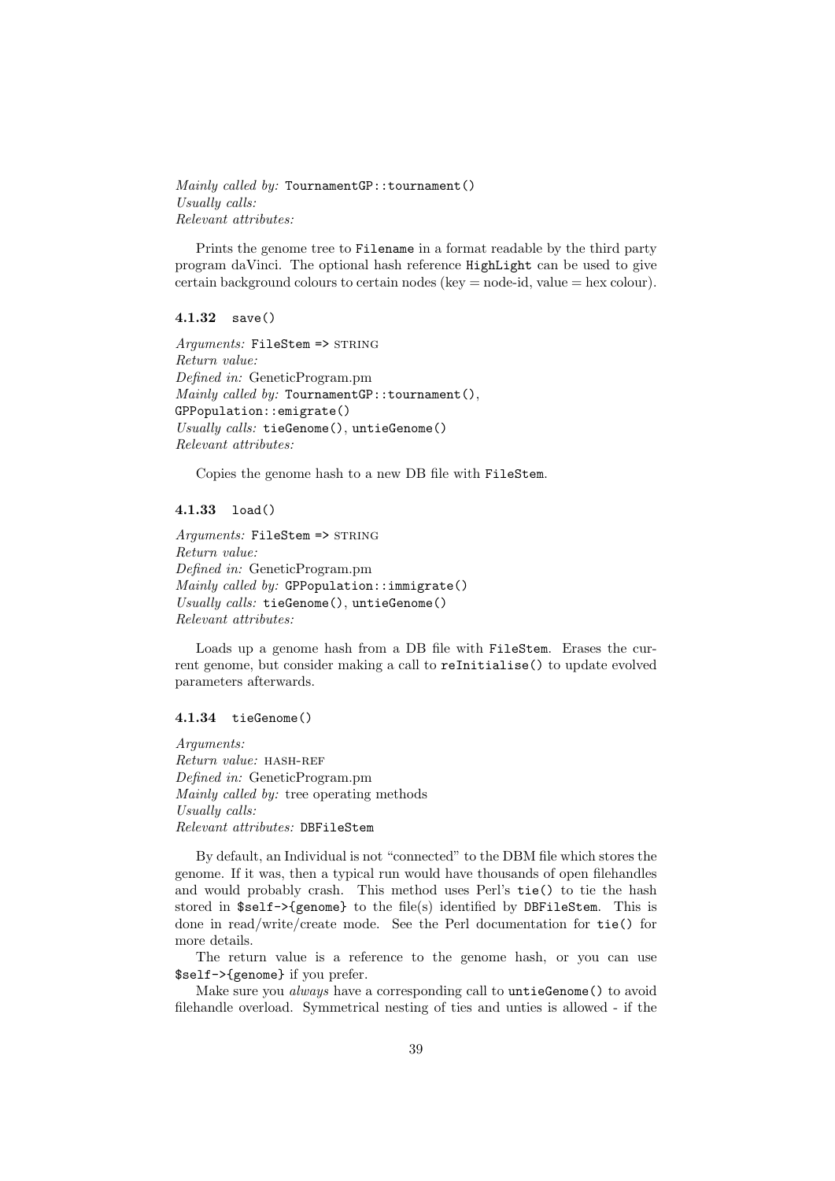*Mainly called by:* `TournamentGP::tournament()`
*Usually calls:*
*Relevant attributes:*

Prints the genome tree to `Filename` in a format readable by the third party program daVinci. The optional hash reference `HighLight` can be used to give certain background colours to certain nodes (key = node-id, value = hex colour).

#### 4.1.32 `save()`

*Arguments:* `FileStem =>` STRING
*Return value:*
*Defined in:* GeneticProgram.pm
*Mainly called by:* `TournamentGP::tournament()`, `GPPopulation::emigrate()`
*Usually calls:* `tieGenome()`, `untieGenome()`
*Relevant attributes:*

Copies the genome hash to a new DB file with `FileStem`.

#### 4.1.33 `load()`

*Arguments:* `FileStem =>` STRING
*Return value:*
*Defined in:* GeneticProgram.pm
*Mainly called by:* `GPPopulation::immigrate()`
*Usually calls:* `tieGenome()`, `untieGenome()`
*Relevant attributes:*

Loads up a genome hash from a DB file with `FileStem`. Erases the current genome, but consider making a call to `reInitialise()` to update evolved parameters afterwards.

#### 4.1.34 `tieGenome()`

*Arguments:*
*Return value:* HASH-REF
*Defined in:* GeneticProgram.pm
*Mainly called by:* tree operating methods
*Usually calls:*
*Relevant attributes:* `DBFileStem`

By default, an Individual is not "connected" to the DBM file which stores the genome. If it was, then a typical run would have thousands of open filehandles and would probably crash. This method uses Perl's `tie()` to tie the hash stored in `$self->{genome}` to the file(s) identified by `DBFileStem`. This is done in read/write/create mode. See the Perl documentation for `tie()` for more details.

The return value is a reference to the genome hash, or you can use `$self->{genome}` if you prefer.

Make sure you *always* have a corresponding call to `untieGenome()` to avoid filehandle overload. Symmetrical nesting of ties and unties is allowed - if the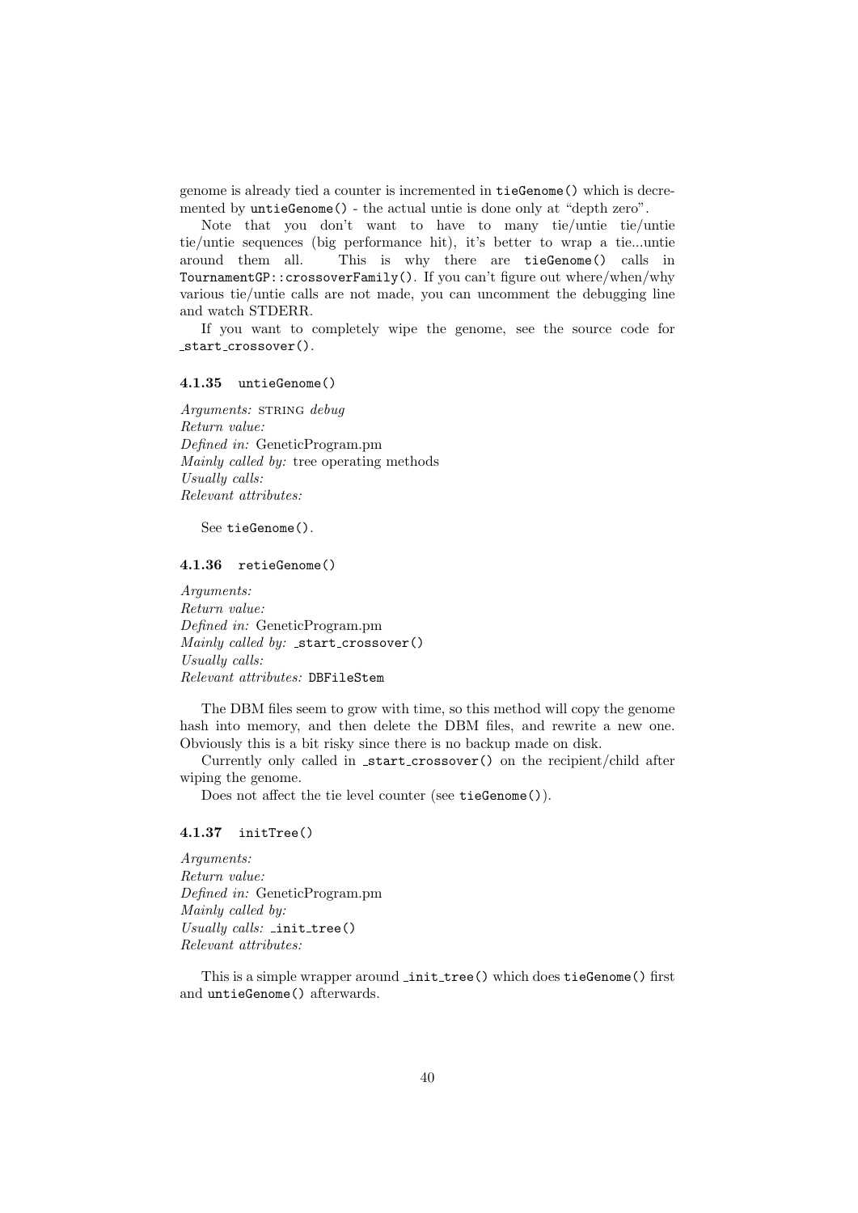genome is already tied a counter is incremented in `tieGenome()` which is decremented by `untieGenome()` - the actual untie is done only at "depth zero".

Note that you don't want to have to many tie/untie tie/untie tie/untie sequences (big performance hit), it's better to wrap a tie...untie around them all. This is why there are `tieGenome()` calls in `TournamentGP::crossoverFamily()`. If you can't figure out where/when/why various tie/untie calls are not made, you can uncomment the debugging line and watch STDERR.

If you want to completely wipe the genome, see the source code for `_start_crossover()`.

#### 4.1.35 `untieGenome()`

*Arguments:* STRING *debug*
*Return value:*
*Defined in:* GeneticProgram.pm
*Mainly called by:* tree operating methods
*Usually calls:*
*Relevant attributes:*

See `tieGenome()`.

#### 4.1.36 `retieGenome()`

*Arguments:*
*Return value:*
*Defined in:* GeneticProgram.pm
*Mainly called by:* `_start_crossover()`
*Usually calls:*
*Relevant attributes:* `DBFileStem`

The DBM files seem to grow with time, so this method will copy the genome hash into memory, and then delete the DBM files, and rewrite a new one. Obviously this is a bit risky since there is no backup made on disk.

Currently only called in `_start_crossover()` on the recipient/child after wiping the genome.

Does not affect the tie level counter (see `tieGenome()`).

#### 4.1.37 `initTree()`

*Arguments:*
*Return value:*
*Defined in:* GeneticProgram.pm
*Mainly called by:*
*Usually calls:* `_init_tree()`
*Relevant attributes:*

This is a simple wrapper around `_init_tree()` which does `tieGenome()` first and `untieGenome()` afterwards.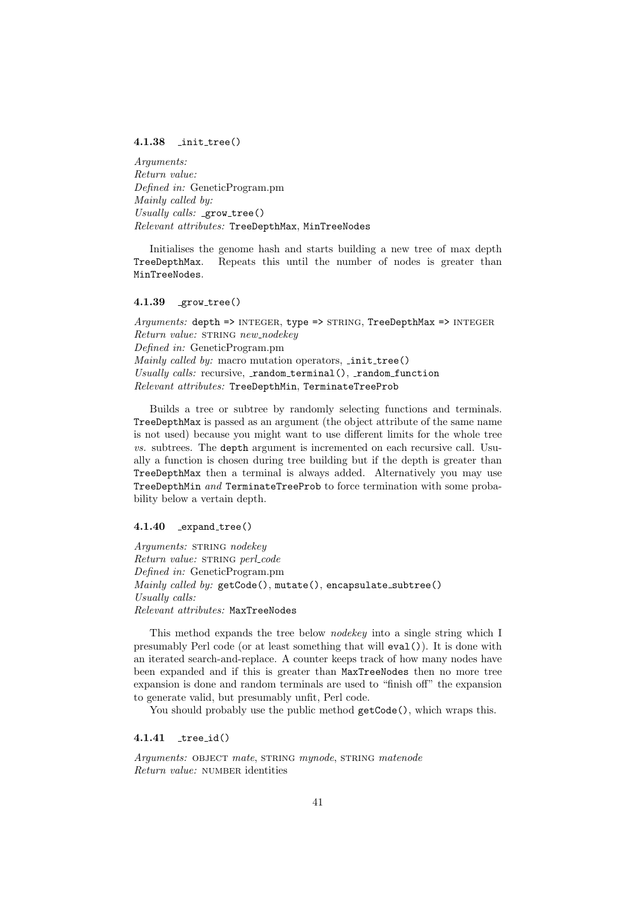### 4.1.38 `_init_tree()`

*Arguments:*
*Return value:*
*Defined in:* GeneticProgram.pm
*Mainly called by:*
*Usually calls:* `_grow_tree()`
*Relevant attributes:* `TreeDepthMax`, `MinTreeNodes`

Initialises the genome hash and starts building a new tree of max depth `TreeDepthMax`. Repeats this until the number of nodes is greater than `MinTreeNodes`.

### 4.1.39 `_grow_tree()`

*Arguments:* `depth =>` INTEGER, `type =>` STRING, `TreeDepthMax =>` INTEGER
*Return value:* STRING *new_nodekey*
*Defined in:* GeneticProgram.pm
*Mainly called by:* macro mutation operators, `_init_tree()`
*Usually calls:* recursive, `_random_terminal()`, `_random_function`
*Relevant attributes:* `TreeDepthMin`, `TerminateTreeProb`

Builds a tree or subtree by randomly selecting functions and terminals. `TreeDepthMax` is passed as an argument (the object attribute of the same name is not used) because you might want to use different limits for the whole tree *vs.* subtrees. The `depth` argument is incremented on each recursive call. Usually a function is chosen during tree building but if the depth is greater than `TreeDepthMax` then a terminal is always added. Alternatively you may use `TreeDepthMin` *and* `TerminateTreeProb` to force termination with some probability below a vertain depth.

### 4.1.40 `_expand_tree()`

*Arguments:* STRING *nodekey*
*Return value:* STRING *perl_code*
*Defined in:* GeneticProgram.pm
*Mainly called by:* `getCode()`, `mutate()`, `encapsulate_subtree()`
*Usually calls:*
*Relevant attributes:* `MaxTreeNodes`

This method expands the tree below *nodekey* into a single string which I presumably Perl code (or at least something that will `eval()`). It is done with an iterated search-and-replace. A counter keeps track of how many nodes have been expanded and if this is greater than `MaxTreeNodes` then no more tree expansion is done and random terminals are used to "finish off" the expansion to generate valid, but presumably unfit, Perl code.

You should probably use the public method `getCode()`, which wraps this.

### 4.1.41 `_tree_id()`

*Arguments:* OBJECT *mate*, STRING *mynode*, STRING *matenode*
*Return value:* NUMBER identities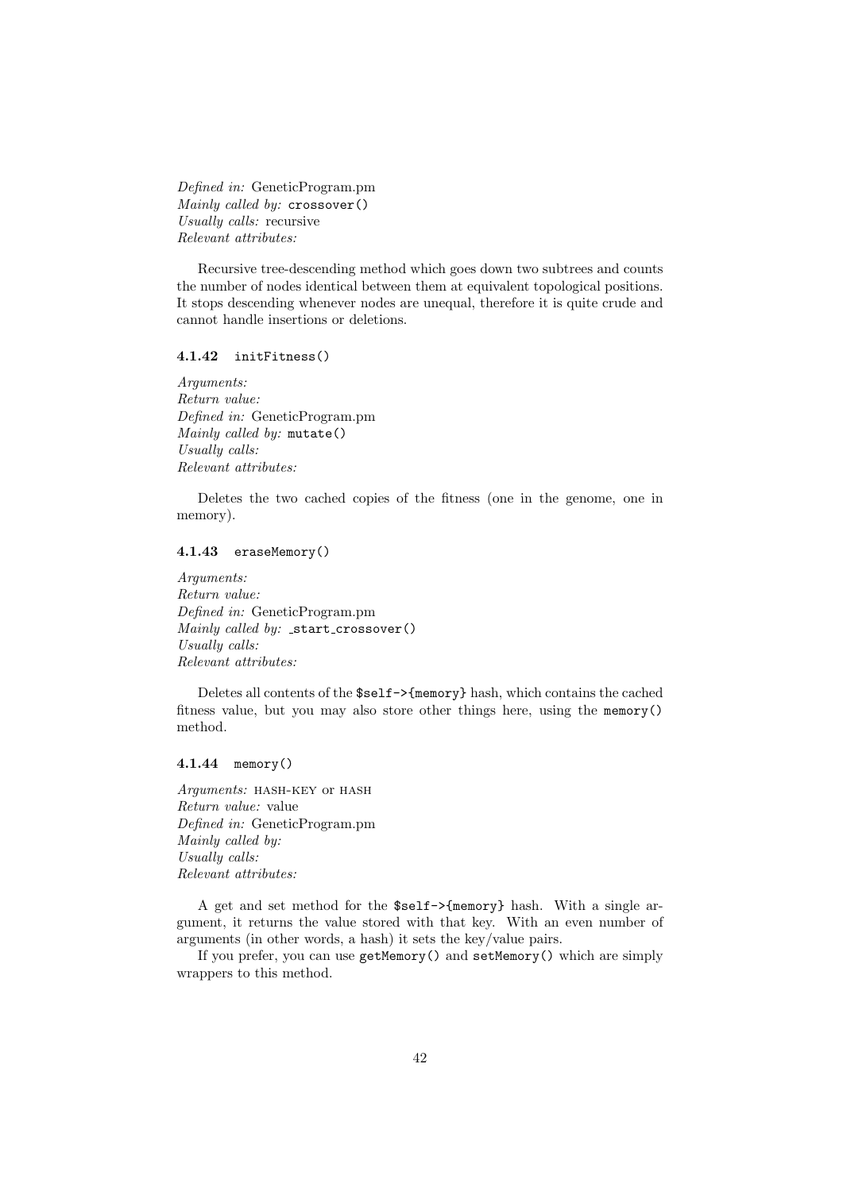*Defined in:* GeneticProgram.pm
*Mainly called by:* `crossover()`
*Usually calls:* recursive
*Relevant attributes:*

Recursive tree-descending method which goes down two subtrees and counts the number of nodes identical between them at equivalent topological positions. It stops descending whenever nodes are unequal, therefore it is quite crude and cannot handle insertions or deletions.

#### 4.1.42 `initFitness()`

*Arguments:*
*Return value:*
*Defined in:* GeneticProgram.pm
*Mainly called by:* `mutate()`
*Usually calls:*
*Relevant attributes:*

Deletes the two cached copies of the fitness (one in the genome, one in memory).

#### 4.1.43 `eraseMemory()`

*Arguments:*
*Return value:*
*Defined in:* GeneticProgram.pm
*Mainly called by:* `_start_crossover()`
*Usually calls:*
*Relevant attributes:*

Deletes all contents of the `$self->{memory}` hash, which contains the cached fitness value, but you may also store other things here, using the `memory()` method.

#### 4.1.44 `memory()`

*Arguments:* HASH-KEY or HASH
*Return value:* value
*Defined in:* GeneticProgram.pm
*Mainly called by:*
*Usually calls:*
*Relevant attributes:*

A get and set method for the `$self->{memory}` hash. With a single argument, it returns the value stored with that key. With an even number of arguments (in other words, a hash) it sets the key/value pairs.

If you prefer, you can use `getMemory()` and `setMemory()` which are simply wrappers to this method.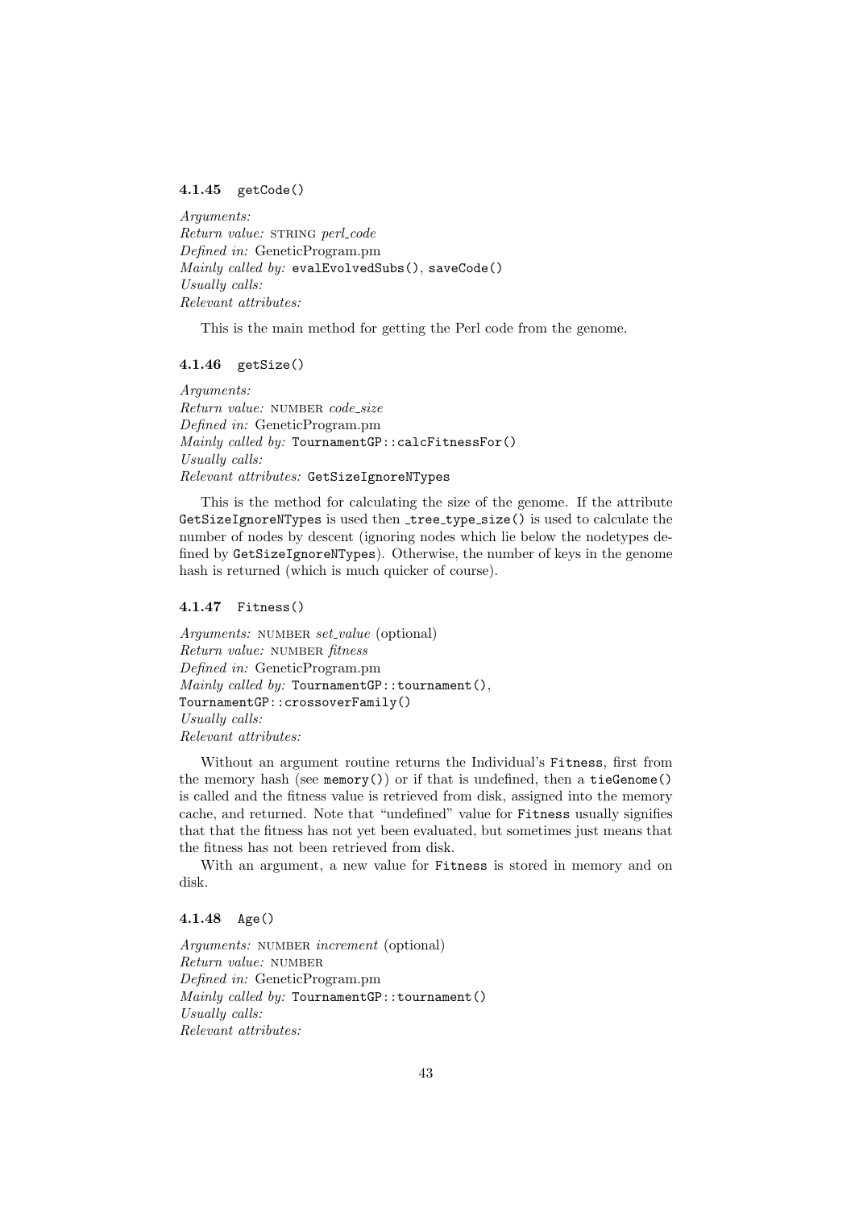#### 4.1.45 `getCode()`

*Arguments:*
*Return value:* STRING *perl_code*
*Defined in:* GeneticProgram.pm
*Mainly called by:* `evalEvolvedSubs()`, `saveCode()`
*Usually calls:*
*Relevant attributes:*

This is the main method for getting the Perl code from the genome.

#### 4.1.46 `getSize()`

*Arguments:*
*Return value:* NUMBER *code_size*
*Defined in:* GeneticProgram.pm
*Mainly called by:* `TournamentGP::calcFitnessFor()`
*Usually calls:*
*Relevant attributes:* `GetSizeIgnoreNTypes`

This is the method for calculating the size of the genome. If the attribute `GetSizeIgnoreNTypes` is used then `_tree_type_size()` is used to calculate the number of nodes by descent (ignoring nodes which lie below the nodetypes defined by `GetSizeIgnoreNTypes`). Otherwise, the number of keys in the genome hash is returned (which is much quicker of course).

#### 4.1.47 `Fitness()`

*Arguments:* NUMBER *set_value* (optional)
*Return value:* NUMBER *fitness*
*Defined in:* GeneticProgram.pm
*Mainly called by:* `TournamentGP::tournament()`, `TournamentGP::crossoverFamily()`
*Usually calls:*
*Relevant attributes:*

Without an argument routine returns the Individual's `Fitness`, first from the memory hash (see `memory()`) or if that is undefined, then a `tieGenome()` is called and the fitness value is retrieved from disk, assigned into the memory cache, and returned. Note that "undefined" value for `Fitness` usually signifies that that the fitness has not yet been evaluated, but sometimes just means that the fitness has not been retrieved from disk.

With an argument, a new value for `Fitness` is stored in memory and on disk.

#### 4.1.48 `Age()`

*Arguments:* NUMBER *increment* (optional)
*Return value:* NUMBER
*Defined in:* GeneticProgram.pm
*Mainly called by:* `TournamentGP::tournament()`
*Usually calls:*
*Relevant attributes:*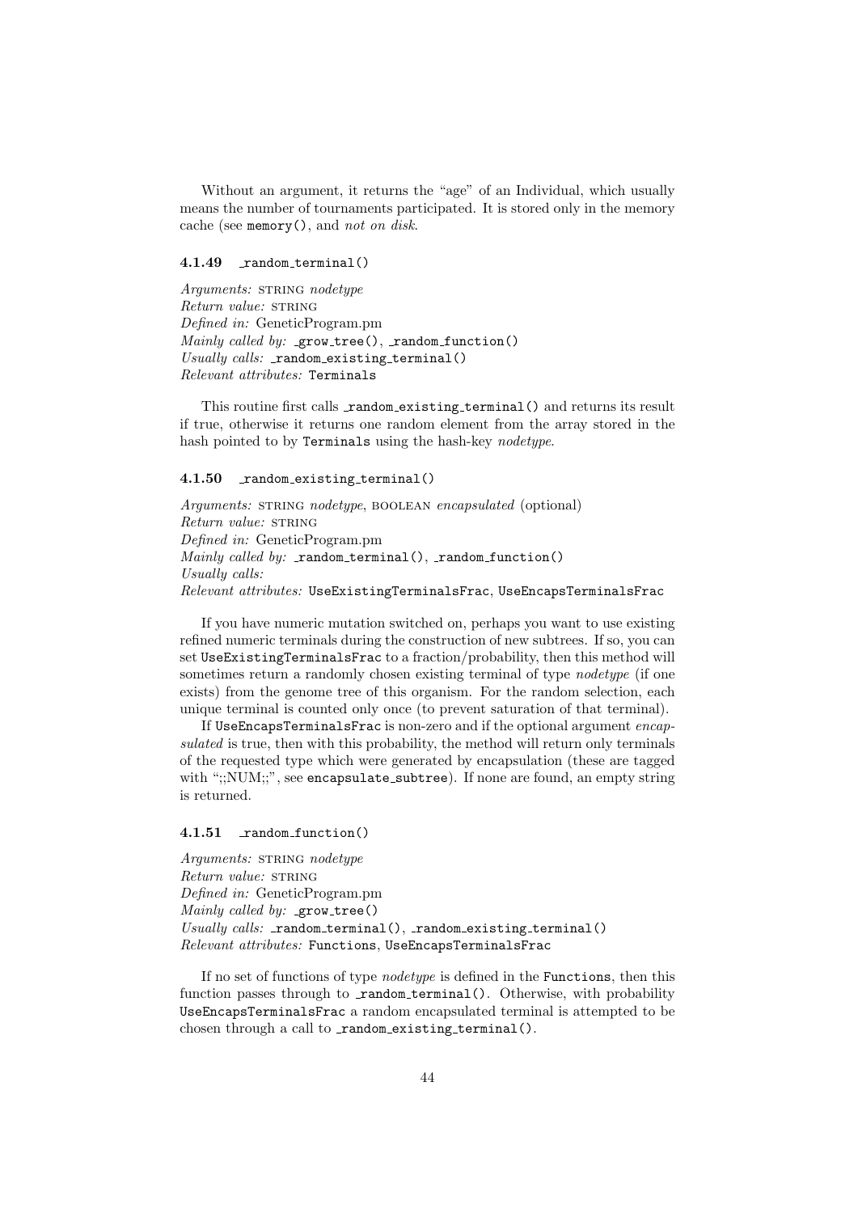Without an argument, it returns the "age" of an Individual, which usually means the number of tournaments participated. It is stored only in the memory cache (see `memory()`, and *not on disk*.

#### 4.1.49 `_random_terminal()`

*Arguments:* STRING *nodetype*
*Return value:* STRING
*Defined in:* GeneticProgram.pm
*Mainly called by:* `_grow_tree()`, `_random_function()`
*Usually calls:* `_random_existing_terminal()`
*Relevant attributes:* `Terminals`

This routine first calls `_random_existing_terminal()` and returns its result if true, otherwise it returns one random element from the array stored in the hash pointed to by `Terminals` using the hash-key *nodetype*.

#### 4.1.50 `_random_existing_terminal()`

*Arguments:* STRING *nodetype*, BOOLEAN *encapsulated* (optional)
*Return value:* STRING
*Defined in:* GeneticProgram.pm
*Mainly called by:* `_random_terminal()`, `_random_function()`
*Usually calls:*
*Relevant attributes:* `UseExistingTerminalsFrac`, `UseEncapsTerminalsFrac`

If you have numeric mutation switched on, perhaps you want to use existing refined numeric terminals during the construction of new subtrees. If so, you can set `UseExistingTerminalsFrac` to a fraction/probability, then this method will sometimes return a randomly chosen existing terminal of type *nodetype* (if one exists) from the genome tree of this organism. For the random selection, each unique terminal is counted only once (to prevent saturation of that terminal).

If `UseEncapsTerminalsFrac` is non-zero and if the optional argument *encapsulated* is true, then with this probability, the method will return only terminals of the requested type which were generated by encapsulation (these are tagged with ";;NUM;;", see `encapsulate_subtree`). If none are found, an empty string is returned.

#### 4.1.51 `_random_function()`

*Arguments:* STRING *nodetype*
*Return value:* STRING
*Defined in:* GeneticProgram.pm
*Mainly called by:* `_grow_tree()`
*Usually calls:* `_random_terminal()`, `_random_existing_terminal()`
*Relevant attributes:* `Functions`, `UseEncapsTerminalsFrac`

If no set of functions of type *nodetype* is defined in the `Functions`, then this function passes through to `_random_terminal()`. Otherwise, with probability `UseEncapsTerminalsFrac` a random encapsulated terminal is attempted to be chosen through a call to `_random_existing_terminal()`.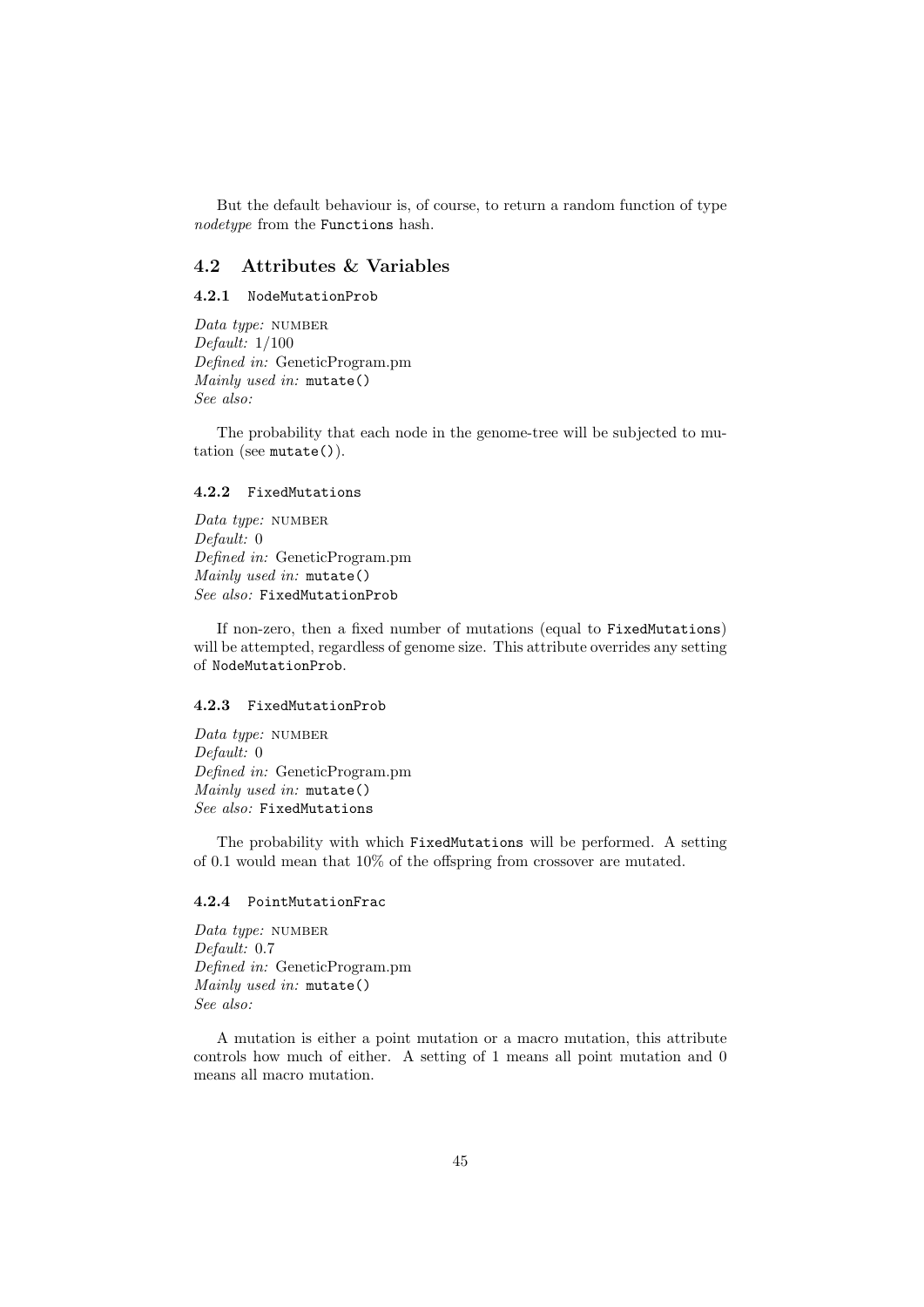But the default behaviour is, of course, to return a random function of type *nodetype* from the `Functions` hash.

## 4.2 Attributes & Variables

### 4.2.1 `NodeMutationProb`

*Data type:* NUMBER  
*Default:* 1/100  
*Defined in:* GeneticProgram.pm  
*Mainly used in:* `mutate()`  
*See also:*

The probability that each node in the genome-tree will be subjected to mutation (see `mutate()`).

### 4.2.2 `FixedMutations`

*Data type:* NUMBER  
*Default:* 0  
*Defined in:* GeneticProgram.pm  
*Mainly used in:* `mutate()`  
*See also:* `FixedMutationProb`

If non-zero, then a fixed number of mutations (equal to `FixedMutations`) will be attempted, regardless of genome size. This attribute overrides any setting of `NodeMutationProb`.

### 4.2.3 `FixedMutationProb`

*Data type:* NUMBER  
*Default:* 0  
*Defined in:* GeneticProgram.pm  
*Mainly used in:* `mutate()`  
*See also:* `FixedMutations`

The probability with which `FixedMutations` will be performed. A setting of 0.1 would mean that 10% of the offspring from crossover are mutated.

### 4.2.4 `PointMutationFrac`

*Data type:* NUMBER  
*Default:* 0.7  
*Defined in:* GeneticProgram.pm  
*Mainly used in:* `mutate()`  
*See also:*

A mutation is either a point mutation or a macro mutation, this attribute controls how much of either. A setting of 1 means all point mutation and 0 means all macro mutation.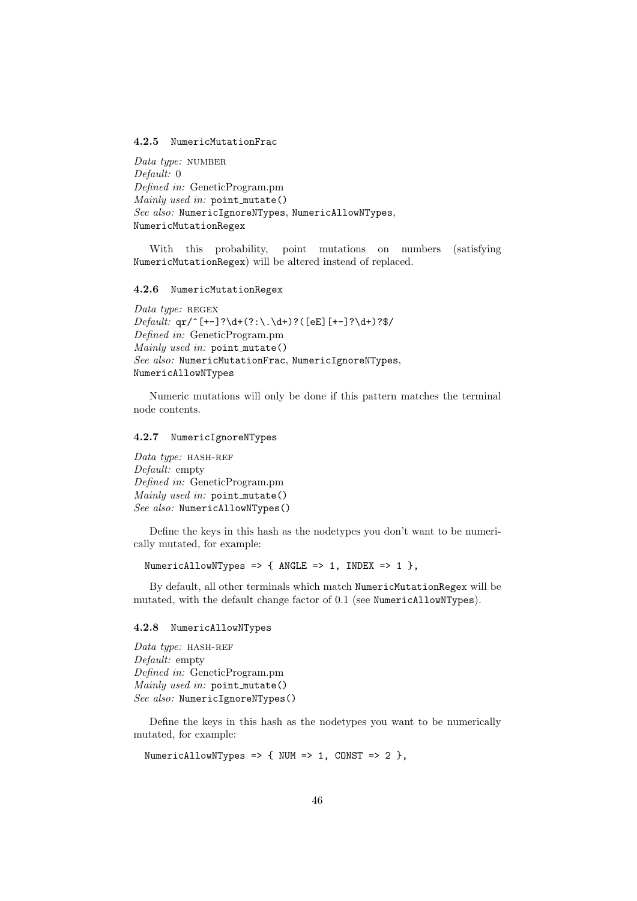#### 4.2.5 `NumericMutationFrac`

*Data type:* NUMBER
*Default:* 0
*Defined in:* GeneticProgram.pm
*Mainly used in:* `point_mutate()`
*See also:* `NumericIgnoreNTypes`, `NumericAllowNTypes`, `NumericMutationRegex`

With this probability, point mutations on numbers (satisfying `NumericMutationRegex`) will be altered instead of replaced.

#### 4.2.6 `NumericMutationRegex`

*Data type:* REGEX
*Default:* `qr/^[+-]?\d+(?:\.\d+)?([eE][+-]?\d+)?$/`
*Defined in:* GeneticProgram.pm
*Mainly used in:* `point_mutate()`
*See also:* `NumericMutationFrac`, `NumericIgnoreNTypes`, `NumericAllowNTypes`

Numeric mutations will only be done if this pattern matches the terminal node contents.

#### 4.2.7 `NumericIgnoreNTypes`

*Data type:* HASH-REF
*Default:* empty
*Defined in:* GeneticProgram.pm
*Mainly used in:* `point_mutate()`
*See also:* `NumericAllowNTypes()`

Define the keys in this hash as the nodetypes you don't want to be numerically mutated, for example:

```
NumericAllowNTypes => { ANGLE => 1, INDEX => 1 },
```

By default, all other terminals which match `NumericMutationRegex` will be mutated, with the default change factor of 0.1 (see `NumericAllowNTypes`).

#### 4.2.8 `NumericAllowNTypes`

*Data type:* HASH-REF
*Default:* empty
*Defined in:* GeneticProgram.pm
*Mainly used in:* `point_mutate()`
*See also:* `NumericIgnoreNTypes()`

Define the keys in this hash as the nodetypes you want to be numerically mutated, for example:

```
NumericAllowNTypes => { NUM => 1, CONST => 2 },
```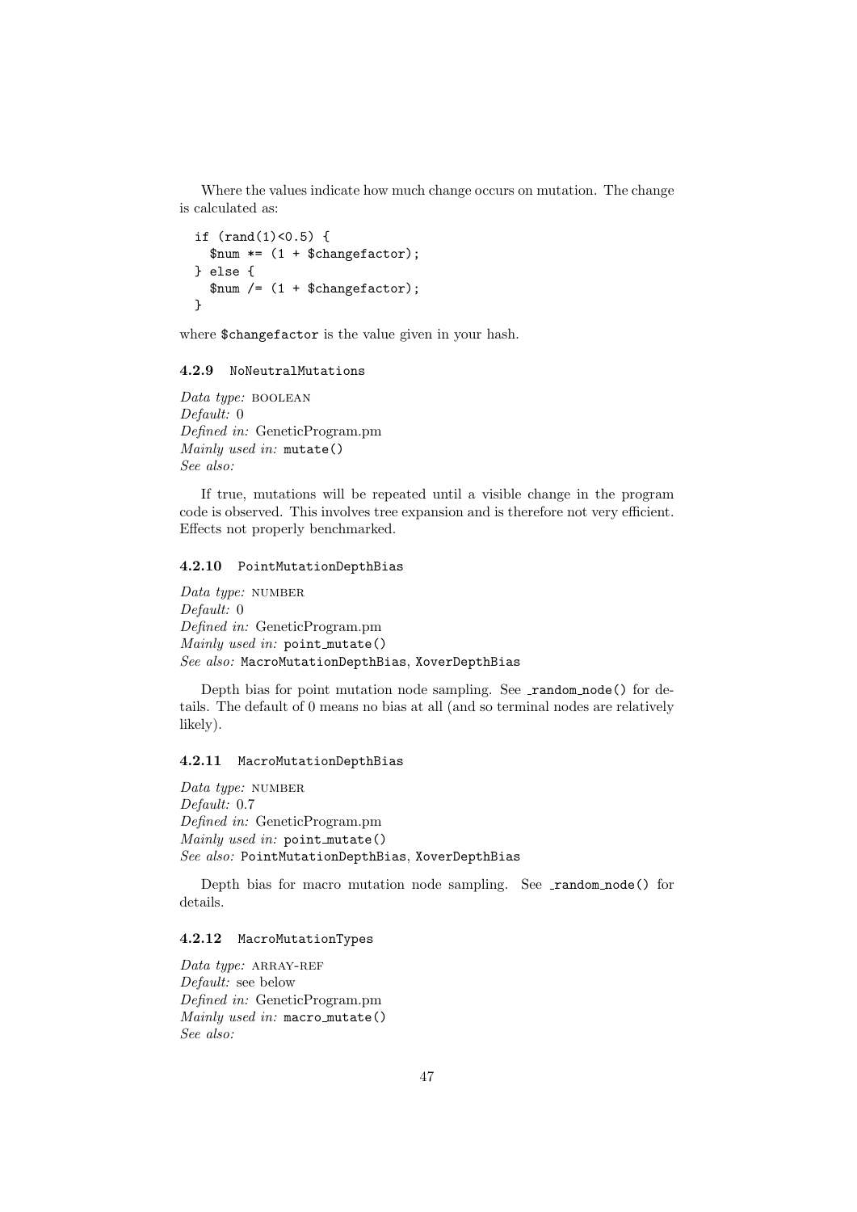Where the values indicate how much change occurs on mutation. The change is calculated as:

```
if (rand(1)<0.5) {
  $num *= (1 + $changefactor);
} else {
  $num /= (1 + $changefactor);
}
```

where `$changefactor` is the value given in your hash.

#### 4.2.9 `NoNeutralMutations`

*Data type:* BOOLEAN
*Default:* 0
*Defined in:* GeneticProgram.pm
*Mainly used in:* `mutate()`
*See also:*

If true, mutations will be repeated until a visible change in the program code is observed. This involves tree expansion and is therefore not very efficient. Effects not properly benchmarked.

#### 4.2.10 `PointMutationDepthBias`

*Data type:* NUMBER
*Default:* 0
*Defined in:* GeneticProgram.pm
*Mainly used in:* `point_mutate()`
*See also:* `MacroMutationDepthBias`, `XoverDepthBias`

Depth bias for point mutation node sampling. See `_random_node()` for details. The default of 0 means no bias at all (and so terminal nodes are relatively likely).

#### 4.2.11 `MacroMutationDepthBias`

*Data type:* NUMBER
*Default:* 0.7
*Defined in:* GeneticProgram.pm
*Mainly used in:* `point_mutate()`
*See also:* `PointMutationDepthBias`, `XoverDepthBias`

Depth bias for macro mutation node sampling. See `_random_node()` for details.

#### 4.2.12 `MacroMutationTypes`

*Data type:* ARRAY-REF
*Default:* see below
*Defined in:* GeneticProgram.pm
*Mainly used in:* `macro_mutate()`
*See also:*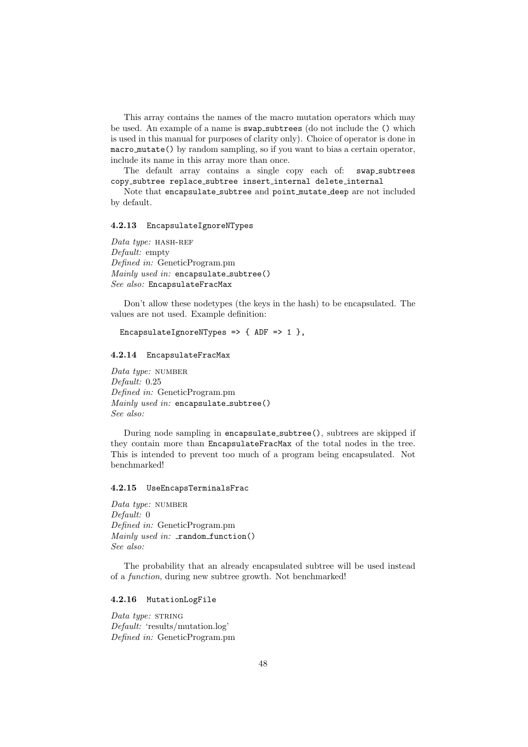This array contains the names of the macro mutation operators which may be used. An example of a name is `swap_subtrees` (do not include the `()` which is used in this manual for purposes of clarity only). Choice of operator is done in `macro_mutate()` by random sampling, so if you want to bias a certain operator, include its name in this array more than once.

The default array contains a single copy each of: `swap_subtrees copy_subtree replace_subtree insert_internal delete_internal`

Note that `encapsulate_subtree` and `point_mutate_deep` are not included by default.

#### 4.2.13 `EncapsulateIgnoreNTypes`

*Data type:* HASH-REF
*Default:* empty
*Defined in:* GeneticProgram.pm
*Mainly used in:* `encapsulate_subtree()`
*See also:* `EncapsulateFracMax`

Don't allow these nodetypes (the keys in the hash) to be encapsulated. The values are not used. Example definition:

```
EncapsulateIgnoreNTypes => { ADF => 1 },
```

#### 4.2.14 `EncapsulateFracMax`

*Data type:* NUMBER
*Default:* 0.25
*Defined in:* GeneticProgram.pm
*Mainly used in:* `encapsulate_subtree()`
*See also:*

During node sampling in `encapsulate_subtree()`, subtrees are skipped if they contain more than `EncapsulateFracMax` of the total nodes in the tree. This is intended to prevent too much of a program being encapsulated. Not benchmarked!

#### 4.2.15 `UseEncapsTerminalsFrac`

*Data type:* NUMBER
*Default:* 0
*Defined in:* GeneticProgram.pm
*Mainly used in:* `_random_function()`
*See also:*

The probability that an already encapsulated subtree will be used instead of a *function*, during new subtree growth. Not benchmarked!

#### 4.2.16 `MutationLogFile`

*Data type:* STRING
*Default:* 'results/mutation.log'
*Defined in:* GeneticProgram.pm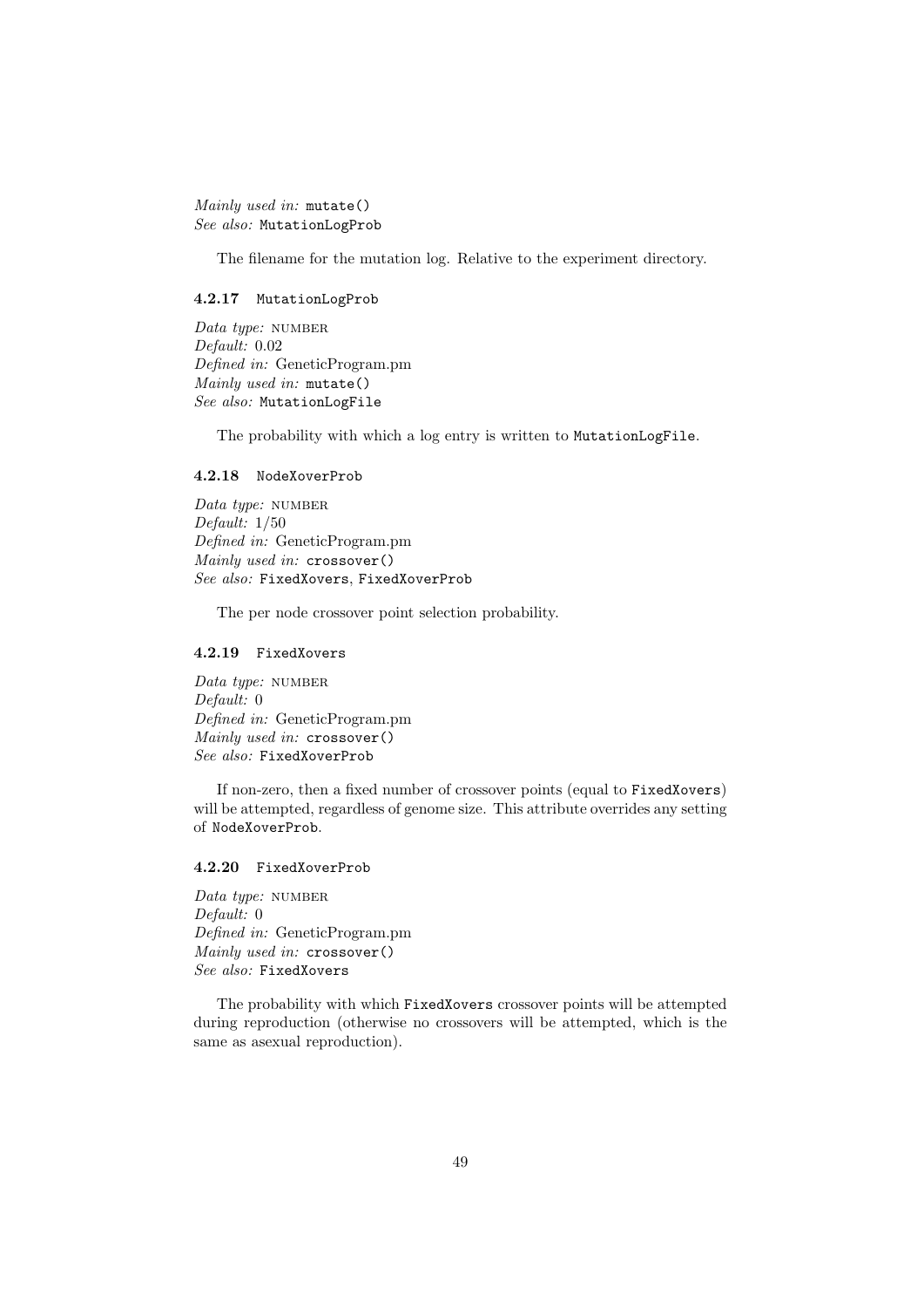*Mainly used in:* `mutate()`
*See also:* `MutationLogProb`

The filename for the mutation log. Relative to the experiment directory.

#### 4.2.17 `MutationLogProb`

*Data type:* NUMBER
*Default:* 0.02
*Defined in:* GeneticProgram.pm
*Mainly used in:* `mutate()`
*See also:* `MutationLogFile`

The probability with which a log entry is written to `MutationLogFile`.

#### 4.2.18 `NodeXoverProb`

*Data type:* NUMBER
*Default:* 1/50
*Defined in:* GeneticProgram.pm
*Mainly used in:* `crossover()`
*See also:* `FixedXovers`, `FixedXoverProb`

The per node crossover point selection probability.

#### 4.2.19 `FixedXovers`

*Data type:* NUMBER
*Default:* 0
*Defined in:* GeneticProgram.pm
*Mainly used in:* `crossover()`
*See also:* `FixedXoverProb`

If non-zero, then a fixed number of crossover points (equal to `FixedXovers`) will be attempted, regardless of genome size. This attribute overrides any setting of `NodeXoverProb`.

#### 4.2.20 `FixedXoverProb`

*Data type:* NUMBER
*Default:* 0
*Defined in:* GeneticProgram.pm
*Mainly used in:* `crossover()`
*See also:* `FixedXovers`

The probability with which `FixedXovers` crossover points will be attempted during reproduction (otherwise no crossovers will be attempted, which is the same as asexual reproduction).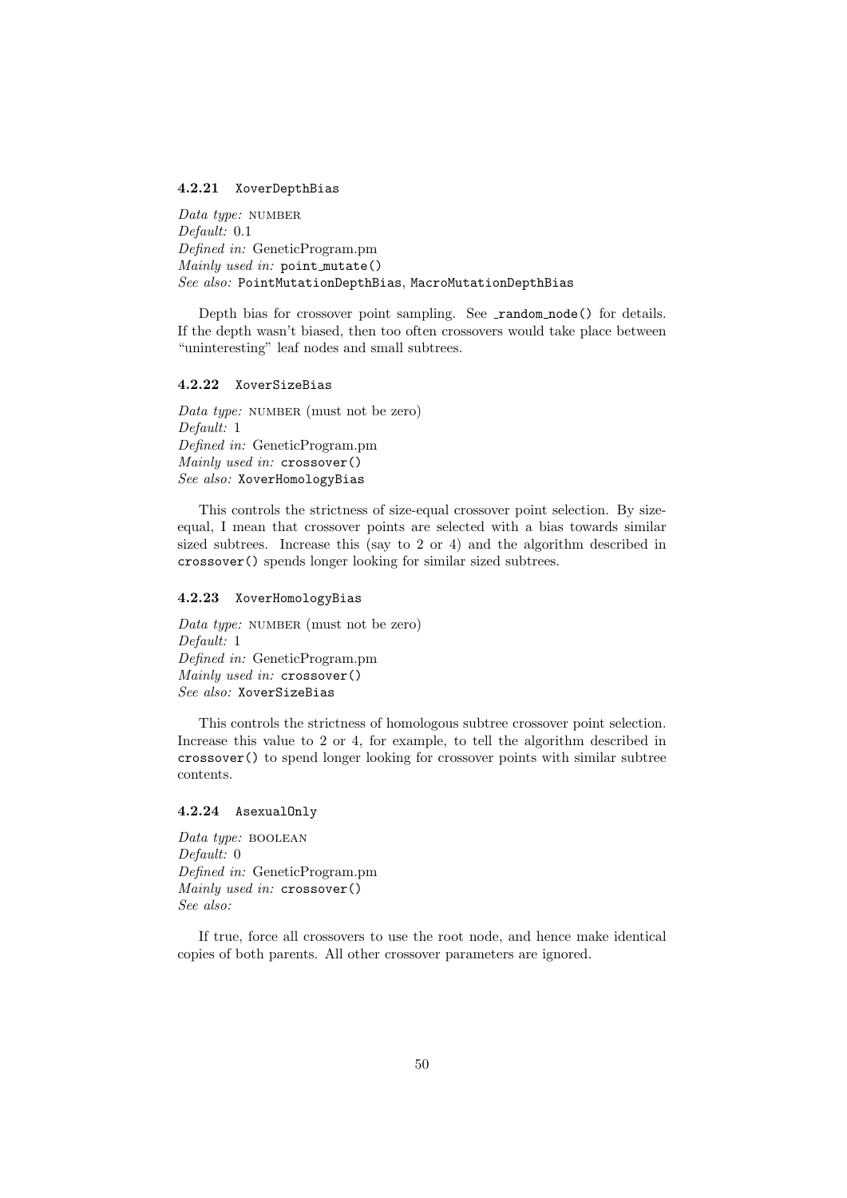#### 4.2.21 `XoverDepthBias`

*Data type:* NUMBER
*Default:* 0.1
*Defined in:* GeneticProgram.pm
*Mainly used in:* `point_mutate()`
*See also:* `PointMutationDepthBias`, `MacroMutationDepthBias`

Depth bias for crossover point sampling. See `_random_node()` for details. If the depth wasn't biased, then too often crossovers would take place between "uninteresting" leaf nodes and small subtrees.

#### 4.2.22 `XoverSizeBias`

*Data type:* NUMBER (must not be zero)
*Default:* 1
*Defined in:* GeneticProgram.pm
*Mainly used in:* `crossover()`
*See also:* `XoverHomologyBias`

This controls the strictness of size-equal crossover point selection. By size-equal, I mean that crossover points are selected with a bias towards similar sized subtrees. Increase this (say to 2 or 4) and the algorithm described in `crossover()` spends longer looking for similar sized subtrees.

#### 4.2.23 `XoverHomologyBias`

*Data type:* NUMBER (must not be zero)
*Default:* 1
*Defined in:* GeneticProgram.pm
*Mainly used in:* `crossover()`
*See also:* `XoverSizeBias`

This controls the strictness of homologous subtree crossover point selection. Increase this value to 2 or 4, for example, to tell the algorithm described in `crossover()` to spend longer looking for crossover points with similar subtree contents.

#### 4.2.24 `AsexualOnly`

*Data type:* BOOLEAN
*Default:* 0
*Defined in:* GeneticProgram.pm
*Mainly used in:* `crossover()`
*See also:*

If true, force all crossovers to use the root node, and hence make identical copies of both parents. All other crossover parameters are ignored.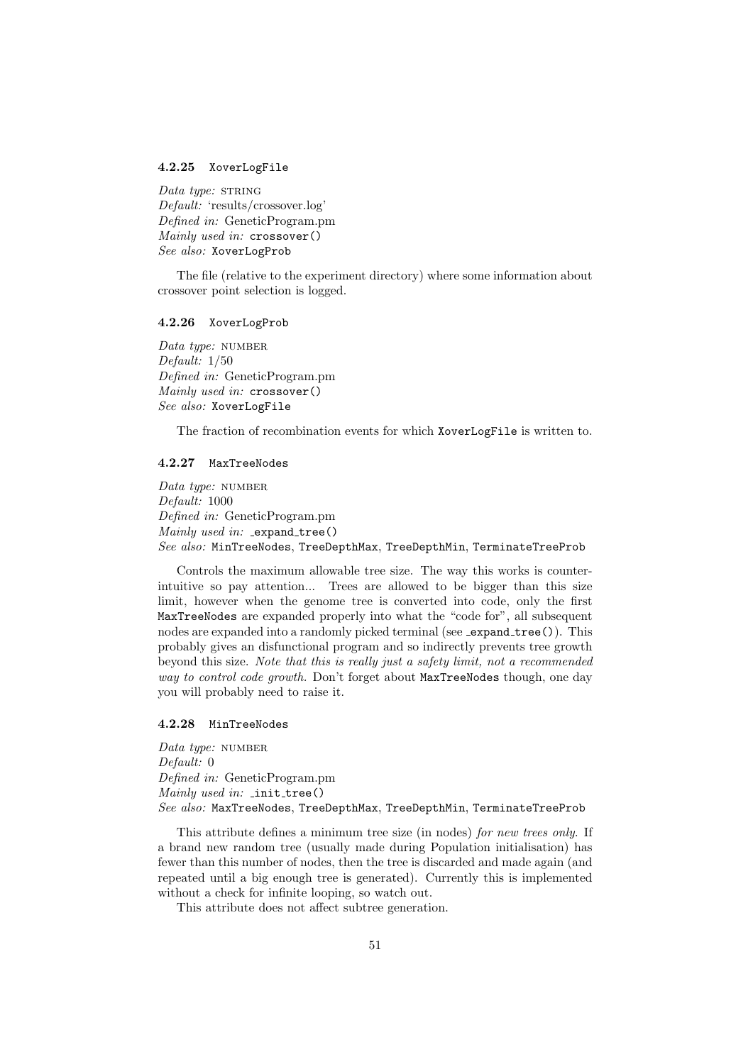#### 4.2.25 `XoverLogFile`

*Data type:* STRING
*Default:* 'results/crossover.log'
*Defined in:* GeneticProgram.pm
*Mainly used in:* `crossover()`
*See also:* `XoverLogProb`

The file (relative to the experiment directory) where some information about crossover point selection is logged.

#### 4.2.26 `XoverLogProb`

*Data type:* NUMBER
*Default:* 1/50
*Defined in:* GeneticProgram.pm
*Mainly used in:* `crossover()`
*See also:* `XoverLogFile`

The fraction of recombination events for which `XoverLogFile` is written to.

#### 4.2.27 `MaxTreeNodes`

*Data type:* NUMBER
*Default:* 1000
*Defined in:* GeneticProgram.pm
*Mainly used in:* `_expand_tree()`
*See also:* `MinTreeNodes`, `TreeDepthMax`, `TreeDepthMin`, `TerminateTreeProb`

Controls the maximum allowable tree size. The way this works is counter-intuitive so pay attention... Trees are allowed to be bigger than this size limit, however when the genome tree is converted into code, only the first `MaxTreeNodes` are expanded properly into what the "code for", all subsequent nodes are expanded into a randomly picked terminal (see `_expand_tree()`). This probably gives an disfunctional program and so indirectly prevents tree growth beyond this size. *Note that this is really just a safety limit, not a recommended way to control code growth.* Don't forget about `MaxTreeNodes` though, one day you will probably need to raise it.

#### 4.2.28 `MinTreeNodes`

*Data type:* NUMBER
*Default:* 0
*Defined in:* GeneticProgram.pm
*Mainly used in:* `_init_tree()`
*See also:* `MaxTreeNodes`, `TreeDepthMax`, `TreeDepthMin`, `TerminateTreeProb`

This attribute defines a minimum tree size (in nodes) *for new trees only*. If a brand new random tree (usually made during Population initialisation) has fewer than this number of nodes, then the tree is discarded and made again (and repeated until a big enough tree is generated). Currently this is implemented without a check for infinite looping, so watch out.

This attribute does not affect subtree generation.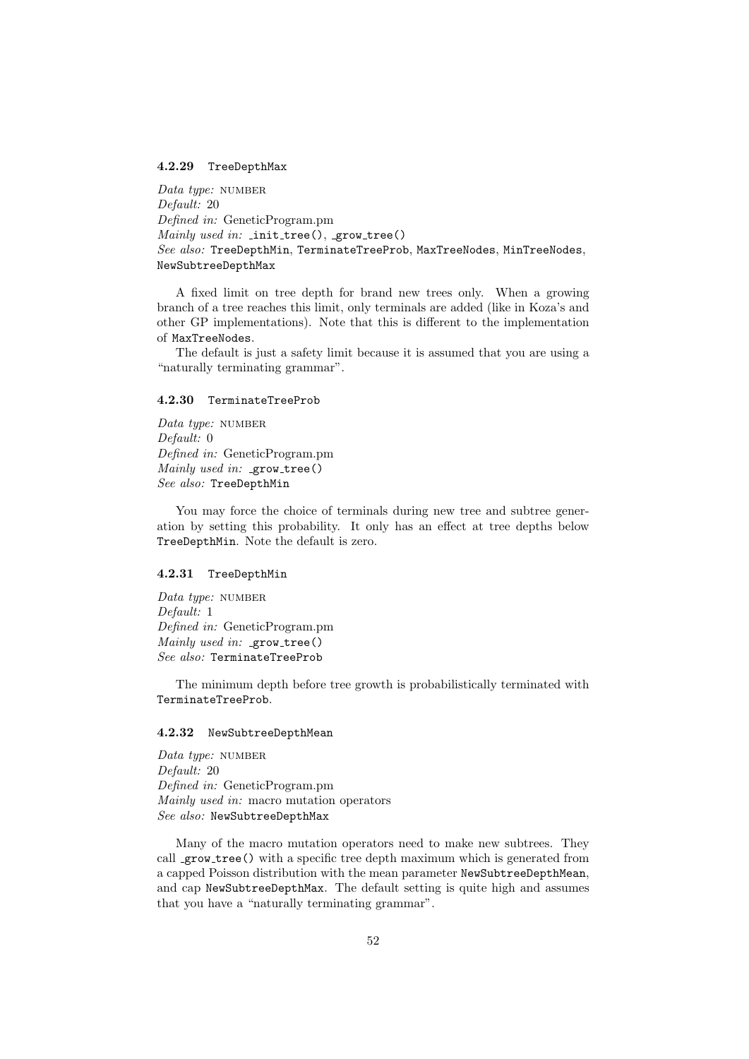### 4.2.29 `TreeDepthMax`

*Data type:* NUMBER
*Default:* 20
*Defined in:* GeneticProgram.pm
*Mainly used in:* `_init_tree()`, `_grow_tree()`
*See also:* `TreeDepthMin`, `TerminateTreeProb`, `MaxTreeNodes`, `MinTreeNodes`, `NewSubtreeDepthMax`

A fixed limit on tree depth for brand new trees only. When a growing branch of a tree reaches this limit, only terminals are added (like in Koza's and other GP implementations). Note that this is different to the implementation of `MaxTreeNodes`.

The default is just a safety limit because it is assumed that you are using a "naturally terminating grammar".

### 4.2.30 `TerminateTreeProb`

*Data type:* NUMBER
*Default:* 0
*Defined in:* GeneticProgram.pm
*Mainly used in:* `_grow_tree()`
*See also:* `TreeDepthMin`

You may force the choice of terminals during new tree and subtree generation by setting this probability. It only has an effect at tree depths below `TreeDepthMin`. Note the default is zero.

### 4.2.31 `TreeDepthMin`

*Data type:* NUMBER
*Default:* 1
*Defined in:* GeneticProgram.pm
*Mainly used in:* `_grow_tree()`
*See also:* `TerminateTreeProb`

The minimum depth before tree growth is probabilistically terminated with `TerminateTreeProb`.

### 4.2.32 `NewSubtreeDepthMean`

*Data type:* NUMBER
*Default:* 20
*Defined in:* GeneticProgram.pm
*Mainly used in:* macro mutation operators
*See also:* `NewSubtreeDepthMax`

Many of the macro mutation operators need to make new subtrees. They call `_grow_tree()` with a specific tree depth maximum which is generated from a capped Poisson distribution with the mean parameter `NewSubtreeDepthMean`, and cap `NewSubtreeDepthMax`. The default setting is quite high and assumes that you have a "naturally terminating grammar".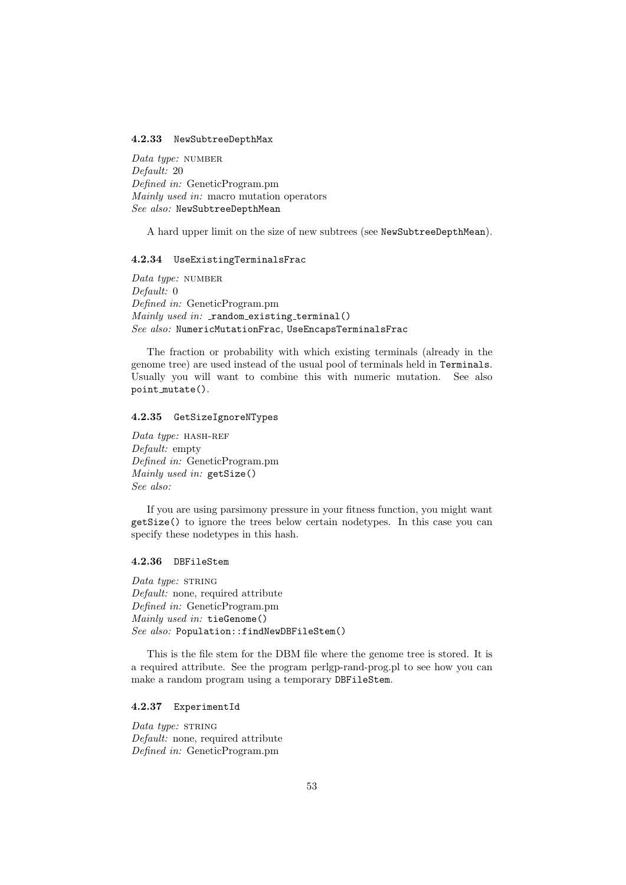#### 4.2.33 `NewSubtreeDepthMax`

*Data type:* NUMBER
*Default:* 20
*Defined in:* GeneticProgram.pm
*Mainly used in:* macro mutation operators
*See also:* `NewSubtreeDepthMean`

A hard upper limit on the size of new subtrees (see `NewSubtreeDepthMean`).

#### 4.2.34 `UseExistingTerminalsFrac`

*Data type:* NUMBER
*Default:* 0
*Defined in:* GeneticProgram.pm
*Mainly used in:* `_random_existing_terminal()`
*See also:* `NumericMutationFrac`, `UseEncapsTerminalsFrac`

The fraction or probability with which existing terminals (already in the genome tree) are used instead of the usual pool of terminals held in `Terminals`. Usually you will want to combine this with numeric mutation. See also `point_mutate()`.

#### 4.2.35 `GetSizeIgnoreNTypes`

*Data type:* HASH-REF
*Default:* empty
*Defined in:* GeneticProgram.pm
*Mainly used in:* `getSize()`
*See also:*

If you are using parsimony pressure in your fitness function, you might want `getSize()` to ignore the trees below certain nodetypes. In this case you can specify these nodetypes in this hash.

#### 4.2.36 `DBFileStem`

*Data type:* STRING
*Default:* none, required attribute
*Defined in:* GeneticProgram.pm
*Mainly used in:* `tieGenome()`
*See also:* `Population::findNewDBFileStem()`

This is the file stem for the DBM file where the genome tree is stored. It is a required attribute. See the program perlgp-rand-prog.pl to see how you can make a random program using a temporary `DBFileStem`.

#### 4.2.37 `ExperimentId`

*Data type:* STRING
*Default:* none, required attribute
*Defined in:* GeneticProgram.pm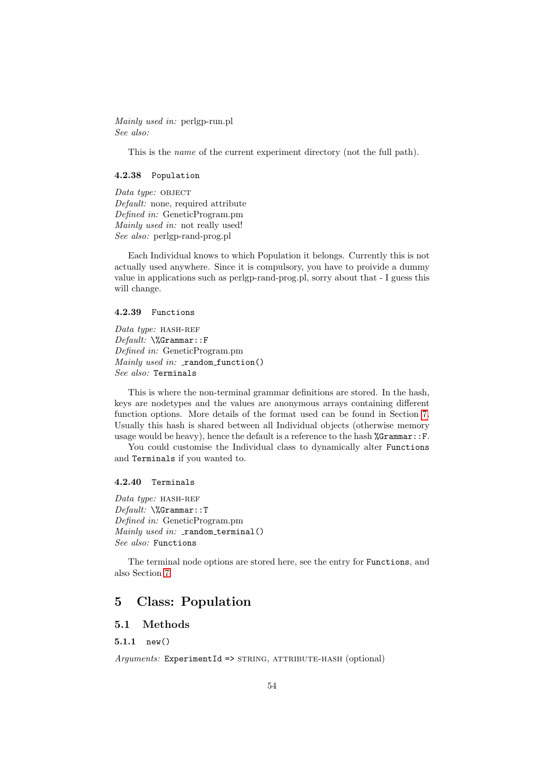*Mainly used in:* perlgp-run.pl
*See also:*

This is the *name* of the current experiment directory (not the full path).

#### 4.2.38 `Population`

*Data type:* OBJECT
*Default:* none, required attribute
*Defined in:* GeneticProgram.pm
*Mainly used in:* not really used!
*See also:* perlgp-rand-prog.pl

Each Individual knows to which Population it belongs. Currently this is not actually used anywhere. Since it is compulsory, you have to proivide a dummy value in applications such as perlgp-rand-prog.pl, sorry about that - I guess this will change.

#### 4.2.39 `Functions`

*Data type:* HASH-REF
*Default:* `\%Grammar::F`
*Defined in:* GeneticProgram.pm
*Mainly used in:* `_random_function()`
*See also:* `Terminals`

This is where the non-terminal grammar definitions are stored. In the hash, keys are nodetypes and the values are anonymous arrays containing different function options. More details of the format used can be found in Section 7. Usually this hash is shared between all Individual objects (otherwise memory usage would be heavy), hence the default is a reference to the hash `%Grammar::F`.

You could customise the Individual class to dynamically alter `Functions` and `Terminals` if you wanted to.

#### 4.2.40 `Terminals`

*Data type:* HASH-REF
*Default:* `\%Grammar::T`
*Defined in:* GeneticProgram.pm
*Mainly used in:* `_random_terminal()`
*See also:* `Functions`

The terminal node options are stored here, see the entry for `Functions`, and also Section 7.

# 5 Class: Population

## 5.1 Methods

### 5.1.1 `new()`

*Arguments:* `ExperimentId =>` STRING, ATTRIBUTE-HASH (optional)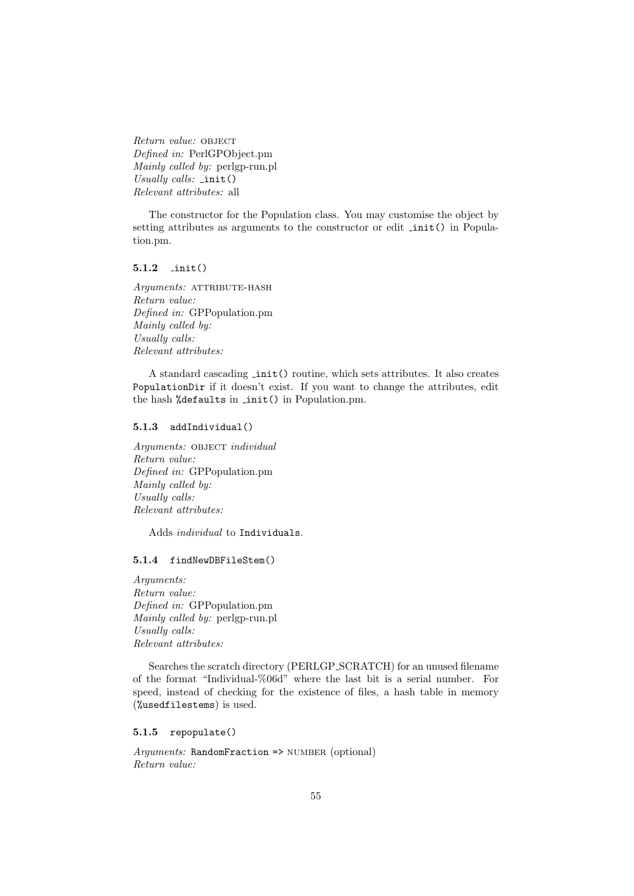*Return value:* OBJECT
*Defined in:* PerlGPObject.pm
*Mainly called by:* perlgp-run.pl
*Usually calls:* `_init()`
*Relevant attributes:* all

The constructor for the Population class. You may customise the object by setting attributes as arguments to the constructor or edit `_init()` in Population.pm.

### 5.1.2 `_init()`

*Arguments:* ATTRIBUTE-HASH
*Return value:*
*Defined in:* GPPopulation.pm
*Mainly called by:*
*Usually calls:*
*Relevant attributes:*

A standard cascading `_init()` routine, which sets attributes. It also creates `PopulationDir` if it doesn't exist. If you want to change the attributes, edit the hash `%defaults` in `_init()` in Population.pm.

### 5.1.3 `addIndividual()`

*Arguments:* OBJECT *individual*
*Return value:*
*Defined in:* GPPopulation.pm
*Mainly called by:*
*Usually calls:*
*Relevant attributes:*

Adds *individual* to `Individuals`.

### 5.1.4 `findNewDBFileStem()`

*Arguments:*
*Return value:*
*Defined in:* GPPopulation.pm
*Mainly called by:* perlgp-run.pl
*Usually calls:*
*Relevant attributes:*

Searches the scratch directory (PERLGP_SCRATCH) for an unused filename of the format "Individual-%06d" where the last bit is a serial number. For speed, instead of checking for the existence of files, a hash table in memory (`%usedfilestems`) is used.

### 5.1.5 `repopulate()`

*Arguments:* `RandomFraction =>` NUMBER (optional)
*Return value:*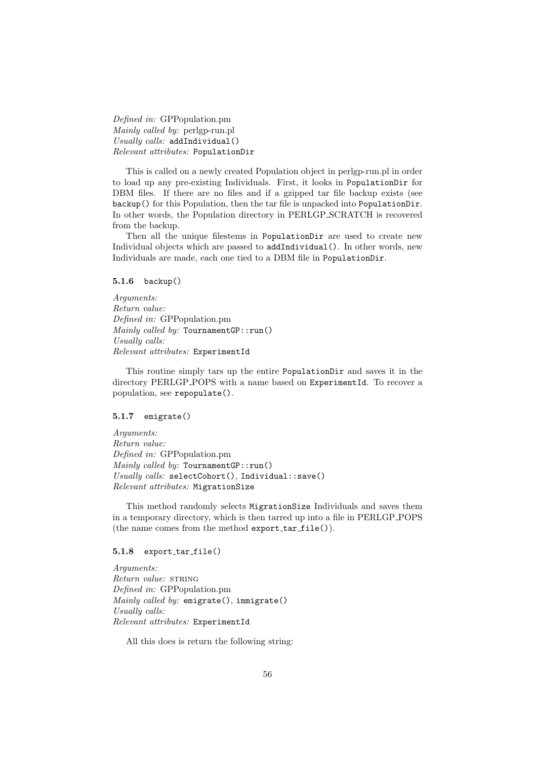*Defined in:* GPPopulation.pm
*Mainly called by:* perlgp-run.pl
*Usually calls:* `addIndividual()`
*Relevant attributes:* `PopulationDir`

This is called on a newly created Population object in perlgp-run.pl in order to load up any pre-existing Individuals. First, it looks in `PopulationDir` for DBM files. If there are no files and if a gzipped tar file backup exists (see `backup()` for this Population, then the tar file is unpacked into `PopulationDir`. In other words, the Population directory in PERLGP_SCRATCH is recovered from the backup.

Then all the unique filestems in `PopulationDir` are used to create new Individual objects which are passed to `addIndividual()`. In other words, new Individuals are made, each one tied to a DBM file in `PopulationDir`.

### 5.1.6 `backup()`

*Arguments:*
*Return value:*
*Defined in:* GPPopulation.pm
*Mainly called by:* `TournamentGP::run()`
*Usually calls:*
*Relevant attributes:* `ExperimentId`

This routine simply tars up the entire `PopulationDir` and saves it in the directory PERLGP_POPS with a name based on `ExperimentId`. To recover a population, see `repopulate()`.

### 5.1.7 `emigrate()`

*Arguments:*
*Return value:*
*Defined in:* GPPopulation.pm
*Mainly called by:* `TournamentGP::run()`
*Usually calls:* `selectCohort()`, `Individual::save()`
*Relevant attributes:* `MigrationSize`

This method randomly selects `MigrationSize` Individuals and saves them in a temporary directory, which is then tarred up into a file in PERLGP_POPS (the name comes from the method `export_tar_file()`).

### 5.1.8 `export_tar_file()`

*Arguments:*
*Return value:* STRING
*Defined in:* GPPopulation.pm
*Mainly called by:* `emigrate()`, `immigrate()`
*Usually calls:*
*Relevant attributes:* `ExperimentId`

All this does is return the following string: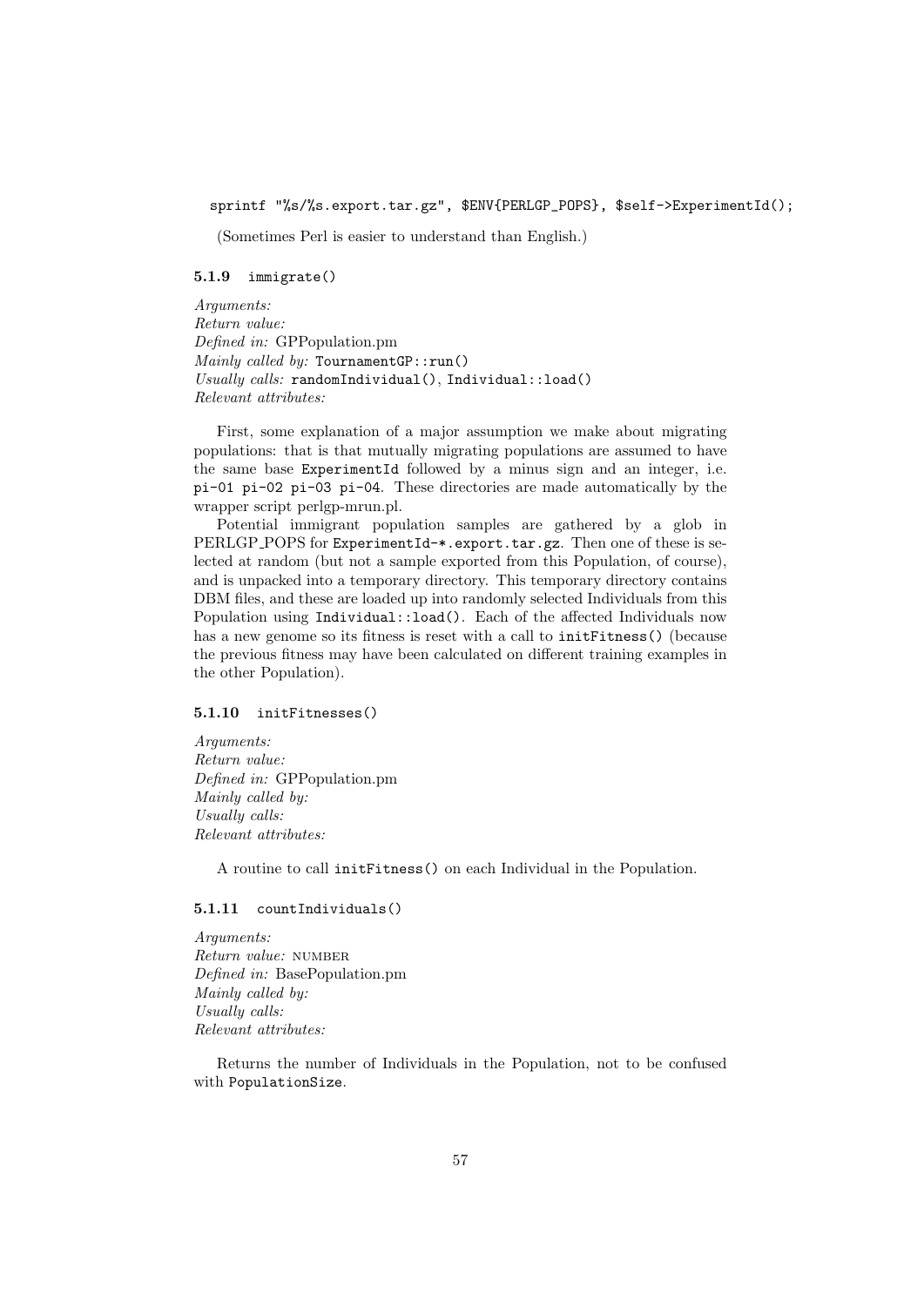```
sprintf "%s/%s.export.tar.gz", $ENV{PERLGP_POPS}, $self->ExperimentId();
```

(Sometimes Perl is easier to understand than English.)

### 5.1.9 immigrate()

*Arguments:*
*Return value:*
*Defined in:* GPPopulation.pm
*Mainly called by:* `TournamentGP::run()`
*Usually calls:* `randomIndividual()`, `Individual::load()`
*Relevant attributes:*

First, some explanation of a major assumption we make about migrating populations: that is that mutually migrating populations are assumed to have the same base `ExperimentId` followed by a minus sign and an integer, i.e. `pi-01 pi-02 pi-03 pi-04`. These directories are made automatically by the wrapper script perlgp-mrun.pl.

Potential immigrant population samples are gathered by a glob in PERLGP_POPS for `ExperimentId-*.export.tar.gz`. Then one of these is selected at random (but not a sample exported from this Population, of course), and is unpacked into a temporary directory. This temporary directory contains DBM files, and these are loaded up into randomly selected Individuals from this Population using `Individual::load()`. Each of the affected Individuals now has a new genome so its fitness is reset with a call to `initFitness()` (because the previous fitness may have been calculated on different training examples in the other Population).

### 5.1.10 initFitnesses()

*Arguments:*
*Return value:*
*Defined in:* GPPopulation.pm
*Mainly called by:*
*Usually calls:*
*Relevant attributes:*

A routine to call `initFitness()` on each Individual in the Population.

### 5.1.11 countIndividuals()

*Arguments:*
*Return value:* NUMBER
*Defined in:* BasePopulation.pm
*Mainly called by:*
*Usually calls:*
*Relevant attributes:*

Returns the number of Individuals in the Population, not to be confused with `PopulationSize`.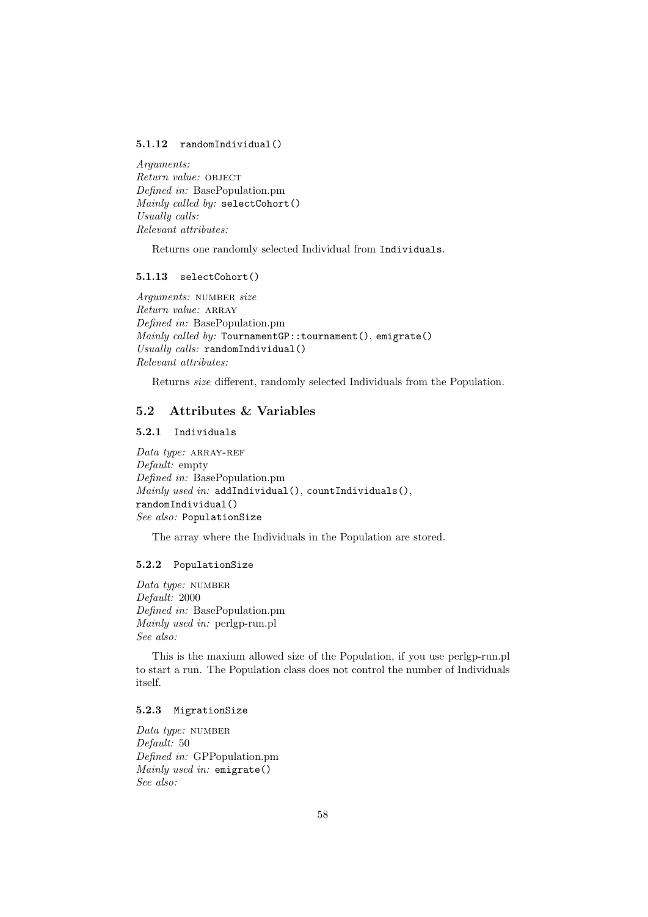#### 5.1.12 `randomIndividual()`

*Arguments:*  
*Return value:* OBJECT  
*Defined in:* BasePopulation.pm  
*Mainly called by:* `selectCohort()`  
*Usually calls:*  
*Relevant attributes:*

Returns one randomly selected Individual from `Individuals`.

#### 5.1.13 `selectCohort()`

*Arguments:* NUMBER *size*  
*Return value:* ARRAY  
*Defined in:* BasePopulation.pm  
*Mainly called by:* `TournamentGP::tournament()`, `emigrate()`  
*Usually calls:* `randomIndividual()`  
*Relevant attributes:*

Returns *size* different, randomly selected Individuals from the Population.

### 5.2 Attributes & Variables

#### 5.2.1 `Individuals`

*Data type:* ARRAY-REF  
*Default:* empty  
*Defined in:* BasePopulation.pm  
*Mainly used in:* `addIndividual()`, `countIndividuals()`, `randomIndividual()`  
*See also:* `PopulationSize`

The array where the Individuals in the Population are stored.

#### 5.2.2 `PopulationSize`

*Data type:* NUMBER  
*Default:* 2000  
*Defined in:* BasePopulation.pm  
*Mainly used in:* perlgp-run.pl  
*See also:*

This is the maxium allowed size of the Population, if you use perlgp-run.pl to start a run. The Population class does not control the number of Individuals itself.

#### 5.2.3 `MigrationSize`

*Data type:* NUMBER  
*Default:* 50  
*Defined in:* GPPopulation.pm  
*Mainly used in:* `emigrate()`  
*See also:*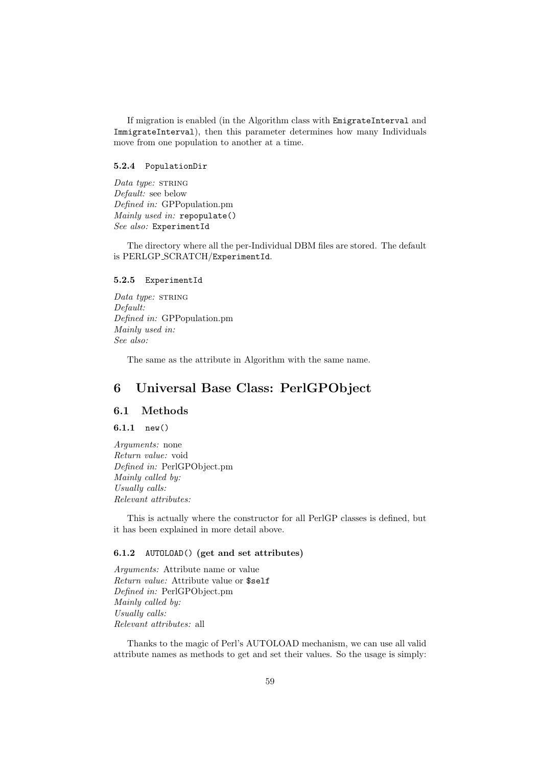If migration is enabled (in the Algorithm class with `EmigrateInterval` and `ImmigrateInterval`), then this parameter determines how many Individuals move from one population to another at a time.

#### 5.2.4 `PopulationDir`

*Data type:* STRING
*Default:* see below
*Defined in:* GPPopulation.pm
*Mainly used in:* `repopulate()`
*See also:* `ExperimentId`

The directory where all the per-Individual DBM files are stored. The default is PERLGP_SCRATCH/`ExperimentId`.

#### 5.2.5 `ExperimentId`

*Data type:* STRING
*Default:*
*Defined in:* GPPopulation.pm
*Mainly used in:*
*See also:*

The same as the attribute in Algorithm with the same name.

## 6 Universal Base Class: PerlGPObject

### 6.1 Methods

#### 6.1.1 `new()`

*Arguments:* none
*Return value:* void
*Defined in:* PerlGPObject.pm
*Mainly called by:*
*Usually calls:*
*Relevant attributes:*

This is actually where the constructor for all PerlGP classes is defined, but it has been explained in more detail above.

#### 6.1.2 `AUTOLOAD()` (get and set attributes)

*Arguments:* Attribute name or value
*Return value:* Attribute value or `$self`
*Defined in:* PerlGPObject.pm
*Mainly called by:*
*Usually calls:*
*Relevant attributes:* all

Thanks to the magic of Perl's AUTOLOAD mechanism, we can use all valid attribute names as methods to get and set their values. So the usage is simply: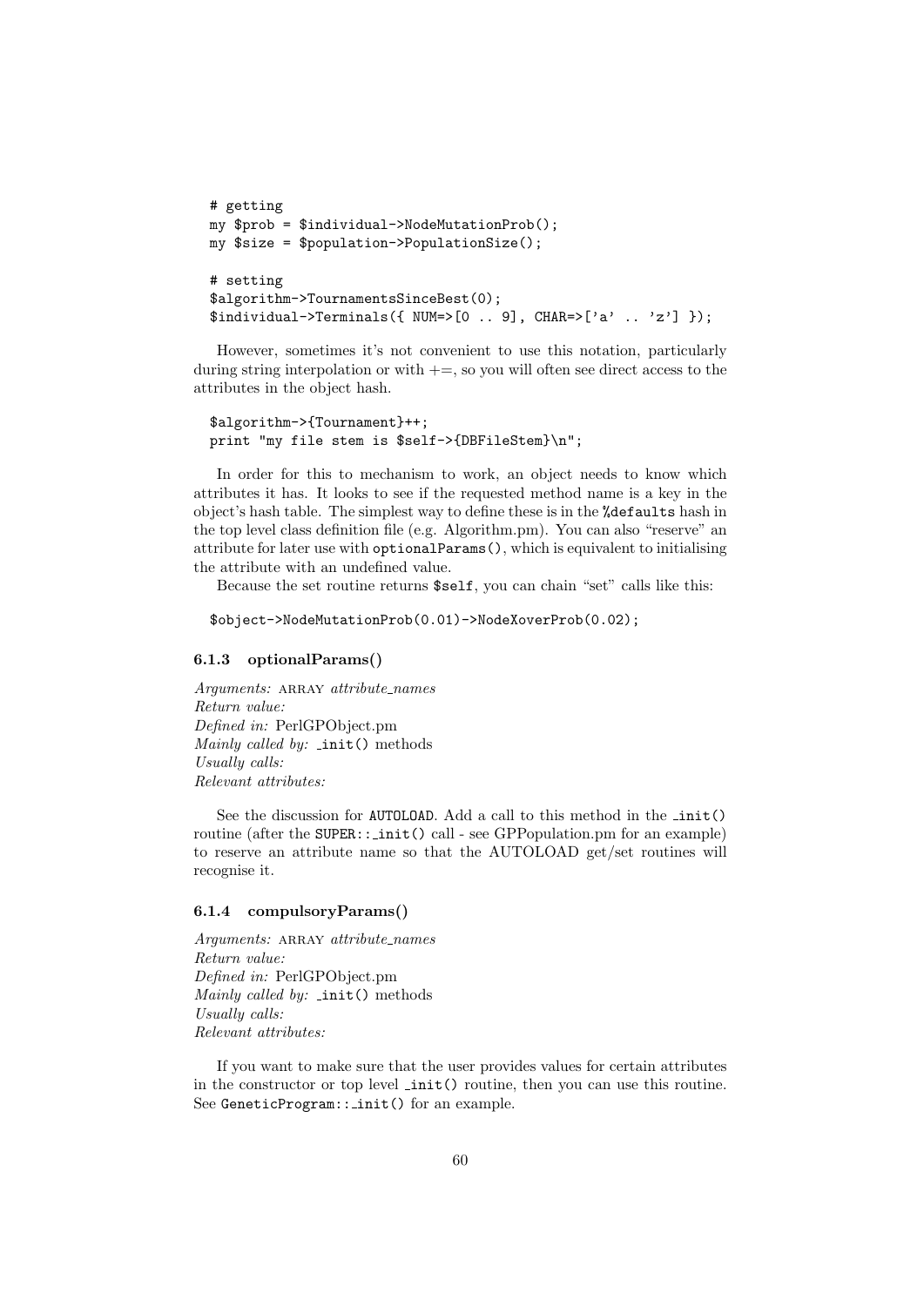```
# getting
my $prob = $individual->NodeMutationProb();
my $size = $population->PopulationSize();

# setting
$algorithm->TournamentsSinceBest(0);
$individual->Terminals({ NUM=>[0 .. 9], CHAR=>['a' .. 'z'] });
```

However, sometimes it's not convenient to use this notation, particularly during string interpolation or with +=, so you will often see direct access to the attributes in the object hash.

```
$algorithm->{Tournament}++;
print "my file stem is $self->{DBFileStem}\n";
```

In order for this to mechanism to work, an object needs to know which attributes it has. It looks to see if the requested method name is a key in the object's hash table. The simplest way to define these is in the `%defaults` hash in the top level class definition file (e.g. Algorithm.pm). You can also "reserve" an attribute for later use with `optionalParams()`, which is equivalent to initialising the attribute with an undefined value.

Because the set routine returns `$self`, you can chain "set" calls like this:

```
$object->NodeMutationProb(0.01)->NodeXoverProb(0.02);
```

### 6.1.3 optionalParams()

*Arguments:* ARRAY *attribute_names*
*Return value:*
*Defined in:* PerlGPObject.pm
*Mainly called by:* `_init()` methods
*Usually calls:*
*Relevant attributes:*

See the discussion for `AUTOLOAD`. Add a call to this method in the `_init()` routine (after the `SUPER::_init()` call - see GPPopulation.pm for an example) to reserve an attribute name so that the AUTOLOAD get/set routines will recognise it.

### 6.1.4 compulsoryParams()

*Arguments:* ARRAY *attribute_names*
*Return value:*
*Defined in:* PerlGPObject.pm
*Mainly called by:* `_init()` methods
*Usually calls:*
*Relevant attributes:*

If you want to make sure that the user provides values for certain attributes in the constructor or top level `_init()` routine, then you can use this routine. See `GeneticProgram::_init()` for an example.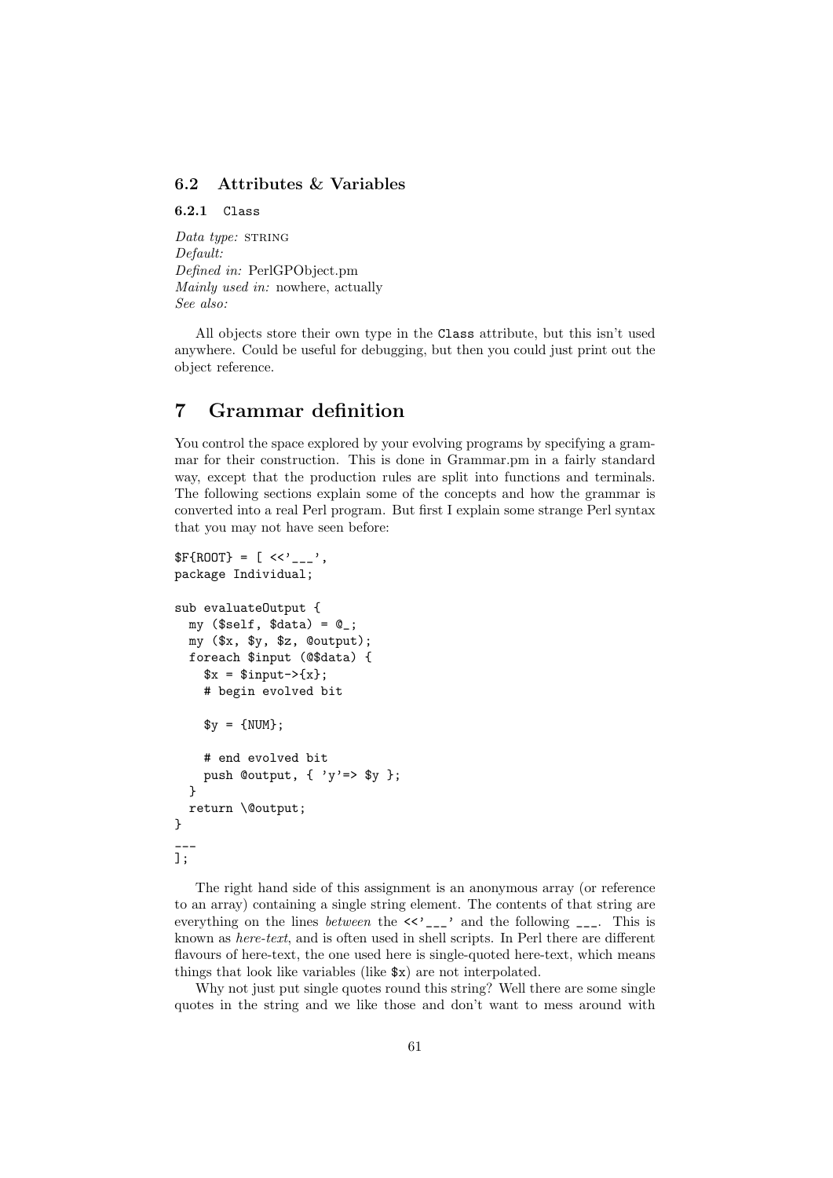### 6.2 Attributes & Variables

#### 6.2.1 `Class`

*Data type:* STRING
*Default:*
*Defined in:* PerlGPObject.pm
*Mainly used in:* nowhere, actually
*See also:*

All objects store their own type in the `Class` attribute, but this isn't used anywhere. Could be useful for debugging, but then you could just print out the object reference.

# 7 Grammar definition

You control the space explored by your evolving programs by specifying a grammar for their construction. This is done in Grammar.pm in a fairly standard way, except that the production rules are split into functions and terminals. The following sections explain some of the concepts and how the grammar is converted into a real Perl program. But first I explain some strange Perl syntax that you may not have seen before:

```
$F{ROOT} = [ <<'___',
package Individual;

sub evaluateOutput {
  my ($self, $data) = @_;
  my ($x, $y, $z, @output);
  foreach $input (@$data) {
    $x = $input->{x};
    # begin evolved bit

    $y = {NUM};

    # end evolved bit
    push @output, { 'y'=> $y };
  }
  return \@output;
}
___
];
```

The right hand side of this assignment is an anonymous array (or reference to an array) containing a single string element. The contents of that string are everything on the lines *between* the `<<'___'` and the following `___`. This is known as *here-text*, and is often used in shell scripts. In Perl there are different flavours of here-text, the one used here is single-quoted here-text, which means things that look like variables (like `$x`) are not interpolated.

Why not just put single quotes round this string? Well there are some single quotes in the string and we like those and don't want to mess around with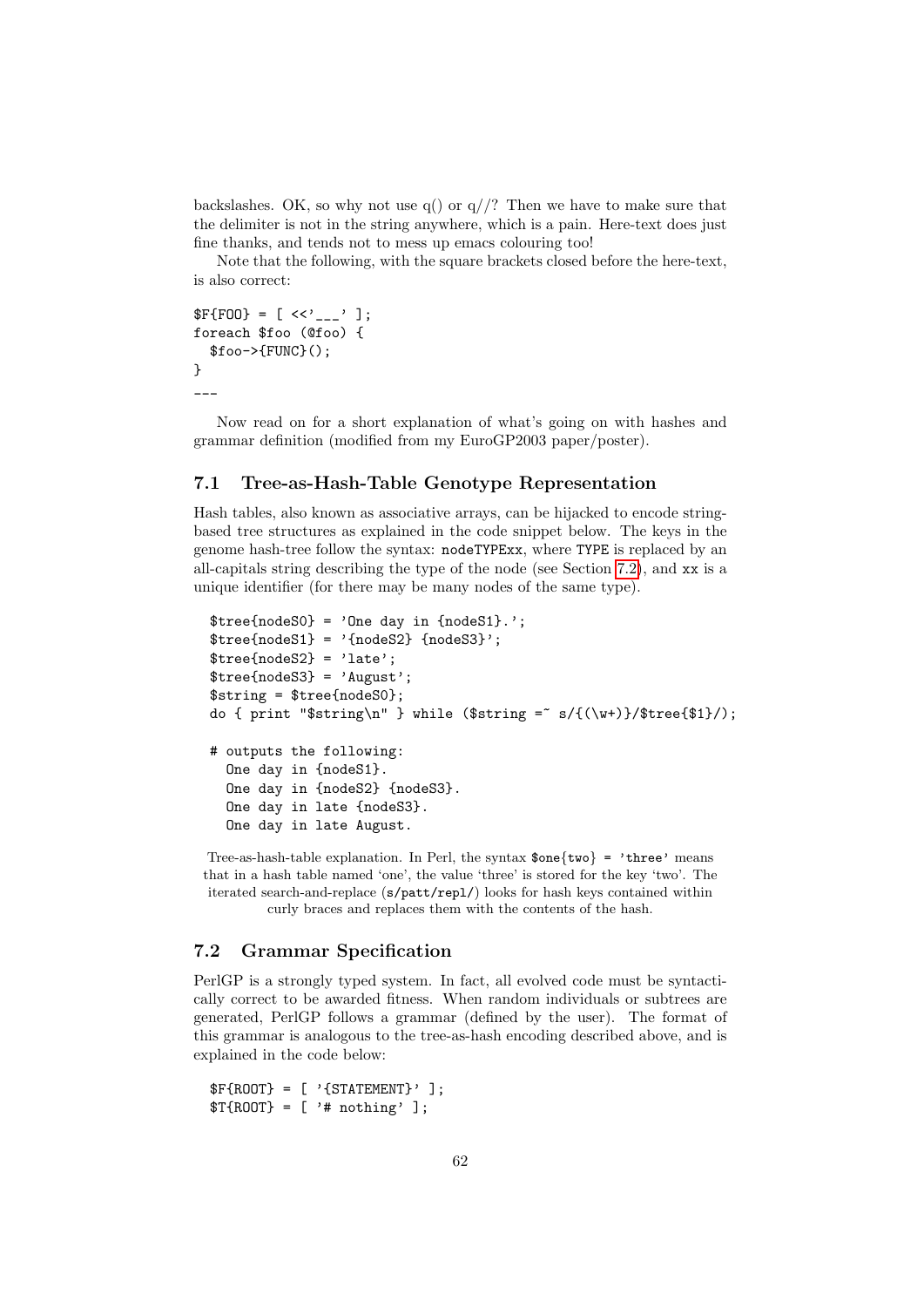backslashes. OK, so why not use q() or q//? Then we have to make sure that the delimiter is not in the string anywhere, which is a pain. Here-text does just fine thanks, and tends not to mess up emacs colouring too!

Note that the following, with the square brackets closed before the here-text, is also correct:

```
$F{FOO} = [ <<'___' ];
foreach $foo (@foo) {
  $foo->{FUNC}();
}
___
```

Now read on for a short explanation of what's going on with hashes and grammar definition (modified from my EuroGP2003 paper/poster).

## 7.1 Tree-as-Hash-Table Genotype Representation

Hash tables, also known as associative arrays, can be hijacked to encode string-based tree structures as explained in the code snippet below. The keys in the genome hash-tree follow the syntax: `nodeTYPExx`, where `TYPE` is replaced by an all-capitals string describing the type of the node (see Section 7.2), and `xx` is a unique identifier (for there may be many nodes of the same type).

```
$tree{nodeS0} = 'One day in {nodeS1}.';
$tree{nodeS1} = '{nodeS2} {nodeS3}';
$tree{nodeS2} = 'late';
$tree{nodeS3} = 'August';
$string = $tree{nodeS0};
do { print "$string\n" } while ($string =~ s/{(\w+)}/$tree{$1}/);

# outputs the following:
  One day in {nodeS1}.
  One day in {nodeS2} {nodeS3}.
  One day in late {nodeS3}.
  One day in late August.
```

Tree-as-hash-table explanation. In Perl, the syntax `$one{two} = 'three'` means that in a hash table named 'one', the value 'three' is stored for the key 'two'. The iterated search-and-replace (`s/patt/repl/`) looks for hash keys contained within curly braces and replaces them with the contents of the hash.

## 7.2 Grammar Specification

PerlGP is a strongly typed system. In fact, all evolved code must be syntactically correct to be awarded fitness. When random individuals or subtrees are generated, PerlGP follows a grammar (defined by the user). The format of this grammar is analogous to the tree-as-hash encoding described above, and is explained in the code below:

```
$F{ROOT} = [ '{STATEMENT}' ];
$T{ROOT} = [ '# nothing' ];
```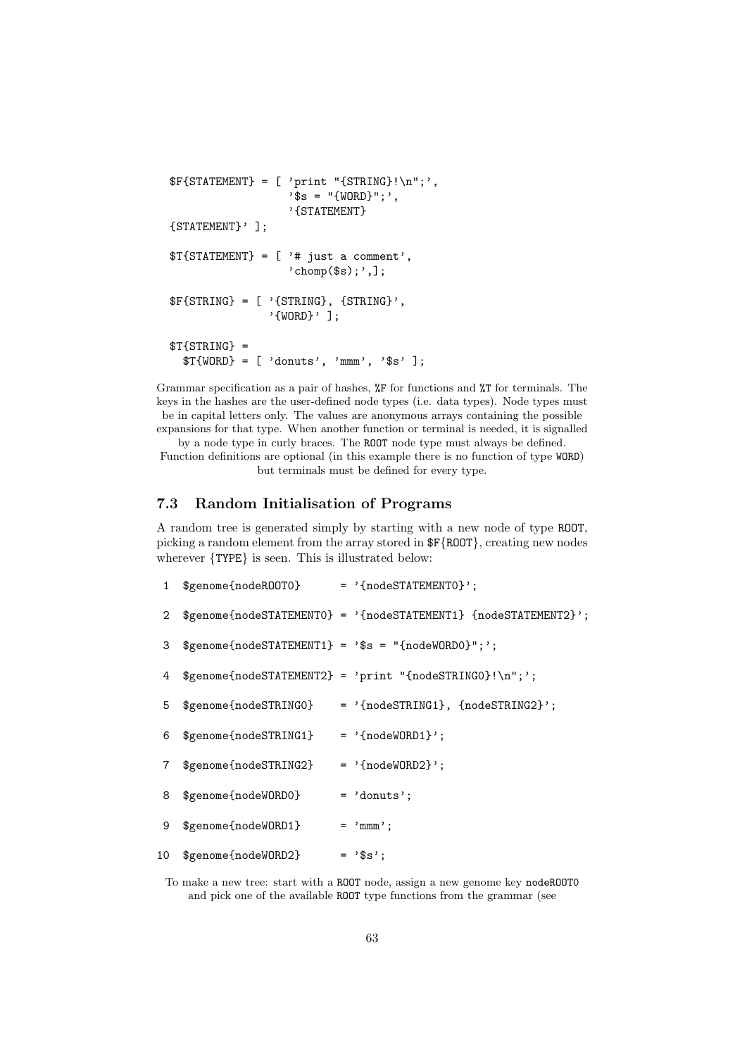```
$F{STATEMENT} = [ 'print "{STRING}!\n";',
                  '$s = "{WORD}";',
                  '{STATEMENT}
{STATEMENT}' ];

$T{STATEMENT} = [ '# just a comment',
                  'chomp($s);',];

$F{STRING} = [ '{STRING}, {STRING}',
               '{WORD}' ];

$T{STRING} =
  $T{WORD} = [ 'donuts', 'mmm', '$s' ];
```

Grammar specification as a pair of hashes, `%F` for functions and `%T` for terminals. The keys in the hashes are the user-defined node types (i.e. data types). Node types must be in capital letters only. The values are anonymous arrays containing the possible expansions for that type. When another function or terminal is needed, it is signalled by a node type in curly braces. The `ROOT` node type must always be defined. Function definitions are optional (in this example there is no function of type `WORD`) but terminals must be defined for every type.

### 7.3 Random Initialisation of Programs

A random tree is generated simply by starting with a new node of type `ROOT`, picking a random element from the array stored in `$F{ROOT}`, creating new nodes wherever {`TYPE`} is seen. This is illustrated below:

```
 1  $genome{nodeROOT0}       = '{nodeSTATEMENT0}';

 2  $genome{nodeSTATEMENT0} = '{nodeSTATEMENT1} {nodeSTATEMENT2}';

 3  $genome{nodeSTATEMENT1} = '$s = "{nodeWORD0}";';

 4  $genome{nodeSTATEMENT2} = 'print "{nodeSTRING0}!\n";';

 5  $genome{nodeSTRING0}    = '{nodeSTRING1}, {nodeSTRING2}';

 6  $genome{nodeSTRING1}    = '{nodeWORD1}';

 7  $genome{nodeSTRING2}    = '{nodeWORD2}';

 8  $genome{nodeWORD0}      = 'donuts';

 9  $genome{nodeWORD1}      = 'mmm';

10  $genome{nodeWORD2}      = '$s';
```

To make a new tree: start with a `ROOT` node, assign a new genome key `nodeROOT0` and pick one of the available `ROOT` type functions from the grammar (see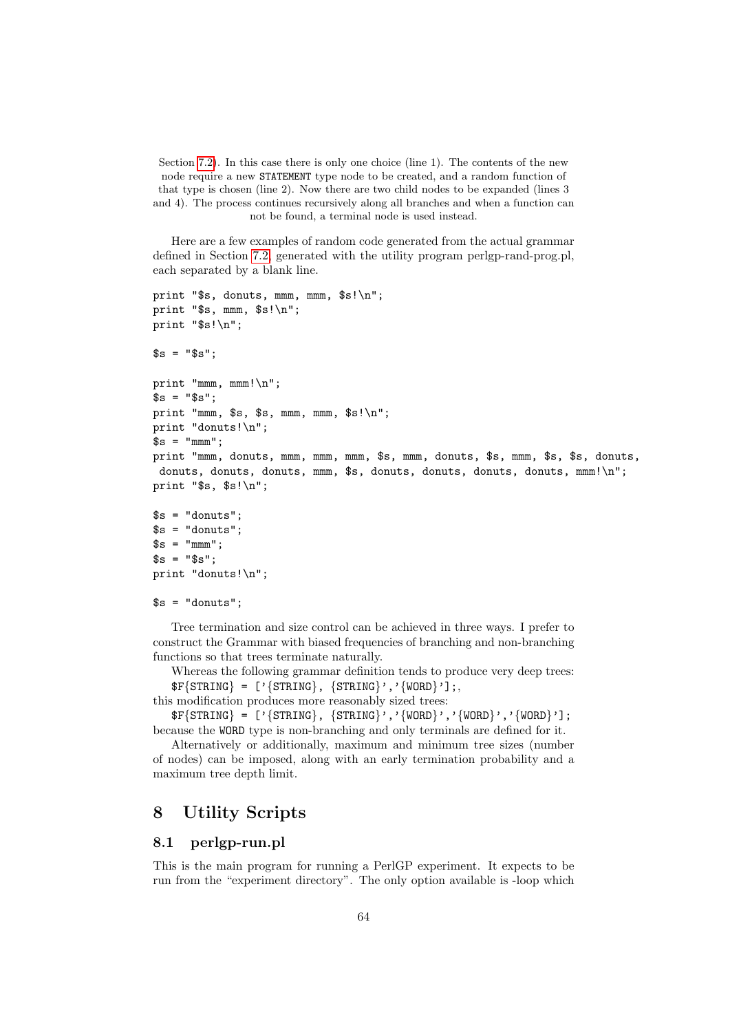Section 7.2). In this case there is only one choice (line 1). The contents of the new node require a new STATEMENT type node to be created, and a random function of that type is chosen (line 2). Now there are two child nodes to be expanded (lines 3 and 4). The process continues recursively along all branches and when a function can not be found, a terminal node is used instead.

Here are a few examples of random code generated from the actual grammar defined in Section 7.2, generated with the utility program perlgp-rand-prog.pl, each separated by a blank line.

```
print "$s, donuts, mmm, mmm, $s!\n";
print "$s, mmm, $s!\n";
print "$s!\n";

$s = "$s";

print "mmm, mmm!\n";
$s = "$s";
print "mmm, $s, $s, mmm, mmm, $s!\n";
print "donuts!\n";
$s = "mmm";
print "mmm, donuts, mmm, mmm, mmm, $s, mmm, donuts, $s, mmm, $s, $s, donuts,
 donuts, donuts, donuts, mmm, $s, donuts, donuts, donuts, donuts, mmm!\n";
print "$s, $s!\n";

$s = "donuts";
$s = "donuts";
$s = "mmm";
$s = "$s";
print "donuts!\n";

$s = "donuts";
```

Tree termination and size control can be achieved in three ways. I prefer to construct the Grammar with biased frequencies of branching and non-branching functions so that trees terminate naturally.

Whereas the following grammar definition tends to produce very deep trees:
`$F{STRING} = ['{STRING}, {STRING}','{WORD}'];`,
this modification produces more reasonably sized trees:
`$F{STRING} = ['{STRING}, {STRING}','{WORD}','{WORD}','{WORD}'];`
because the WORD type is non-branching and only terminals are defined for it.

Alternatively or additionally, maximum and minimum tree sizes (number of nodes) can be imposed, along with an early termination probability and a maximum tree depth limit.

# 8 Utility Scripts

## 8.1 perlgp-run.pl

This is the main program for running a PerlGP experiment. It expects to be run from the "experiment directory". The only option available is -loop which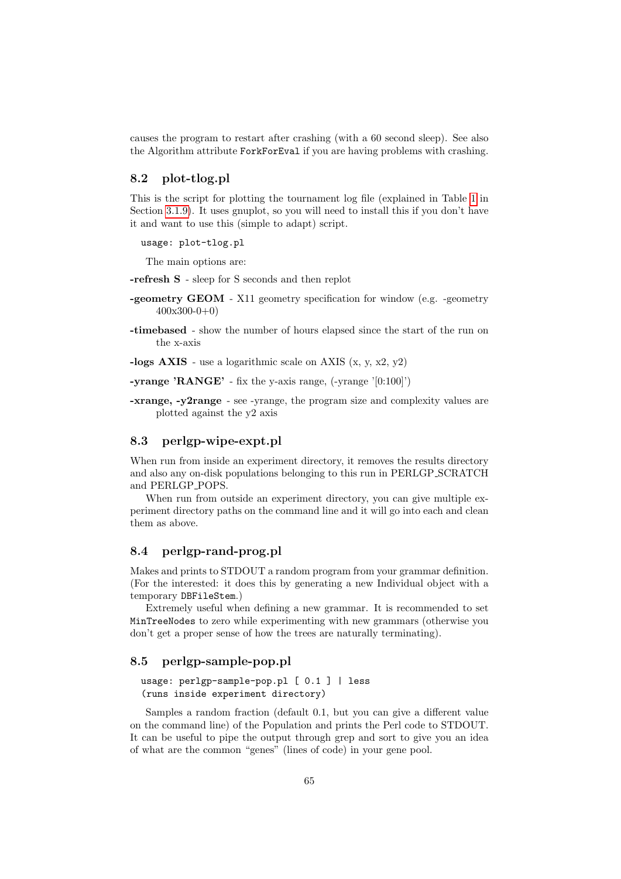causes the program to restart after crashing (with a 60 second sleep). See also the Algorithm attribute `ForkForEval` if you are having problems with crashing.

## 8.2 plot-tlog.pl

This is the script for plotting the tournament log file (explained in Table 1 in Section 3.1.9). It uses gnuplot, so you will need to install this if you don't have it and want to use this (simple to adapt) script.

```
usage: plot-tlog.pl
```

The main options are:

**-refresh S** - sleep for S seconds and then replot

**-geometry GEOM** - X11 geometry specification for window (e.g. -geometry 400x300-0+0)

**-timebased** - show the number of hours elapsed since the start of the run on the x-axis

**-logs AXIS** - use a logarithmic scale on AXIS (x, y, x2, y2)

**-yrange 'RANGE'** - fix the y-axis range, (-yrange '[0:100]')

**-xrange, -y2range** - see -yrange, the program size and complexity values are plotted against the y2 axis

## 8.3 perlgp-wipe-expt.pl

When run from inside an experiment directory, it removes the results directory and also any on-disk populations belonging to this run in PERLGP_SCRATCH and PERLGP_POPS.

When run from outside an experiment directory, you can give multiple experiment directory paths on the command line and it will go into each and clean them as above.

## 8.4 perlgp-rand-prog.pl

Makes and prints to STDOUT a random program from your grammar definition. (For the interested: it does this by generating a new Individual object with a temporary `DBFileStem`.)

Extremely useful when defining a new grammar. It is recommended to set `MinTreeNodes` to zero while experimenting with new grammars (otherwise you don't get a proper sense of how the trees are naturally terminating).

## 8.5 perlgp-sample-pop.pl

```
usage: perlgp-sample-pop.pl [ 0.1 ] | less
(runs inside experiment directory)
```

Samples a random fraction (default 0.1, but you can give a different value on the command line) of the Population and prints the Perl code to STDOUT. It can be useful to pipe the output through grep and sort to give you an idea of what are the common "genes" (lines of code) in your gene pool.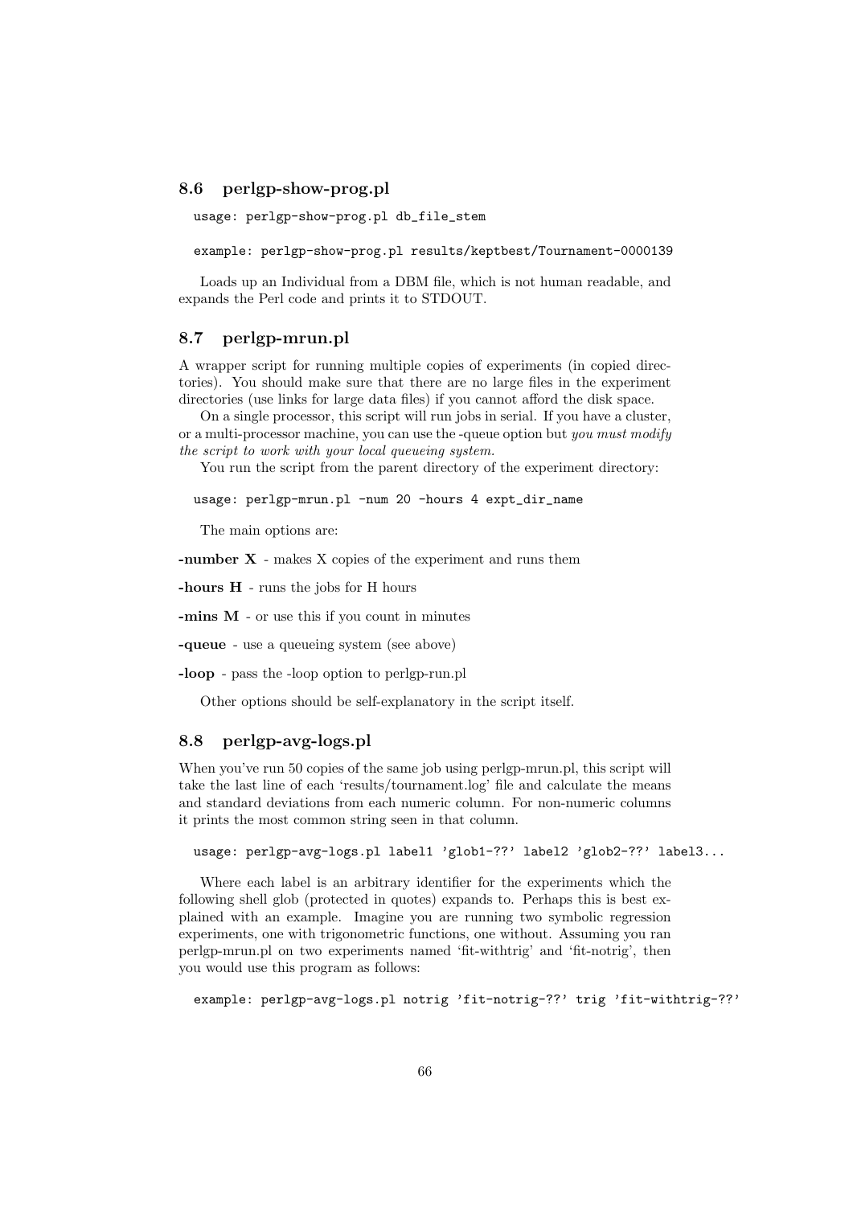### 8.6 perlgp-show-prog.pl

```
usage: perlgp-show-prog.pl db_file_stem
```

```
example: perlgp-show-prog.pl results/keptbest/Tournament-0000139
```

Loads up an Individual from a DBM file, which is not human readable, and expands the Perl code and prints it to STDOUT.

### 8.7 perlgp-mrun.pl

A wrapper script for running multiple copies of experiments (in copied directories). You should make sure that there are no large files in the experiment directories (use links for large data files) if you cannot afford the disk space.

On a single processor, this script will run jobs in serial. If you have a cluster, or a multi-processor machine, you can use the -queue option but *you must modify the script to work with your local queueing system.*

You run the script from the parent directory of the experiment directory:

```
usage: perlgp-mrun.pl -num 20 -hours 4 expt_dir_name
```

The main options are:

**-number X** - makes X copies of the experiment and runs them

**-hours H** - runs the jobs for H hours

**-mins M** - or use this if you count in minutes

**-queue** - use a queueing system (see above)

**-loop** - pass the -loop option to perlgp-run.pl

Other options should be self-explanatory in the script itself.

### 8.8 perlgp-avg-logs.pl

When you've run 50 copies of the same job using perlgp-mrun.pl, this script will take the last line of each 'results/tournament.log' file and calculate the means and standard deviations from each numeric column. For non-numeric columns it prints the most common string seen in that column.

```
usage: perlgp-avg-logs.pl label1 'glob1-??' label2 'glob2-??' label3...
```

Where each label is an arbitrary identifier for the experiments which the following shell glob (protected in quotes) expands to. Perhaps this is best explained with an example. Imagine you are running two symbolic regression experiments, one with trigonometric functions, one without. Assuming you ran perlgp-mrun.pl on two experiments named 'fit-withtrig' and 'fit-notrig', then you would use this program as follows:

```
example: perlgp-avg-logs.pl notrig 'fit-notrig-??' trig 'fit-withtrig-??'
```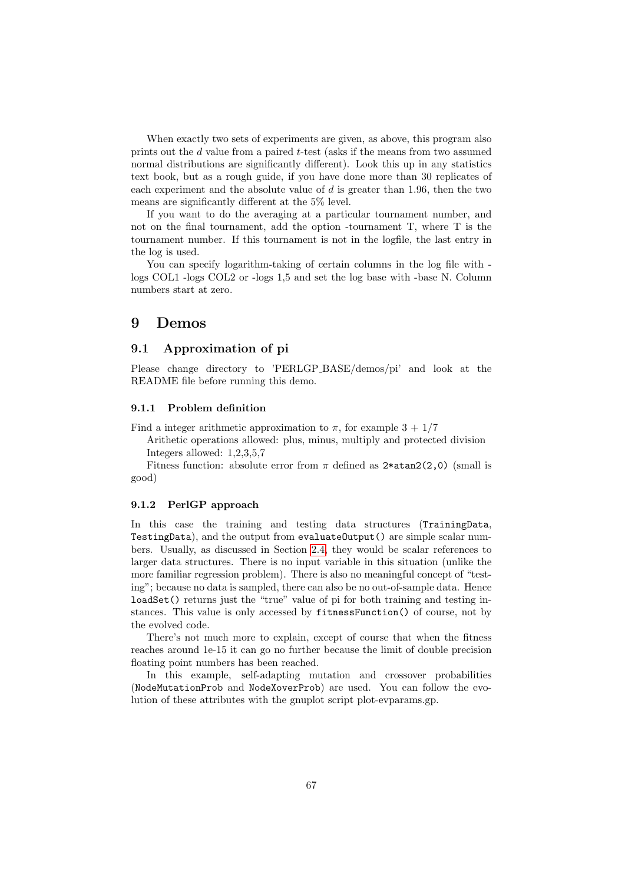When exactly two sets of experiments are given, as above, this program also prints out the $d$ value from a paired $t$-test (asks if the means from two assumed normal distributions are significantly different). Look this up in any statistics text book, but as a rough guide, if you have done more than 30 replicates of each experiment and the absolute value of $d$ is greater than 1.96, then the two means are significantly different at the 5% level.

If you want to do the averaging at a particular tournament number, and not on the final tournament, add the option -tournament T, where T is the tournament number. If this tournament is not in the logfile, the last entry in the log is used.

You can specify logarithm-taking of certain columns in the log file with -logs COL1 -logs COL2 or -logs 1,5 and set the log base with -base N. Column numbers start at zero.

# 9 Demos

## 9.1 Approximation of pi

Please change directory to 'PERLGP_BASE/demos/pi' and look at the README file before running this demo.

### 9.1.1 Problem definition

Find a integer arithmetic approximation to $\pi$, for example $3 + 1/7$

Arithetic operations allowed: plus, minus, multiply and protected division

Integers allowed: 1,2,3,5,7

Fitness function: absolute error from $\pi$ defined as `2*atan2(2,0)` (small is good)

### 9.1.2 PerlGP approach

In this case the training and testing data structures (`TrainingData`, `TestingData`), and the output from `evaluateOutput()` are simple scalar numbers. Usually, as discussed in Section 2.4, they would be scalar references to larger data structures. There is no input variable in this situation (unlike the more familiar regression problem). There is also no meaningful concept of "testing"; because no data is sampled, there can also be no out-of-sample data. Hence `loadSet()` returns just the "true" value of pi for both training and testing instances. This value is only accessed by `fitnessFunction()` of course, not by the evolved code.

There's not much more to explain, except of course that when the fitness reaches around 1e-15 it can go no further because the limit of double precision floating point numbers has been reached.

In this example, self-adapting mutation and crossover probabilities (`NodeMutationProb` and `NodeXoverProb`) are used. You can follow the evolution of these attributes with the gnuplot script plot-evparams.gp.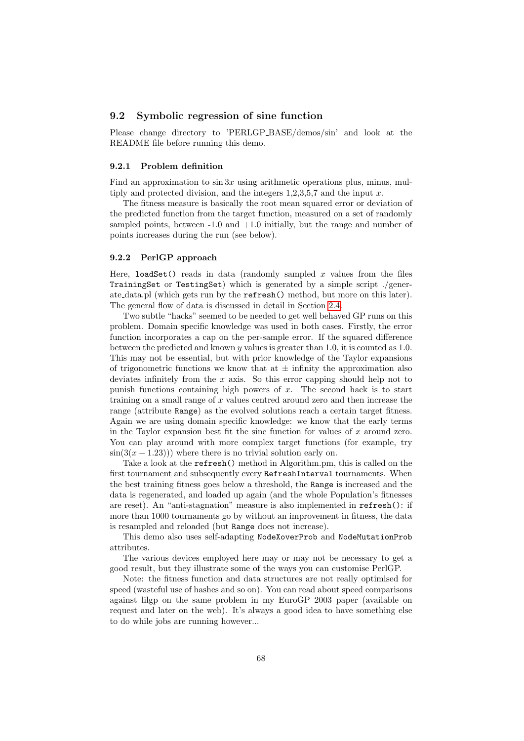## 9.2 Symbolic regression of sine function

Please change directory to 'PERLGP_BASE/demos/sin' and look at the README file before running this demo.

### 9.2.1 Problem definition

Find an approximation to $\sin 3x$ using arithmetic operations plus, minus, multiply and protected division, and the integers 1,2,3,5,7 and the input $x$.

The fitness measure is basically the root mean squared error or deviation of the predicted function from the target function, measured on a set of randomly sampled points, between -1.0 and +1.0 initially, but the range and number of points increases during the run (see below).

### 9.2.2 PerlGP approach

Here, `loadSet()` reads in data (randomly sampled $x$ values from the files `TrainingSet` or `TestingSet`) which is generated by a simple script ./generate_data.pl (which gets run by the `refresh()` method, but more on this later). The general flow of data is discussed in detail in Section 2.4.

Two subtle "hacks" seemed to be needed to get well behaved GP runs on this problem. Domain specific knowledge was used in both cases. Firstly, the error function incorporates a cap on the per-sample error. If the squared difference between the predicted and known $y$ values is greater than 1.0, it is counted as 1.0. This may not be essential, but with prior knowledge of the Taylor expansions of trigonometric functions we know that at $\pm$ infinity the approximation also deviates infinitely from the $x$ axis. So this error capping should help not to punish functions containing high powers of $x$. The second hack is to start training on a small range of $x$ values centred around zero and then increase the range (attribute `Range`) as the evolved solutions reach a certain target fitness. Again we are using domain specific knowledge: we know that the early terms in the Taylor expansion best fit the sine function for values of $x$ around zero. You can play around with more complex target functions (for example, try $\sin(3(x - 1.23))$) where there is no trivial solution early on.

Take a look at the `refresh()` method in Algorithm.pm, this is called on the first tournament and subsequently every `RefreshInterval` tournaments. When the best training fitness goes below a threshold, the `Range` is increased and the data is regenerated, and loaded up again (and the whole Population's fitnesses are reset). An "anti-stagnation" measure is also implemented in `refresh()`: if more than 1000 tournaments go by without an improvement in fitness, the data is resampled and reloaded (but `Range` does not increase).

This demo also uses self-adapting `NodeXoverProb` and `NodeMutationProb` attributes.

The various devices employed here may or may not be necessary to get a good result, but they illustrate some of the ways you can customise PerlGP.

Note: the fitness function and data structures are not really optimised for speed (wasteful use of hashes and so on). You can read about speed comparisons against lilgp on the same problem in my EuroGP 2003 paper (available on request and later on the web). It's always a good idea to have something else to do while jobs are running however...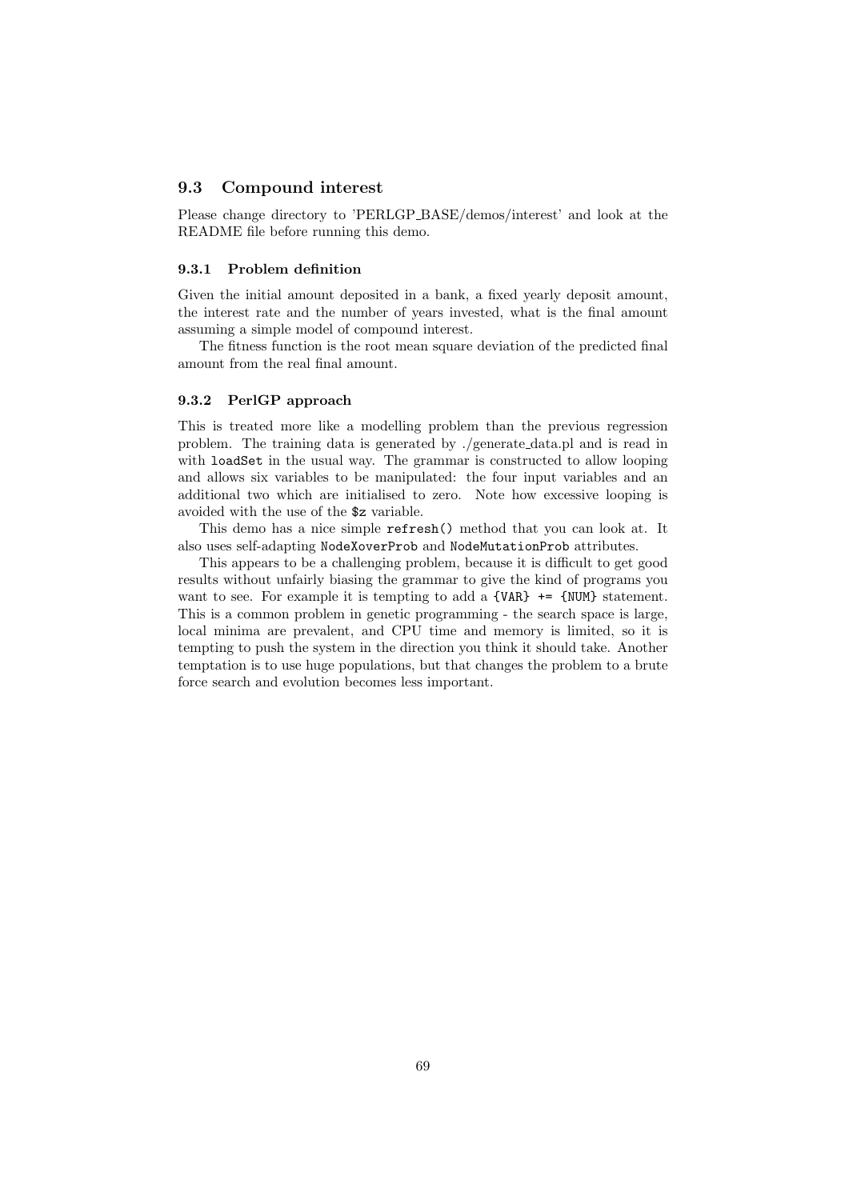## 9.3 Compound interest

Please change directory to 'PERLGP_BASE/demos/interest' and look at the README file before running this demo.

### 9.3.1 Problem definition

Given the initial amount deposited in a bank, a fixed yearly deposit amount, the interest rate and the number of years invested, what is the final amount assuming a simple model of compound interest.

The fitness function is the root mean square deviation of the predicted final amount from the real final amount.

### 9.3.2 PerlGP approach

This is treated more like a modelling problem than the previous regression problem. The training data is generated by ./generate_data.pl and is read in with `loadSet` in the usual way. The grammar is constructed to allow looping and allows six variables to be manipulated: the four input variables and an additional two which are initialised to zero. Note how excessive looping is avoided with the use of the `$z` variable.

This demo has a nice simple `refresh()` method that you can look at. It also uses self-adapting `NodeXoverProb` and `NodeMutationProb` attributes.

This appears to be a challenging problem, because it is difficult to get good results without unfairly biasing the grammar to give the kind of programs you want to see. For example it is tempting to add a `{VAR} += {NUM}` statement. This is a common problem in genetic programming - the search space is large, local minima are prevalent, and CPU time and memory is limited, so it is tempting to push the system in the direction you think it should take. Another temptation is to use huge populations, but that changes the problem to a brute force search and evolution becomes less important.